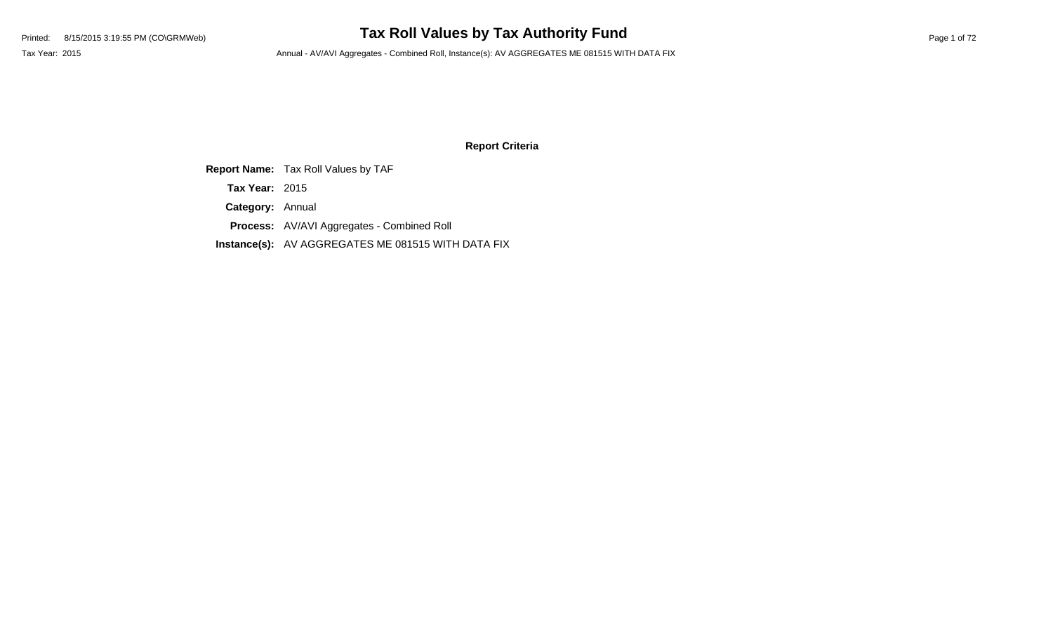# Tax Roll Values by Tax Authority Fund

Printed: 8/15/2015 3:19:55 PM (CO\GRMWeb)

Tax Year: 2015

Annual - AV/AVI Aggregates - Combined Roll, Instance(s): AV AGGREGATES ME 081515 WITH DATA FIX

## Report Criteria

**Report Name:** Tax Roll Values by TAF

**Tax Year:** 2015

**Category:** Annual

**Process:** AV/AVI Aggregates - Combined Roll

**Instance(s):** AV AGGREGATES ME 081515 WITH DATA FIX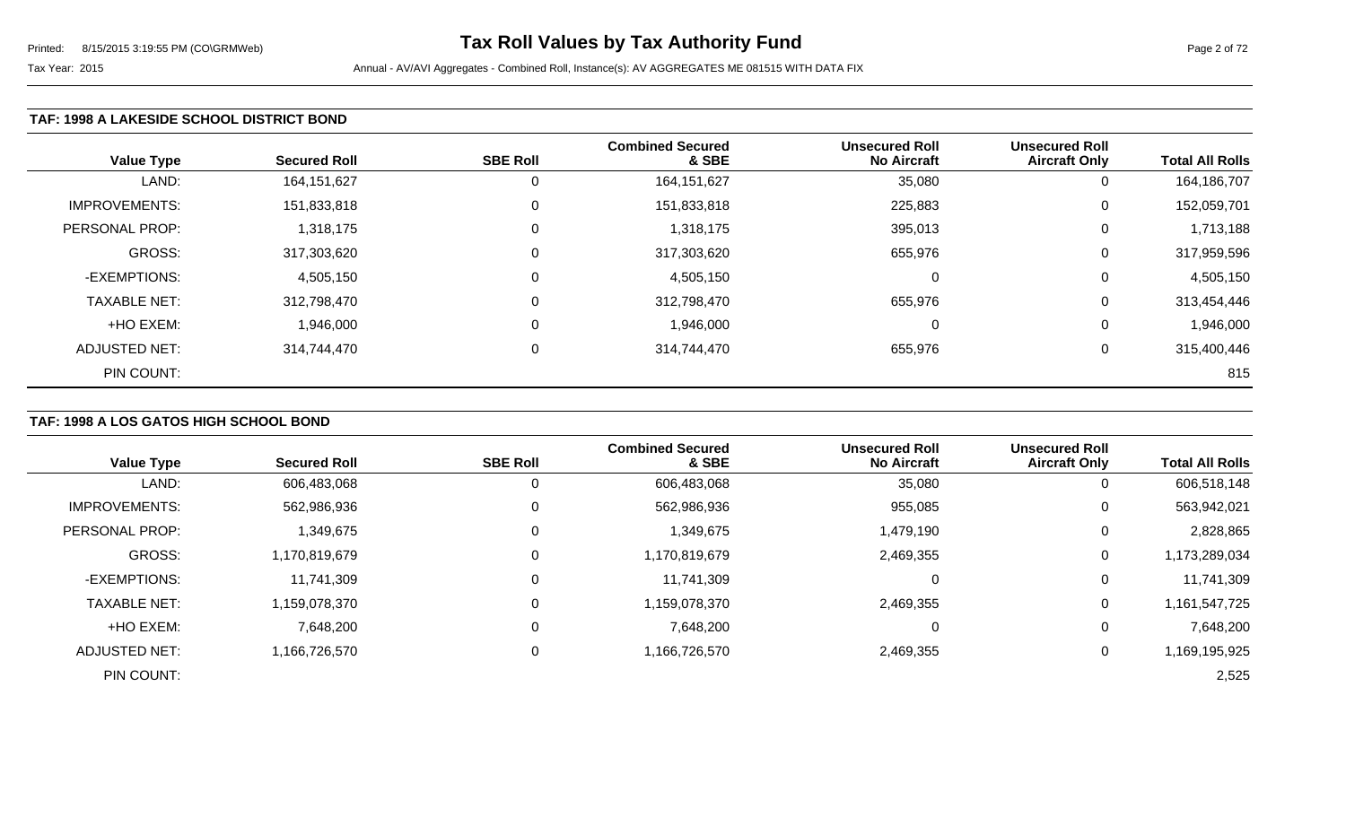### TAF: 1998 A LAKESIDE SCHOOL DISTRICT BOND

| Value Type | Secured Roll | SBE Roll | Combined Secured & SBE | Unsecured Roll No Aircraft | Unsecured Roll Aircraft Only | Total All Rolls |
|---|---|---|---|---|---|---|
| LAND: | 164,151,627 | 0 | 164,151,627 | 35,080 | 0 | 164,186,707 |
| IMPROVEMENTS: | 151,833,818 | 0 | 151,833,818 | 225,883 | 0 | 152,059,701 |
| PERSONAL PROP: | 1,318,175 | 0 | 1,318,175 | 395,013 | 0 | 1,713,188 |
| GROSS: | 317,303,620 | 0 | 317,303,620 | 655,976 | 0 | 317,959,596 |
| -EXEMPTIONS: | 4,505,150 | 0 | 4,505,150 | 0 | 0 | 4,505,150 |
| TAXABLE NET: | 312,798,470 | 0 | 312,798,470 | 655,976 | 0 | 313,454,446 |
| +HO EXEM: | 1,946,000 | 0 | 1,946,000 | 0 | 0 | 1,946,000 |
| ADJUSTED NET: | 314,744,470 | 0 | 314,744,470 | 655,976 | 0 | 315,400,446 |
| PIN COUNT: | | | | | | 815 |

### TAF: 1998 A LOS GATOS HIGH SCHOOL BOND

| Value Type | Secured Roll | SBE Roll | Combined Secured & SBE | Unsecured Roll No Aircraft | Unsecured Roll Aircraft Only | Total All Rolls |
|---|---|---|---|---|---|---|
| LAND: | 606,483,068 | 0 | 606,483,068 | 35,080 | 0 | 606,518,148 |
| IMPROVEMENTS: | 562,986,936 | 0 | 562,986,936 | 955,085 | 0 | 563,942,021 |
| PERSONAL PROP: | 1,349,675 | 0 | 1,349,675 | 1,479,190 | 0 | 2,828,865 |
| GROSS: | 1,170,819,679 | 0 | 1,170,819,679 | 2,469,355 | 0 | 1,173,289,034 |
| -EXEMPTIONS: | 11,741,309 | 0 | 11,741,309 | 0 | 0 | 11,741,309 |
| TAXABLE NET: | 1,159,078,370 | 0 | 1,159,078,370 | 2,469,355 | 0 | 1,161,547,725 |
| +HO EXEM: | 7,648,200 | 0 | 7,648,200 | 0 | 0 | 7,648,200 |
| ADJUSTED NET: | 1,166,726,570 | 0 | 1,166,726,570 | 2,469,355 | 0 | 1,169,195,925 |
| PIN COUNT: | | | | | | 2,525 |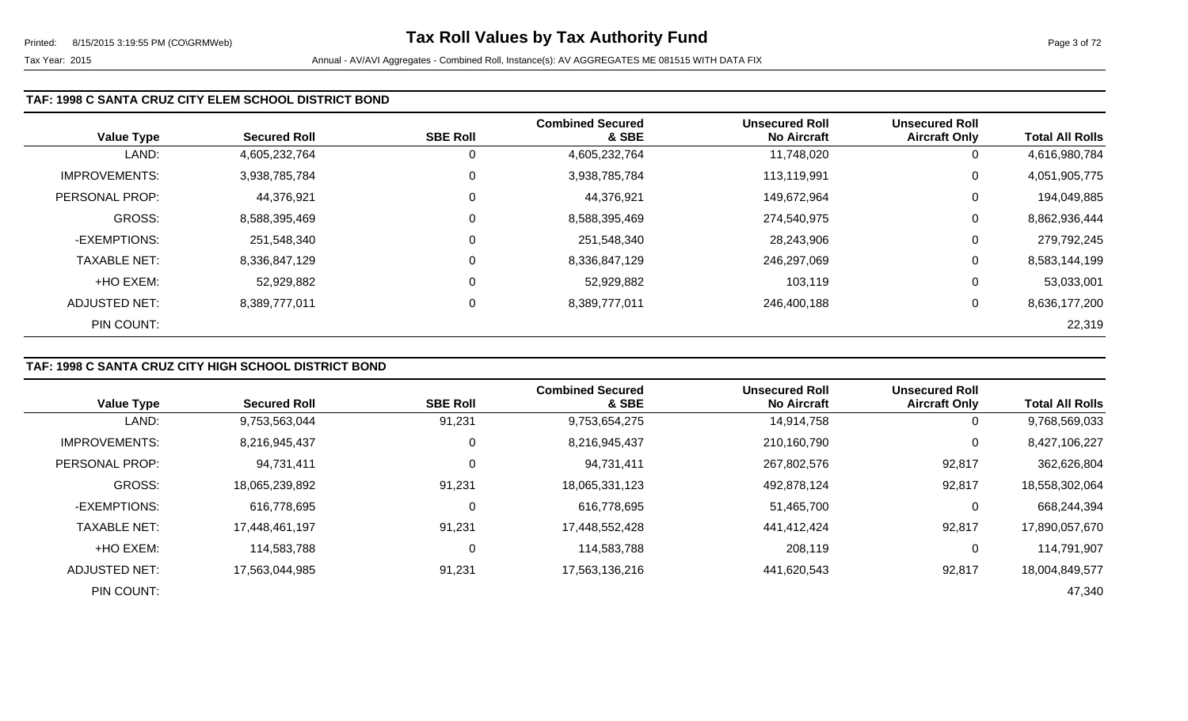## TAF: 1998 C SANTA CRUZ CITY ELEM SCHOOL DISTRICT BOND

| Value Type | Secured Roll | SBE Roll | Combined Secured & SBE | Unsecured Roll No Aircraft | Unsecured Roll Aircraft Only | Total All Rolls |
|---|---|---|---|---|---|---|
| LAND: | 4,605,232,764 | 0 | 4,605,232,764 | 11,748,020 | 0 | 4,616,980,784 |
| IMPROVEMENTS: | 3,938,785,784 | 0 | 3,938,785,784 | 113,119,991 | 0 | 4,051,905,775 |
| PERSONAL PROP: | 44,376,921 | 0 | 44,376,921 | 149,672,964 | 0 | 194,049,885 |
| GROSS: | 8,588,395,469 | 0 | 8,588,395,469 | 274,540,975 | 0 | 8,862,936,444 |
| -EXEMPTIONS: | 251,548,340 | 0 | 251,548,340 | 28,243,906 | 0 | 279,792,245 |
| TAXABLE NET: | 8,336,847,129 | 0 | 8,336,847,129 | 246,297,069 | 0 | 8,583,144,199 |
| +HO EXEM: | 52,929,882 | 0 | 52,929,882 | 103,119 | 0 | 53,033,001 |
| ADJUSTED NET: | 8,389,777,011 | 0 | 8,389,777,011 | 246,400,188 | 0 | 8,636,177,200 |
| PIN COUNT: | | | | | | 22,319 |

## TAF: 1998 C SANTA CRUZ CITY HIGH SCHOOL DISTRICT BOND

| Value Type | Secured Roll | SBE Roll | Combined Secured & SBE | Unsecured Roll No Aircraft | Unsecured Roll Aircraft Only | Total All Rolls |
|---|---|---|---|---|---|---|
| LAND: | 9,753,563,044 | 91,231 | 9,753,654,275 | 14,914,758 | 0 | 9,768,569,033 |
| IMPROVEMENTS: | 8,216,945,437 | 0 | 8,216,945,437 | 210,160,790 | 0 | 8,427,106,227 |
| PERSONAL PROP: | 94,731,411 | 0 | 94,731,411 | 267,802,576 | 92,817 | 362,626,804 |
| GROSS: | 18,065,239,892 | 91,231 | 18,065,331,123 | 492,878,124 | 92,817 | 18,558,302,064 |
| -EXEMPTIONS: | 616,778,695 | 0 | 616,778,695 | 51,465,700 | 0 | 668,244,394 |
| TAXABLE NET: | 17,448,461,197 | 91,231 | 17,448,552,428 | 441,412,424 | 92,817 | 17,890,057,670 |
| +HO EXEM: | 114,583,788 | 0 | 114,583,788 | 208,119 | 0 | 114,791,907 |
| ADJUSTED NET: | 17,563,044,985 | 91,231 | 17,563,136,216 | 441,620,543 | 92,817 | 18,004,849,577 |
| PIN COUNT: | | | | | | 47,340 |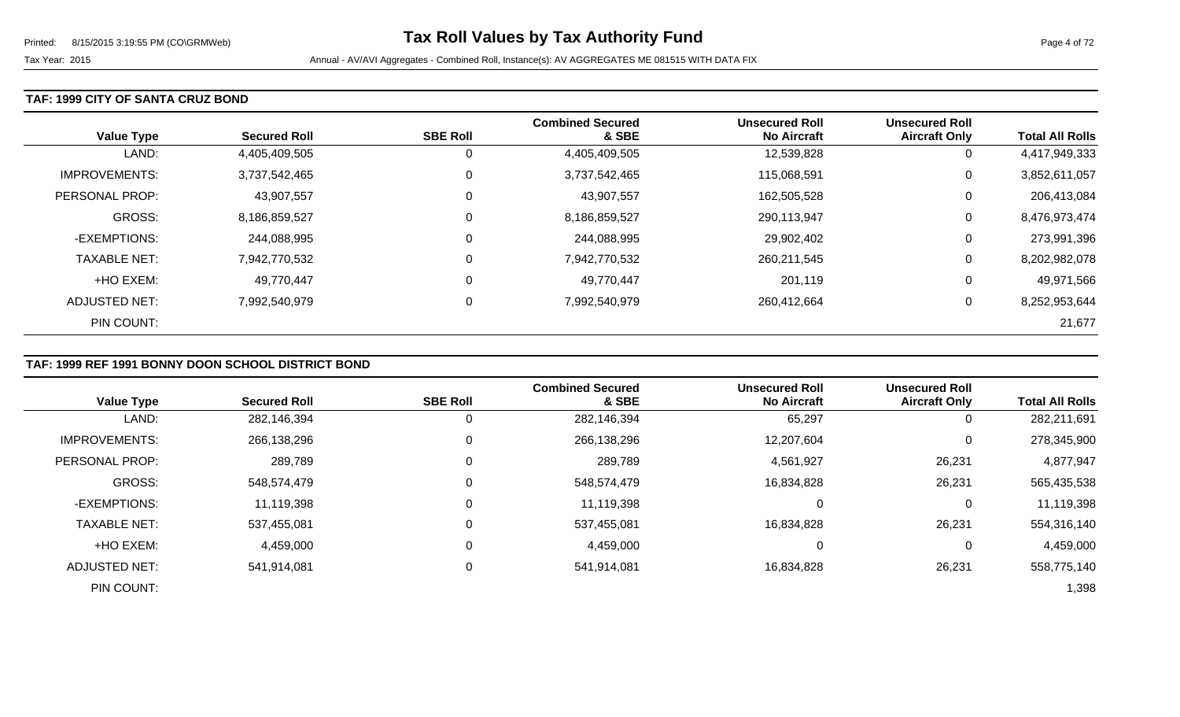**Tax Roll Values by Tax Authority Fund**

Tax Year: 2015

Annual - AV/AVI Aggregates - Combined Roll, Instance(s): AV AGGREGATES ME 081515 WITH DATA FIX

### TAF: 1999 CITY OF SANTA CRUZ BOND

| Value Type | Secured Roll | SBE Roll | Combined Secured & SBE | Unsecured Roll No Aircraft | Unsecured Roll Aircraft Only | Total All Rolls |
|---|---|---|---|---|---|---|
| LAND: | 4,405,409,505 | 0 | 4,405,409,505 | 12,539,828 | 0 | 4,417,949,333 |
| IMPROVEMENTS: | 3,737,542,465 | 0 | 3,737,542,465 | 115,068,591 | 0 | 3,852,611,057 |
| PERSONAL PROP: | 43,907,557 | 0 | 43,907,557 | 162,505,528 | 0 | 206,413,084 |
| GROSS: | 8,186,859,527 | 0 | 8,186,859,527 | 290,113,947 | 0 | 8,476,973,474 |
| -EXEMPTIONS: | 244,088,995 | 0 | 244,088,995 | 29,902,402 | 0 | 273,991,396 |
| TAXABLE NET: | 7,942,770,532 | 0 | 7,942,770,532 | 260,211,545 | 0 | 8,202,982,078 |
| +HO EXEM: | 49,770,447 | 0 | 49,770,447 | 201,119 | 0 | 49,971,566 |
| ADJUSTED NET: | 7,992,540,979 | 0 | 7,992,540,979 | 260,412,664 | 0 | 8,252,953,644 |
| PIN COUNT: | | | | | | 21,677 |

### TAF: 1999 REF 1991 BONNY DOON SCHOOL DISTRICT BOND

| Value Type | Secured Roll | SBE Roll | Combined Secured & SBE | Unsecured Roll No Aircraft | Unsecured Roll Aircraft Only | Total All Rolls |
|---|---|---|---|---|---|---|
| LAND: | 282,146,394 | 0 | 282,146,394 | 65,297 | 0 | 282,211,691 |
| IMPROVEMENTS: | 266,138,296 | 0 | 266,138,296 | 12,207,604 | 0 | 278,345,900 |
| PERSONAL PROP: | 289,789 | 0 | 289,789 | 4,561,927 | 26,231 | 4,877,947 |
| GROSS: | 548,574,479 | 0 | 548,574,479 | 16,834,828 | 26,231 | 565,435,538 |
| -EXEMPTIONS: | 11,119,398 | 0 | 11,119,398 | 0 | 0 | 11,119,398 |
| TAXABLE NET: | 537,455,081 | 0 | 537,455,081 | 16,834,828 | 26,231 | 554,316,140 |
| +HO EXEM: | 4,459,000 | 0 | 4,459,000 | 0 | 0 | 4,459,000 |
| ADJUSTED NET: | 541,914,081 | 0 | 541,914,081 | 16,834,828 | 26,231 | 558,775,140 |
| PIN COUNT: | | | | | | 1,398 |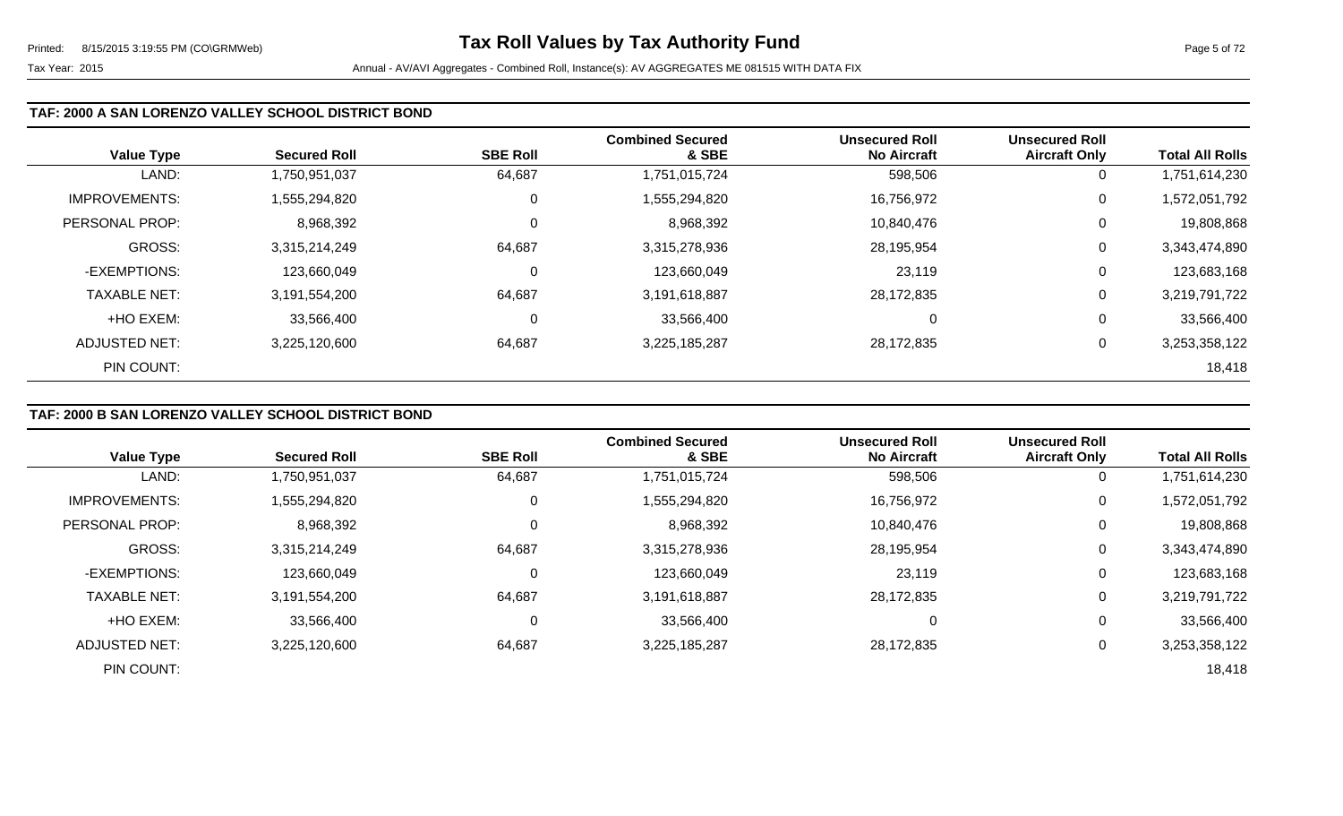### TAF: 2000 A SAN LORENZO VALLEY SCHOOL DISTRICT BOND

| Value Type | Secured Roll | SBE Roll | Combined Secured & SBE | Unsecured Roll No Aircraft | Unsecured Roll Aircraft Only | Total All Rolls |
|---|---|---|---|---|---|---|
| LAND: | 1,750,951,037 | 64,687 | 1,751,015,724 | 598,506 | 0 | 1,751,614,230 |
| IMPROVEMENTS: | 1,555,294,820 | 0 | 1,555,294,820 | 16,756,972 | 0 | 1,572,051,792 |
| PERSONAL PROP: | 8,968,392 | 0 | 8,968,392 | 10,840,476 | 0 | 19,808,868 |
| GROSS: | 3,315,214,249 | 64,687 | 3,315,278,936 | 28,195,954 | 0 | 3,343,474,890 |
| -EXEMPTIONS: | 123,660,049 | 0 | 123,660,049 | 23,119 | 0 | 123,683,168 |
| TAXABLE NET: | 3,191,554,200 | 64,687 | 3,191,618,887 | 28,172,835 | 0 | 3,219,791,722 |
| +HO EXEM: | 33,566,400 | 0 | 33,566,400 | 0 | 0 | 33,566,400 |
| ADJUSTED NET: | 3,225,120,600 | 64,687 | 3,225,185,287 | 28,172,835 | 0 | 3,253,358,122 |
| PIN COUNT: | | | | | | 18,418 |

### TAF: 2000 B SAN LORENZO VALLEY SCHOOL DISTRICT BOND

| Value Type | Secured Roll | SBE Roll | Combined Secured & SBE | Unsecured Roll No Aircraft | Unsecured Roll Aircraft Only | Total All Rolls |
|---|---|---|---|---|---|---|
| LAND: | 1,750,951,037 | 64,687 | 1,751,015,724 | 598,506 | 0 | 1,751,614,230 |
| IMPROVEMENTS: | 1,555,294,820 | 0 | 1,555,294,820 | 16,756,972 | 0 | 1,572,051,792 |
| PERSONAL PROP: | 8,968,392 | 0 | 8,968,392 | 10,840,476 | 0 | 19,808,868 |
| GROSS: | 3,315,214,249 | 64,687 | 3,315,278,936 | 28,195,954 | 0 | 3,343,474,890 |
| -EXEMPTIONS: | 123,660,049 | 0 | 123,660,049 | 23,119 | 0 | 123,683,168 |
| TAXABLE NET: | 3,191,554,200 | 64,687 | 3,191,618,887 | 28,172,835 | 0 | 3,219,791,722 |
| +HO EXEM: | 33,566,400 | 0 | 33,566,400 | 0 | 0 | 33,566,400 |
| ADJUSTED NET: | 3,225,120,600 | 64,687 | 3,225,185,287 | 28,172,835 | 0 | 3,253,358,122 |
| PIN COUNT: | | | | | | 18,418 |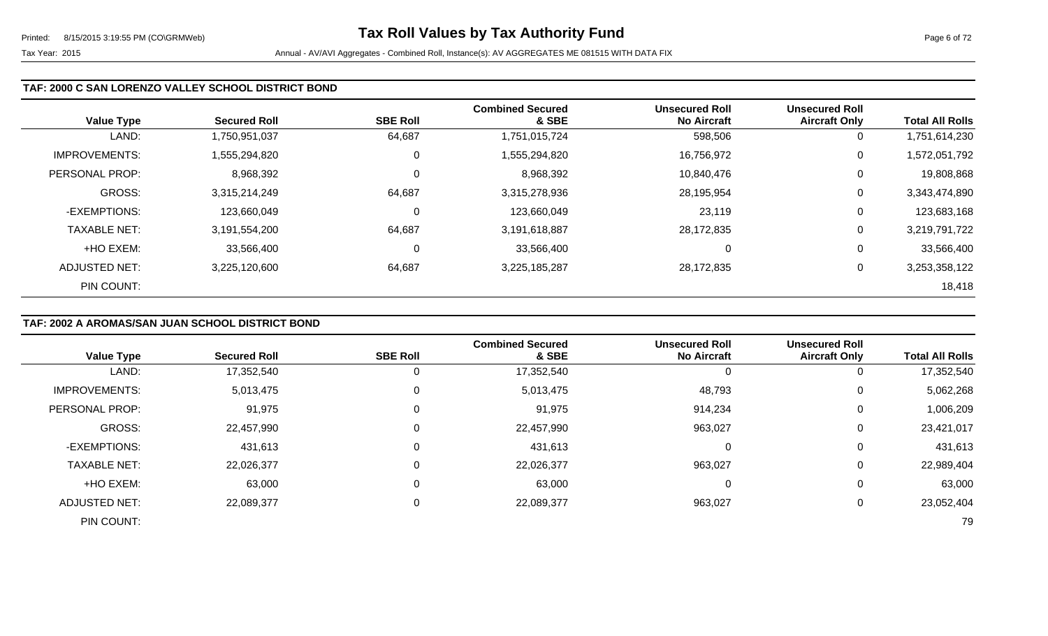# Tax Roll Values by Tax Authority Fund

Tax Year: 2015

Annual - AV/AVI Aggregates - Combined Roll, Instance(s): AV AGGREGATES ME 081515 WITH DATA FIX

### TAF: 2000 C SAN LORENZO VALLEY SCHOOL DISTRICT BOND

| Value Type | Secured Roll | SBE Roll | Combined Secured & SBE | Unsecured Roll No Aircraft | Unsecured Roll Aircraft Only | Total All Rolls |
|---|---|---|---|---|---|---|
| LAND: | 1,750,951,037 | 64,687 | 1,751,015,724 | 598,506 | 0 | 1,751,614,230 |
| IMPROVEMENTS: | 1,555,294,820 | 0 | 1,555,294,820 | 16,756,972 | 0 | 1,572,051,792 |
| PERSONAL PROP: | 8,968,392 | 0 | 8,968,392 | 10,840,476 | 0 | 19,808,868 |
| GROSS: | 3,315,214,249 | 64,687 | 3,315,278,936 | 28,195,954 | 0 | 3,343,474,890 |
| -EXEMPTIONS: | 123,660,049 | 0 | 123,660,049 | 23,119 | 0 | 123,683,168 |
| TAXABLE NET: | 3,191,554,200 | 64,687 | 3,191,618,887 | 28,172,835 | 0 | 3,219,791,722 |
| +HO EXEM: | 33,566,400 | 0 | 33,566,400 | 0 | 0 | 33,566,400 |
| ADJUSTED NET: | 3,225,120,600 | 64,687 | 3,225,185,287 | 28,172,835 | 0 | 3,253,358,122 |
| PIN COUNT: | | | | | | 18,418 |

### TAF: 2002 A AROMAS/SAN JUAN SCHOOL DISTRICT BOND

| Value Type | Secured Roll | SBE Roll | Combined Secured & SBE | Unsecured Roll No Aircraft | Unsecured Roll Aircraft Only | Total All Rolls |
|---|---|---|---|---|---|---|
| LAND: | 17,352,540 | 0 | 17,352,540 | 0 | 0 | 17,352,540 |
| IMPROVEMENTS: | 5,013,475 | 0 | 5,013,475 | 48,793 | 0 | 5,062,268 |
| PERSONAL PROP: | 91,975 | 0 | 91,975 | 914,234 | 0 | 1,006,209 |
| GROSS: | 22,457,990 | 0 | 22,457,990 | 963,027 | 0 | 23,421,017 |
| -EXEMPTIONS: | 431,613 | 0 | 431,613 | 0 | 0 | 431,613 |
| TAXABLE NET: | 22,026,377 | 0 | 22,026,377 | 963,027 | 0 | 22,989,404 |
| +HO EXEM: | 63,000 | 0 | 63,000 | 0 | 0 | 63,000 |
| ADJUSTED NET: | 22,089,377 | 0 | 22,089,377 | 963,027 | 0 | 23,052,404 |
| PIN COUNT: | | | | | | 79 |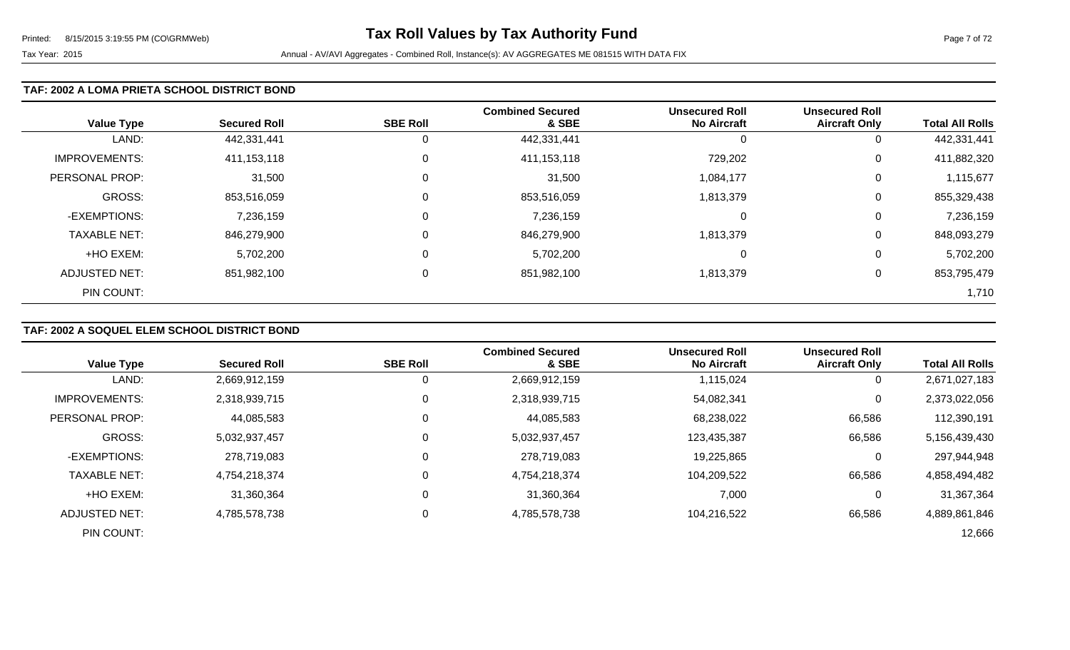### TAF: 2002 A LOMA PRIETA SCHOOL DISTRICT BOND

| Value Type | Secured Roll | SBE Roll | Combined Secured & SBE | Unsecured Roll No Aircraft | Unsecured Roll Aircraft Only | Total All Rolls |
|---|---|---|---|---|---|---|
| LAND: | 442,331,441 | 0 | 442,331,441 | 0 | 0 | 442,331,441 |
| IMPROVEMENTS: | 411,153,118 | 0 | 411,153,118 | 729,202 | 0 | 411,882,320 |
| PERSONAL PROP: | 31,500 | 0 | 31,500 | 1,084,177 | 0 | 1,115,677 |
| GROSS: | 853,516,059 | 0 | 853,516,059 | 1,813,379 | 0 | 855,329,438 |
| -EXEMPTIONS: | 7,236,159 | 0 | 7,236,159 | 0 | 0 | 7,236,159 |
| TAXABLE NET: | 846,279,900 | 0 | 846,279,900 | 1,813,379 | 0 | 848,093,279 |
| +HO EXEM: | 5,702,200 | 0 | 5,702,200 | 0 | 0 | 5,702,200 |
| ADJUSTED NET: | 851,982,100 | 0 | 851,982,100 | 1,813,379 | 0 | 853,795,479 |
| PIN COUNT: | | | | | | 1,710 |

### TAF: 2002 A SOQUEL ELEM SCHOOL DISTRICT BOND

| Value Type | Secured Roll | SBE Roll | Combined Secured & SBE | Unsecured Roll No Aircraft | Unsecured Roll Aircraft Only | Total All Rolls |
|---|---|---|---|---|---|---|
| LAND: | 2,669,912,159 | 0 | 2,669,912,159 | 1,115,024 | 0 | 2,671,027,183 |
| IMPROVEMENTS: | 2,318,939,715 | 0 | 2,318,939,715 | 54,082,341 | 0 | 2,373,022,056 |
| PERSONAL PROP: | 44,085,583 | 0 | 44,085,583 | 68,238,022 | 66,586 | 112,390,191 |
| GROSS: | 5,032,937,457 | 0 | 5,032,937,457 | 123,435,387 | 66,586 | 5,156,439,430 |
| -EXEMPTIONS: | 278,719,083 | 0 | 278,719,083 | 19,225,865 | 0 | 297,944,948 |
| TAXABLE NET: | 4,754,218,374 | 0 | 4,754,218,374 | 104,209,522 | 66,586 | 4,858,494,482 |
| +HO EXEM: | 31,360,364 | 0 | 31,360,364 | 7,000 | 0 | 31,367,364 |
| ADJUSTED NET: | 4,785,578,738 | 0 | 4,785,578,738 | 104,216,522 | 66,586 | 4,889,861,846 |
| PIN COUNT: | | | | | | 12,666 |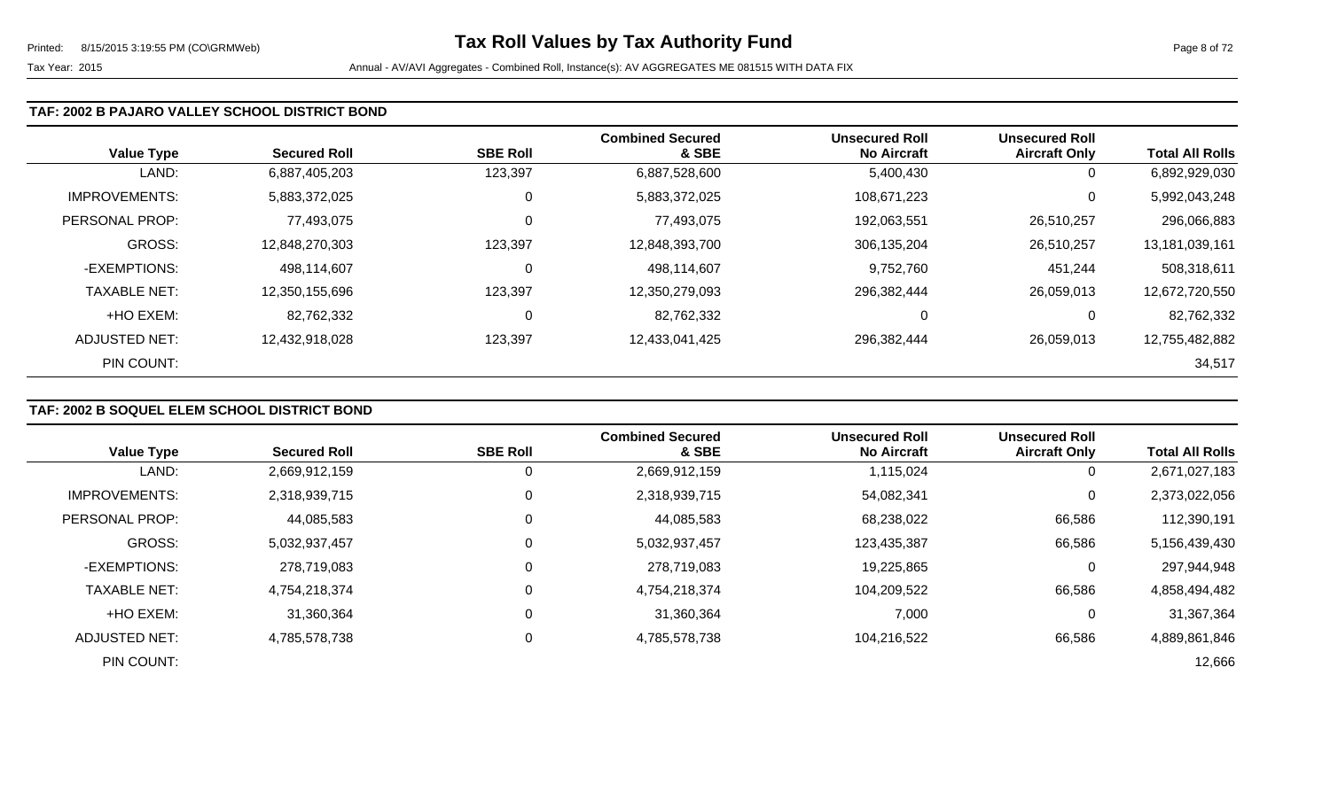### TAF: 2002 B PAJARO VALLEY SCHOOL DISTRICT BOND

| Value Type | Secured Roll | SBE Roll | Combined Secured & SBE | Unsecured Roll No Aircraft | Unsecured Roll Aircraft Only | Total All Rolls |
|---|---|---|---|---|---|---|
| LAND: | 6,887,405,203 | 123,397 | 6,887,528,600 | 5,400,430 | 0 | 6,892,929,030 |
| IMPROVEMENTS: | 5,883,372,025 | 0 | 5,883,372,025 | 108,671,223 | 0 | 5,992,043,248 |
| PERSONAL PROP: | 77,493,075 | 0 | 77,493,075 | 192,063,551 | 26,510,257 | 296,066,883 |
| GROSS: | 12,848,270,303 | 123,397 | 12,848,393,700 | 306,135,204 | 26,510,257 | 13,181,039,161 |
| -EXEMPTIONS: | 498,114,607 | 0 | 498,114,607 | 9,752,760 | 451,244 | 508,318,611 |
| TAXABLE NET: | 12,350,155,696 | 123,397 | 12,350,279,093 | 296,382,444 | 26,059,013 | 12,672,720,550 |
| +HO EXEM: | 82,762,332 | 0 | 82,762,332 | 0 | 0 | 82,762,332 |
| ADJUSTED NET: | 12,432,918,028 | 123,397 | 12,433,041,425 | 296,382,444 | 26,059,013 | 12,755,482,882 |
| PIN COUNT: | | | | | | 34,517 |

### TAF: 2002 B SOQUEL ELEM SCHOOL DISTRICT BOND

| Value Type | Secured Roll | SBE Roll | Combined Secured & SBE | Unsecured Roll No Aircraft | Unsecured Roll Aircraft Only | Total All Rolls |
|---|---|---|---|---|---|---|
| LAND: | 2,669,912,159 | 0 | 2,669,912,159 | 1,115,024 | 0 | 2,671,027,183 |
| IMPROVEMENTS: | 2,318,939,715 | 0 | 2,318,939,715 | 54,082,341 | 0 | 2,373,022,056 |
| PERSONAL PROP: | 44,085,583 | 0 | 44,085,583 | 68,238,022 | 66,586 | 112,390,191 |
| GROSS: | 5,032,937,457 | 0 | 5,032,937,457 | 123,435,387 | 66,586 | 5,156,439,430 |
| -EXEMPTIONS: | 278,719,083 | 0 | 278,719,083 | 19,225,865 | 0 | 297,944,948 |
| TAXABLE NET: | 4,754,218,374 | 0 | 4,754,218,374 | 104,209,522 | 66,586 | 4,858,494,482 |
| +HO EXEM: | 31,360,364 | 0 | 31,360,364 | 7,000 | 0 | 31,367,364 |
| ADJUSTED NET: | 4,785,578,738 | 0 | 4,785,578,738 | 104,216,522 | 66,586 | 4,889,861,846 |
| PIN COUNT: | | | | | | 12,666 |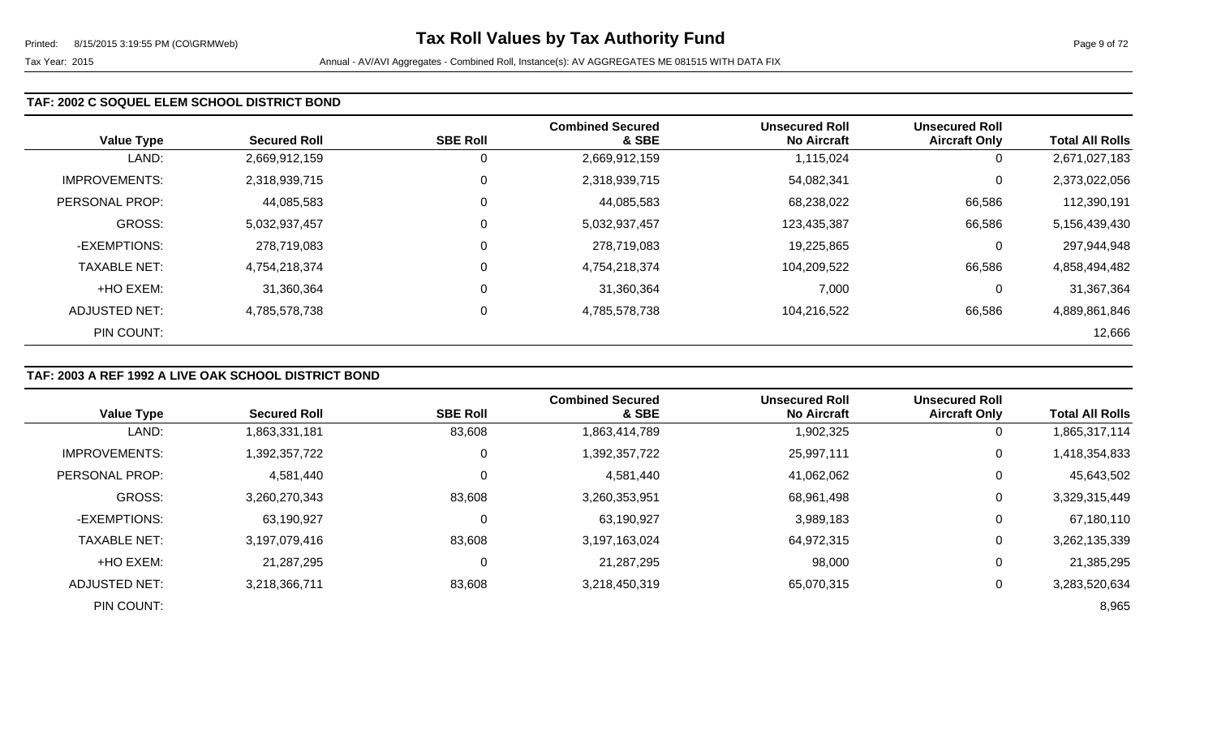## TAF: 2002 C SOQUEL ELEM SCHOOL DISTRICT BOND

| Value Type | Secured Roll | SBE Roll | Combined Secured & SBE | Unsecured Roll No Aircraft | Unsecured Roll Aircraft Only | Total All Rolls |
|---|---|---|---|---|---|---|
| LAND: | 2,669,912,159 | 0 | 2,669,912,159 | 1,115,024 | 0 | 2,671,027,183 |
| IMPROVEMENTS: | 2,318,939,715 | 0 | 2,318,939,715 | 54,082,341 | 0 | 2,373,022,056 |
| PERSONAL PROP: | 44,085,583 | 0 | 44,085,583 | 68,238,022 | 66,586 | 112,390,191 |
| GROSS: | 5,032,937,457 | 0 | 5,032,937,457 | 123,435,387 | 66,586 | 5,156,439,430 |
| -EXEMPTIONS: | 278,719,083 | 0 | 278,719,083 | 19,225,865 | 0 | 297,944,948 |
| TAXABLE NET: | 4,754,218,374 | 0 | 4,754,218,374 | 104,209,522 | 66,586 | 4,858,494,482 |
| +HO EXEM: | 31,360,364 | 0 | 31,360,364 | 7,000 | 0 | 31,367,364 |
| ADJUSTED NET: | 4,785,578,738 | 0 | 4,785,578,738 | 104,216,522 | 66,586 | 4,889,861,846 |
| PIN COUNT: | | | | | | 12,666 |

## TAF: 2003 A REF 1992 A LIVE OAK SCHOOL DISTRICT BOND

| Value Type | Secured Roll | SBE Roll | Combined Secured & SBE | Unsecured Roll No Aircraft | Unsecured Roll Aircraft Only | Total All Rolls |
|---|---|---|---|---|---|---|
| LAND: | 1,863,331,181 | 83,608 | 1,863,414,789 | 1,902,325 | 0 | 1,865,317,114 |
| IMPROVEMENTS: | 1,392,357,722 | 0 | 1,392,357,722 | 25,997,111 | 0 | 1,418,354,833 |
| PERSONAL PROP: | 4,581,440 | 0 | 4,581,440 | 41,062,062 | 0 | 45,643,502 |
| GROSS: | 3,260,270,343 | 83,608 | 3,260,353,951 | 68,961,498 | 0 | 3,329,315,449 |
| -EXEMPTIONS: | 63,190,927 | 0 | 63,190,927 | 3,989,183 | 0 | 67,180,110 |
| TAXABLE NET: | 3,197,079,416 | 83,608 | 3,197,163,024 | 64,972,315 | 0 | 3,262,135,339 |
| +HO EXEM: | 21,287,295 | 0 | 21,287,295 | 98,000 | 0 | 21,385,295 |
| ADJUSTED NET: | 3,218,366,711 | 83,608 | 3,218,450,319 | 65,070,315 | 0 | 3,283,520,634 |
| PIN COUNT: | | | | | | 8,965 |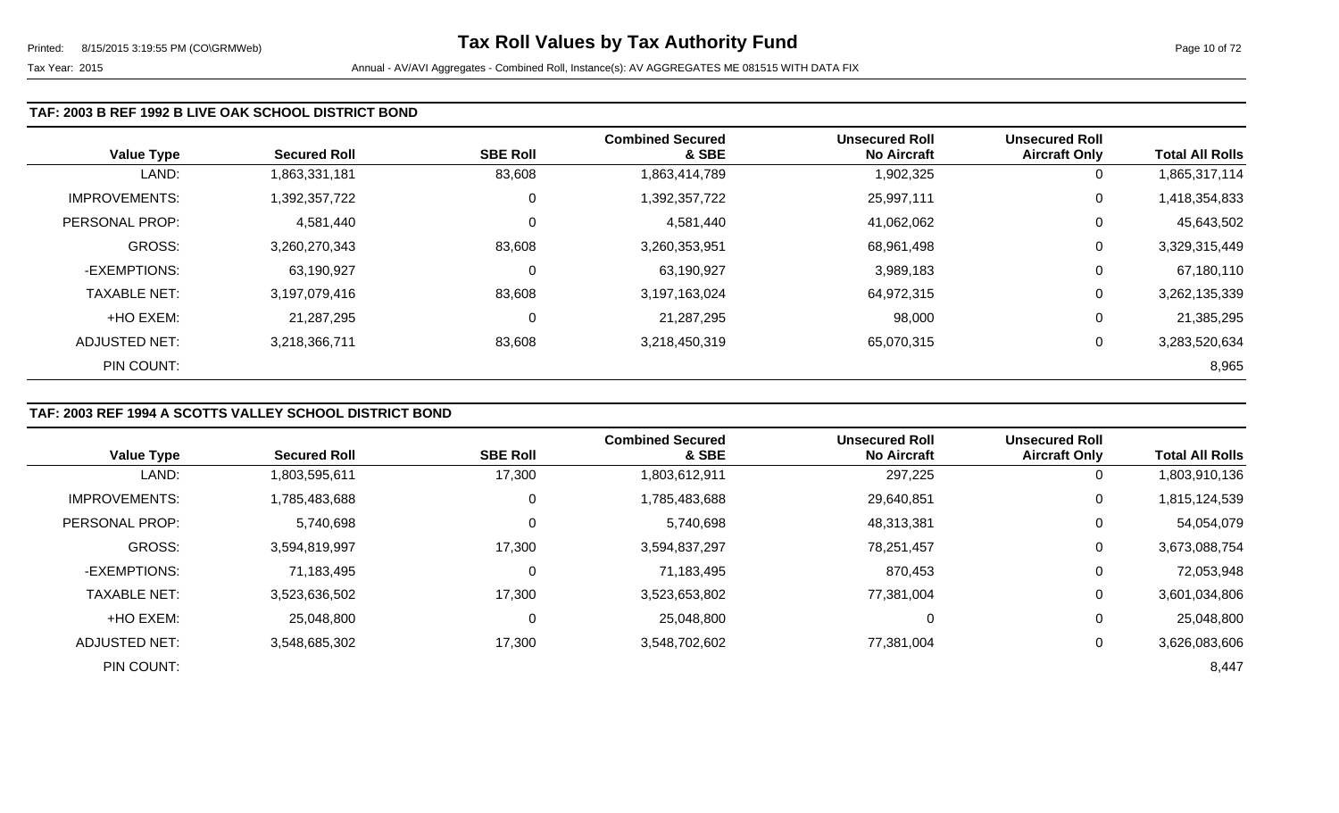# Tax Roll Values by Tax Authority Fund

Tax Year: 2015

Annual - AV/AVI Aggregates - Combined Roll, Instance(s): AV AGGREGATES ME 081515 WITH DATA FIX

### TAF: 2003 B REF 1992 B LIVE OAK SCHOOL DISTRICT BOND

| Value Type | Secured Roll | SBE Roll | Combined Secured & SBE | Unsecured Roll No Aircraft | Unsecured Roll Aircraft Only | Total All Rolls |
|---|---|---|---|---|---|---|
| LAND: | 1,863,331,181 | 83,608 | 1,863,414,789 | 1,902,325 | 0 | 1,865,317,114 |
| IMPROVEMENTS: | 1,392,357,722 | 0 | 1,392,357,722 | 25,997,111 | 0 | 1,418,354,833 |
| PERSONAL PROP: | 4,581,440 | 0 | 4,581,440 | 41,062,062 | 0 | 45,643,502 |
| GROSS: | 3,260,270,343 | 83,608 | 3,260,353,951 | 68,961,498 | 0 | 3,329,315,449 |
| -EXEMPTIONS: | 63,190,927 | 0 | 63,190,927 | 3,989,183 | 0 | 67,180,110 |
| TAXABLE NET: | 3,197,079,416 | 83,608 | 3,197,163,024 | 64,972,315 | 0 | 3,262,135,339 |
| +HO EXEM: | 21,287,295 | 0 | 21,287,295 | 98,000 | 0 | 21,385,295 |
| ADJUSTED NET: | 3,218,366,711 | 83,608 | 3,218,450,319 | 65,070,315 | 0 | 3,283,520,634 |
| PIN COUNT: | | | | | | 8,965 |

### TAF: 2003 REF 1994 A SCOTTS VALLEY SCHOOL DISTRICT BOND

| Value Type | Secured Roll | SBE Roll | Combined Secured & SBE | Unsecured Roll No Aircraft | Unsecured Roll Aircraft Only | Total All Rolls |
|---|---|---|---|---|---|---|
| LAND: | 1,803,595,611 | 17,300 | 1,803,612,911 | 297,225 | 0 | 1,803,910,136 |
| IMPROVEMENTS: | 1,785,483,688 | 0 | 1,785,483,688 | 29,640,851 | 0 | 1,815,124,539 |
| PERSONAL PROP: | 5,740,698 | 0 | 5,740,698 | 48,313,381 | 0 | 54,054,079 |
| GROSS: | 3,594,819,997 | 17,300 | 3,594,837,297 | 78,251,457 | 0 | 3,673,088,754 |
| -EXEMPTIONS: | 71,183,495 | 0 | 71,183,495 | 870,453 | 0 | 72,053,948 |
| TAXABLE NET: | 3,523,636,502 | 17,300 | 3,523,653,802 | 77,381,004 | 0 | 3,601,034,806 |
| +HO EXEM: | 25,048,800 | 0 | 25,048,800 | 0 | 0 | 25,048,800 |
| ADJUSTED NET: | 3,548,685,302 | 17,300 | 3,548,702,602 | 77,381,004 | 0 | 3,626,083,606 |
| PIN COUNT: | | | | | | 8,447 |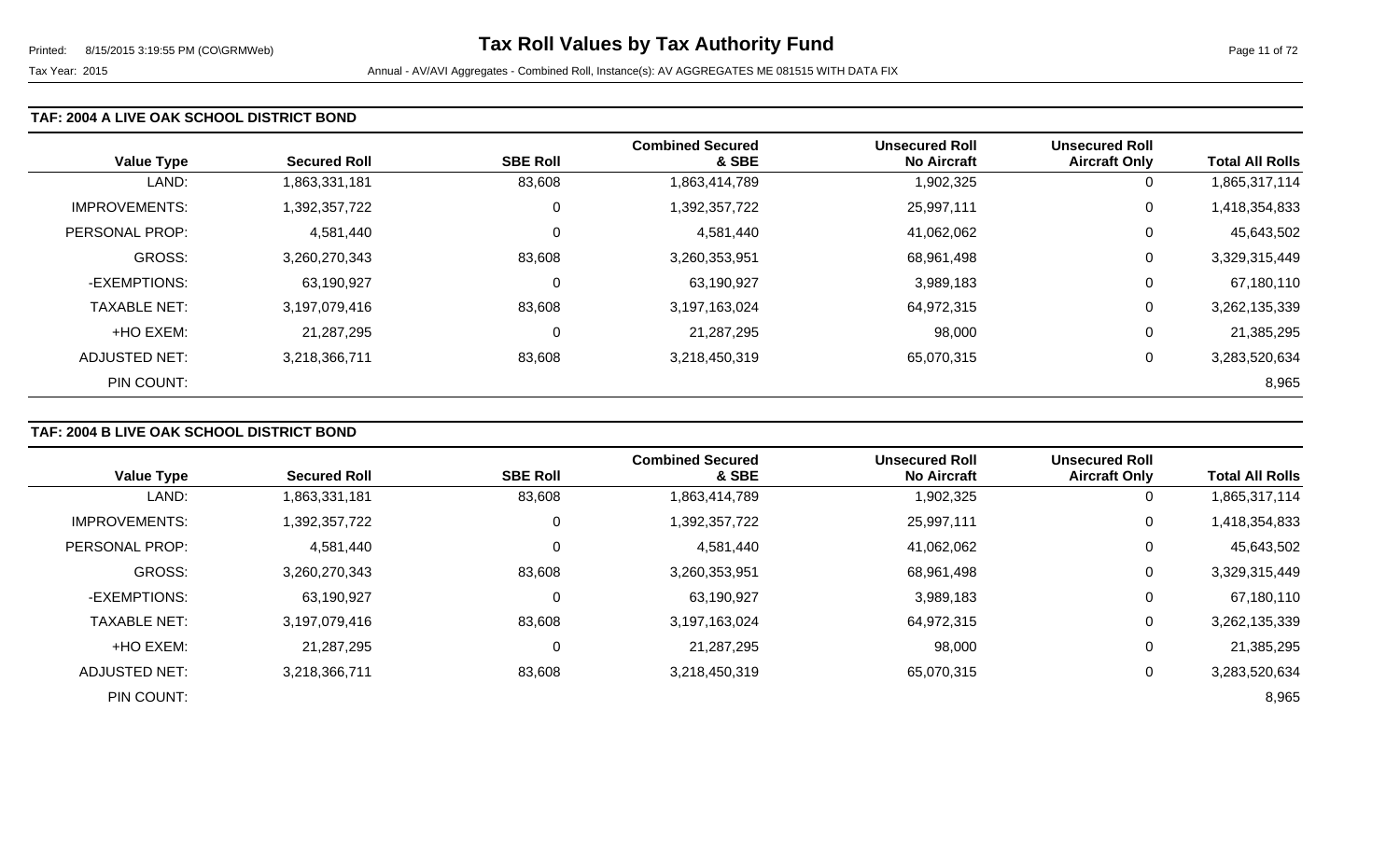## Tax Roll Values by Tax Authority Fund

Tax Year: 2015

Annual - AV/AVI Aggregates - Combined Roll, Instance(s): AV AGGREGATES ME 081515 WITH DATA FIX

### TAF: 2004 A LIVE OAK SCHOOL DISTRICT BOND

| Value Type | Secured Roll | SBE Roll | Combined Secured & SBE | Unsecured Roll No Aircraft | Unsecured Roll Aircraft Only | Total All Rolls |
|---|---|---|---|---|---|---|
| LAND: | 1,863,331,181 | 83,608 | 1,863,414,789 | 1,902,325 | 0 | 1,865,317,114 |
| IMPROVEMENTS: | 1,392,357,722 | 0 | 1,392,357,722 | 25,997,111 | 0 | 1,418,354,833 |
| PERSONAL PROP: | 4,581,440 | 0 | 4,581,440 | 41,062,062 | 0 | 45,643,502 |
| GROSS: | 3,260,270,343 | 83,608 | 3,260,353,951 | 68,961,498 | 0 | 3,329,315,449 |
| -EXEMPTIONS: | 63,190,927 | 0 | 63,190,927 | 3,989,183 | 0 | 67,180,110 |
| TAXABLE NET: | 3,197,079,416 | 83,608 | 3,197,163,024 | 64,972,315 | 0 | 3,262,135,339 |
| +HO EXEM: | 21,287,295 | 0 | 21,287,295 | 98,000 | 0 | 21,385,295 |
| ADJUSTED NET: | 3,218,366,711 | 83,608 | 3,218,450,319 | 65,070,315 | 0 | 3,283,520,634 |
| PIN COUNT: | | | | | | 8,965 |

### TAF: 2004 B LIVE OAK SCHOOL DISTRICT BOND

| Value Type | Secured Roll | SBE Roll | Combined Secured & SBE | Unsecured Roll No Aircraft | Unsecured Roll Aircraft Only | Total All Rolls |
|---|---|---|---|---|---|---|
| LAND: | 1,863,331,181 | 83,608 | 1,863,414,789 | 1,902,325 | 0 | 1,865,317,114 |
| IMPROVEMENTS: | 1,392,357,722 | 0 | 1,392,357,722 | 25,997,111 | 0 | 1,418,354,833 |
| PERSONAL PROP: | 4,581,440 | 0 | 4,581,440 | 41,062,062 | 0 | 45,643,502 |
| GROSS: | 3,260,270,343 | 83,608 | 3,260,353,951 | 68,961,498 | 0 | 3,329,315,449 |
| -EXEMPTIONS: | 63,190,927 | 0 | 63,190,927 | 3,989,183 | 0 | 67,180,110 |
| TAXABLE NET: | 3,197,079,416 | 83,608 | 3,197,163,024 | 64,972,315 | 0 | 3,262,135,339 |
| +HO EXEM: | 21,287,295 | 0 | 21,287,295 | 98,000 | 0 | 21,385,295 |
| ADJUSTED NET: | 3,218,366,711 | 83,608 | 3,218,450,319 | 65,070,315 | 0 | 3,283,520,634 |
| PIN COUNT: | | | | | | 8,965 |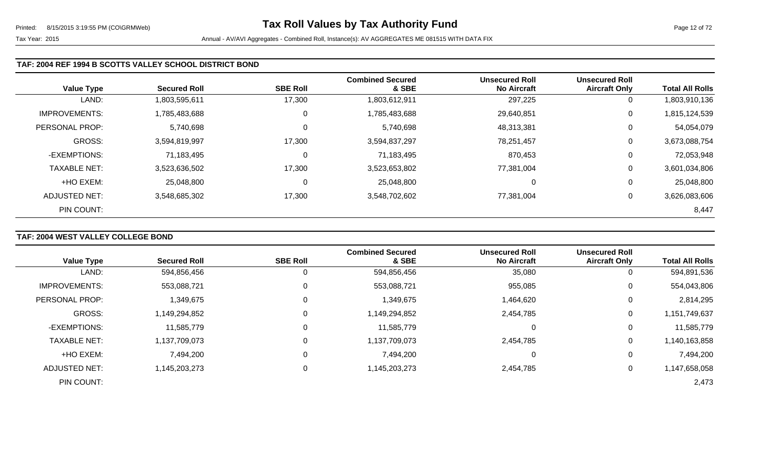Printed: 8/15/2015 3:19:55 PM (CO\GRMWeb)

# Tax Roll Values by Tax Authority Fund

Tax Year: 2015

Annual - AV/AVI Aggregates - Combined Roll, Instance(s): AV AGGREGATES ME 081515 WITH DATA FIX

### TAF: 2004 REF 1994 B SCOTTS VALLEY SCHOOL DISTRICT BOND

| Value Type | Secured Roll | SBE Roll | Combined Secured & SBE | Unsecured Roll No Aircraft | Unsecured Roll Aircraft Only | Total All Rolls |
|---|---|---|---|---|---|---|
| LAND: | 1,803,595,611 | 17,300 | 1,803,612,911 | 297,225 | 0 | 1,803,910,136 |
| IMPROVEMENTS: | 1,785,483,688 | 0 | 1,785,483,688 | 29,640,851 | 0 | 1,815,124,539 |
| PERSONAL PROP: | 5,740,698 | 0 | 5,740,698 | 48,313,381 | 0 | 54,054,079 |
| GROSS: | 3,594,819,997 | 17,300 | 3,594,837,297 | 78,251,457 | 0 | 3,673,088,754 |
| -EXEMPTIONS: | 71,183,495 | 0 | 71,183,495 | 870,453 | 0 | 72,053,948 |
| TAXABLE NET: | 3,523,636,502 | 17,300 | 3,523,653,802 | 77,381,004 | 0 | 3,601,034,806 |
| +HO EXEM: | 25,048,800 | 0 | 25,048,800 | 0 | 0 | 25,048,800 |
| ADJUSTED NET: | 3,548,685,302 | 17,300 | 3,548,702,602 | 77,381,004 | 0 | 3,626,083,606 |
| PIN COUNT: | | | | | | 8,447 |

### TAF: 2004 WEST VALLEY COLLEGE BOND

| Value Type | Secured Roll | SBE Roll | Combined Secured & SBE | Unsecured Roll No Aircraft | Unsecured Roll Aircraft Only | Total All Rolls |
|---|---|---|---|---|---|---|
| LAND: | 594,856,456 | 0 | 594,856,456 | 35,080 | 0 | 594,891,536 |
| IMPROVEMENTS: | 553,088,721 | 0 | 553,088,721 | 955,085 | 0 | 554,043,806 |
| PERSONAL PROP: | 1,349,675 | 0 | 1,349,675 | 1,464,620 | 0 | 2,814,295 |
| GROSS: | 1,149,294,852 | 0 | 1,149,294,852 | 2,454,785 | 0 | 1,151,749,637 |
| -EXEMPTIONS: | 11,585,779 | 0 | 11,585,779 | 0 | 0 | 11,585,779 |
| TAXABLE NET: | 1,137,709,073 | 0 | 1,137,709,073 | 2,454,785 | 0 | 1,140,163,858 |
| +HO EXEM: | 7,494,200 | 0 | 7,494,200 | 0 | 0 | 7,494,200 |
| ADJUSTED NET: | 1,145,203,273 | 0 | 1,145,203,273 | 2,454,785 | 0 | 1,147,658,058 |
| PIN COUNT: | | | | | | 2,473 |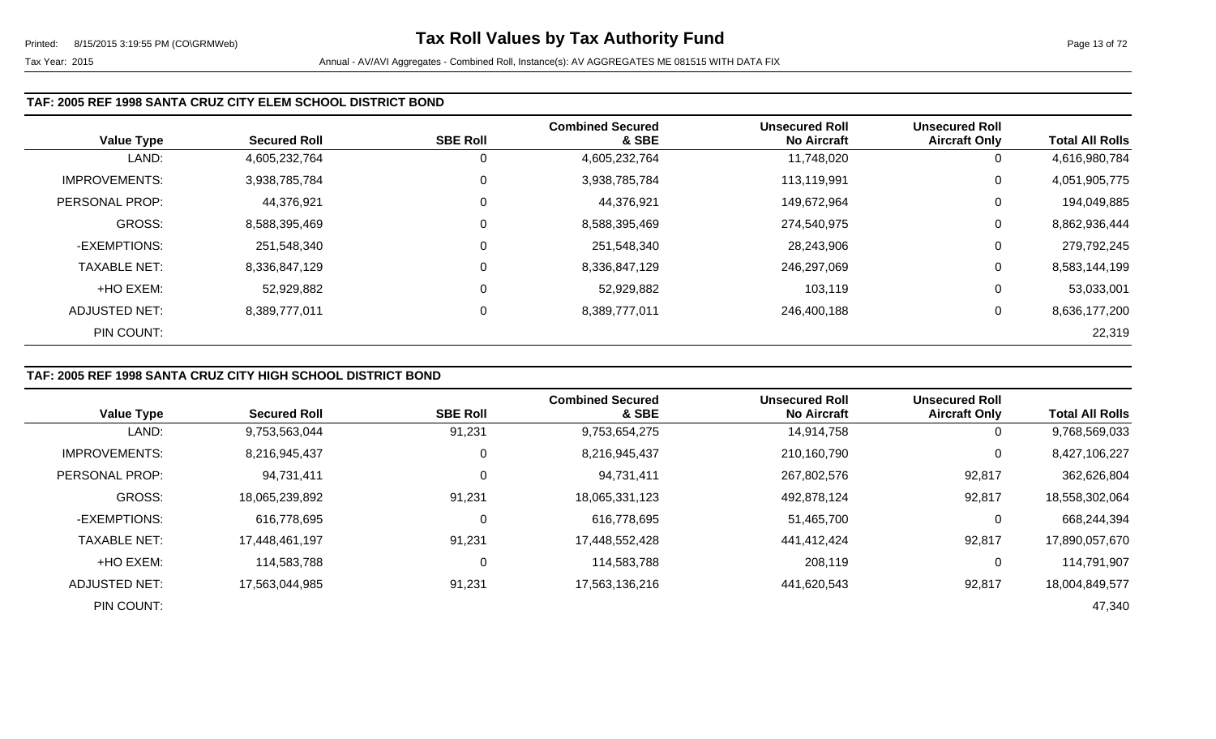### TAF: 2005 REF 1998 SANTA CRUZ CITY ELEM SCHOOL DISTRICT BOND

| Value Type | Secured Roll | SBE Roll | Combined Secured & SBE | Unsecured Roll No Aircraft | Unsecured Roll Aircraft Only | Total All Rolls |
|---|---|---|---|---|---|---|
| LAND: | 4,605,232,764 | 0 | 4,605,232,764 | 11,748,020 | 0 | 4,616,980,784 |
| IMPROVEMENTS: | 3,938,785,784 | 0 | 3,938,785,784 | 113,119,991 | 0 | 4,051,905,775 |
| PERSONAL PROP: | 44,376,921 | 0 | 44,376,921 | 149,672,964 | 0 | 194,049,885 |
| GROSS: | 8,588,395,469 | 0 | 8,588,395,469 | 274,540,975 | 0 | 8,862,936,444 |
| -EXEMPTIONS: | 251,548,340 | 0 | 251,548,340 | 28,243,906 | 0 | 279,792,245 |
| TAXABLE NET: | 8,336,847,129 | 0 | 8,336,847,129 | 246,297,069 | 0 | 8,583,144,199 |
| +HO EXEM: | 52,929,882 | 0 | 52,929,882 | 103,119 | 0 | 53,033,001 |
| ADJUSTED NET: | 8,389,777,011 | 0 | 8,389,777,011 | 246,400,188 | 0 | 8,636,177,200 |
| PIN COUNT: | | | | | | 22,319 |

### TAF: 2005 REF 1998 SANTA CRUZ CITY HIGH SCHOOL DISTRICT BOND

| Value Type | Secured Roll | SBE Roll | Combined Secured & SBE | Unsecured Roll No Aircraft | Unsecured Roll Aircraft Only | Total All Rolls |
|---|---|---|---|---|---|---|
| LAND: | 9,753,563,044 | 91,231 | 9,753,654,275 | 14,914,758 | 0 | 9,768,569,033 |
| IMPROVEMENTS: | 8,216,945,437 | 0 | 8,216,945,437 | 210,160,790 | 0 | 8,427,106,227 |
| PERSONAL PROP: | 94,731,411 | 0 | 94,731,411 | 267,802,576 | 92,817 | 362,626,804 |
| GROSS: | 18,065,239,892 | 91,231 | 18,065,331,123 | 492,878,124 | 92,817 | 18,558,302,064 |
| -EXEMPTIONS: | 616,778,695 | 0 | 616,778,695 | 51,465,700 | 0 | 668,244,394 |
| TAXABLE NET: | 17,448,461,197 | 91,231 | 17,448,552,428 | 441,412,424 | 92,817 | 17,890,057,670 |
| +HO EXEM: | 114,583,788 | 0 | 114,583,788 | 208,119 | 0 | 114,791,907 |
| ADJUSTED NET: | 17,563,044,985 | 91,231 | 17,563,136,216 | 441,620,543 | 92,817 | 18,004,849,577 |
| PIN COUNT: | | | | | | 47,340 |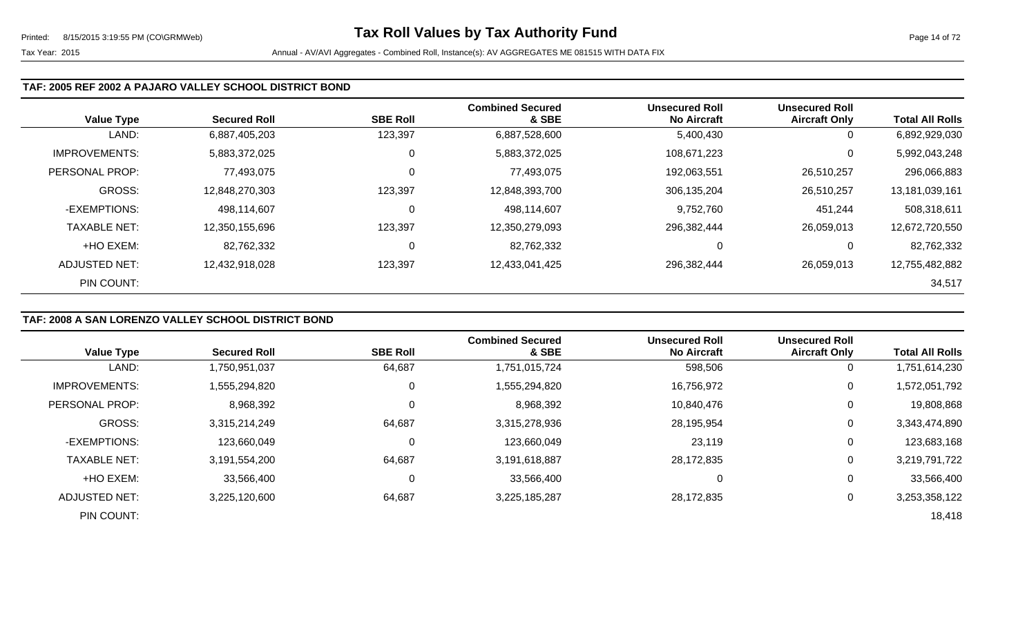### TAF: 2005 REF 2002 A PAJARO VALLEY SCHOOL DISTRICT BOND

| Value Type | Secured Roll | SBE Roll | Combined Secured & SBE | Unsecured Roll No Aircraft | Unsecured Roll Aircraft Only | Total All Rolls |
|---|---|---|---|---|---|---|
| LAND: | 6,887,405,203 | 123,397 | 6,887,528,600 | 5,400,430 | 0 | 6,892,929,030 |
| IMPROVEMENTS: | 5,883,372,025 | 0 | 5,883,372,025 | 108,671,223 | 0 | 5,992,043,248 |
| PERSONAL PROP: | 77,493,075 | 0 | 77,493,075 | 192,063,551 | 26,510,257 | 296,066,883 |
| GROSS: | 12,848,270,303 | 123,397 | 12,848,393,700 | 306,135,204 | 26,510,257 | 13,181,039,161 |
| -EXEMPTIONS: | 498,114,607 | 0 | 498,114,607 | 9,752,760 | 451,244 | 508,318,611 |
| TAXABLE NET: | 12,350,155,696 | 123,397 | 12,350,279,093 | 296,382,444 | 26,059,013 | 12,672,720,550 |
| +HO EXEM: | 82,762,332 | 0 | 82,762,332 | 0 | 0 | 82,762,332 |
| ADJUSTED NET: | 12,432,918,028 | 123,397 | 12,433,041,425 | 296,382,444 | 26,059,013 | 12,755,482,882 |
| PIN COUNT: | | | | | | 34,517 |

### TAF: 2008 A SAN LORENZO VALLEY SCHOOL DISTRICT BOND

| Value Type | Secured Roll | SBE Roll | Combined Secured & SBE | Unsecured Roll No Aircraft | Unsecured Roll Aircraft Only | Total All Rolls |
|---|---|---|---|---|---|---|
| LAND: | 1,750,951,037 | 64,687 | 1,751,015,724 | 598,506 | 0 | 1,751,614,230 |
| IMPROVEMENTS: | 1,555,294,820 | 0 | 1,555,294,820 | 16,756,972 | 0 | 1,572,051,792 |
| PERSONAL PROP: | 8,968,392 | 0 | 8,968,392 | 10,840,476 | 0 | 19,808,868 |
| GROSS: | 3,315,214,249 | 64,687 | 3,315,278,936 | 28,195,954 | 0 | 3,343,474,890 |
| -EXEMPTIONS: | 123,660,049 | 0 | 123,660,049 | 23,119 | 0 | 123,683,168 |
| TAXABLE NET: | 3,191,554,200 | 64,687 | 3,191,618,887 | 28,172,835 | 0 | 3,219,791,722 |
| +HO EXEM: | 33,566,400 | 0 | 33,566,400 | 0 | 0 | 33,566,400 |
| ADJUSTED NET: | 3,225,120,600 | 64,687 | 3,225,185,287 | 28,172,835 | 0 | 3,253,358,122 |
| PIN COUNT: | | | | | | 18,418 |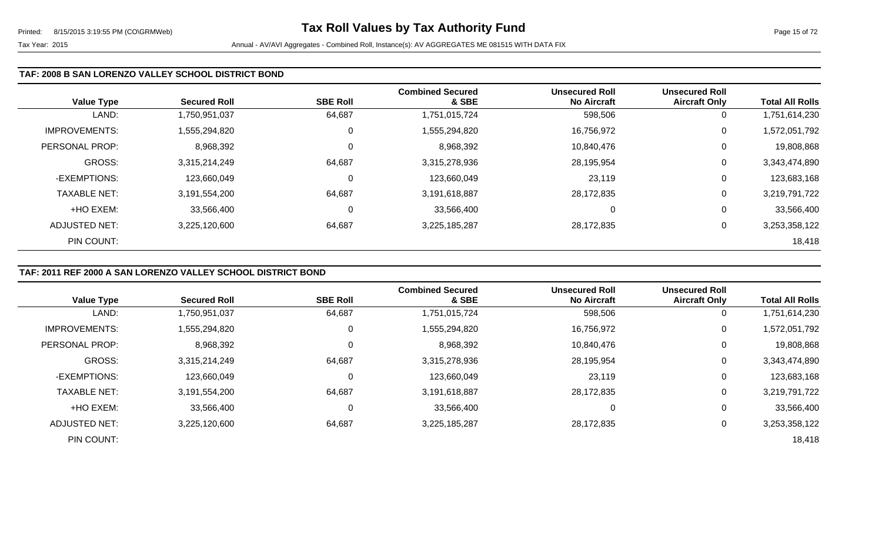### TAF: 2008 B SAN LORENZO VALLEY SCHOOL DISTRICT BOND

| Value Type | Secured Roll | SBE Roll | Combined Secured & SBE | Unsecured Roll No Aircraft | Unsecured Roll Aircraft Only | Total All Rolls |
|---|---|---|---|---|---|---|
| LAND: | 1,750,951,037 | 64,687 | 1,751,015,724 | 598,506 | 0 | 1,751,614,230 |
| IMPROVEMENTS: | 1,555,294,820 | 0 | 1,555,294,820 | 16,756,972 | 0 | 1,572,051,792 |
| PERSONAL PROP: | 8,968,392 | 0 | 8,968,392 | 10,840,476 | 0 | 19,808,868 |
| GROSS: | 3,315,214,249 | 64,687 | 3,315,278,936 | 28,195,954 | 0 | 3,343,474,890 |
| -EXEMPTIONS: | 123,660,049 | 0 | 123,660,049 | 23,119 | 0 | 123,683,168 |
| TAXABLE NET: | 3,191,554,200 | 64,687 | 3,191,618,887 | 28,172,835 | 0 | 3,219,791,722 |
| +HO EXEM: | 33,566,400 | 0 | 33,566,400 | 0 | 0 | 33,566,400 |
| ADJUSTED NET: | 3,225,120,600 | 64,687 | 3,225,185,287 | 28,172,835 | 0 | 3,253,358,122 |
| PIN COUNT: | | | | | | 18,418 |

### TAF: 2011 REF 2000 A SAN LORENZO VALLEY SCHOOL DISTRICT BOND

| Value Type | Secured Roll | SBE Roll | Combined Secured & SBE | Unsecured Roll No Aircraft | Unsecured Roll Aircraft Only | Total All Rolls |
|---|---|---|---|---|---|---|
| LAND: | 1,750,951,037 | 64,687 | 1,751,015,724 | 598,506 | 0 | 1,751,614,230 |
| IMPROVEMENTS: | 1,555,294,820 | 0 | 1,555,294,820 | 16,756,972 | 0 | 1,572,051,792 |
| PERSONAL PROP: | 8,968,392 | 0 | 8,968,392 | 10,840,476 | 0 | 19,808,868 |
| GROSS: | 3,315,214,249 | 64,687 | 3,315,278,936 | 28,195,954 | 0 | 3,343,474,890 |
| -EXEMPTIONS: | 123,660,049 | 0 | 123,660,049 | 23,119 | 0 | 123,683,168 |
| TAXABLE NET: | 3,191,554,200 | 64,687 | 3,191,618,887 | 28,172,835 | 0 | 3,219,791,722 |
| +HO EXEM: | 33,566,400 | 0 | 33,566,400 | 0 | 0 | 33,566,400 |
| ADJUSTED NET: | 3,225,120,600 | 64,687 | 3,225,185,287 | 28,172,835 | 0 | 3,253,358,122 |
| PIN COUNT: | | | | | | 18,418 |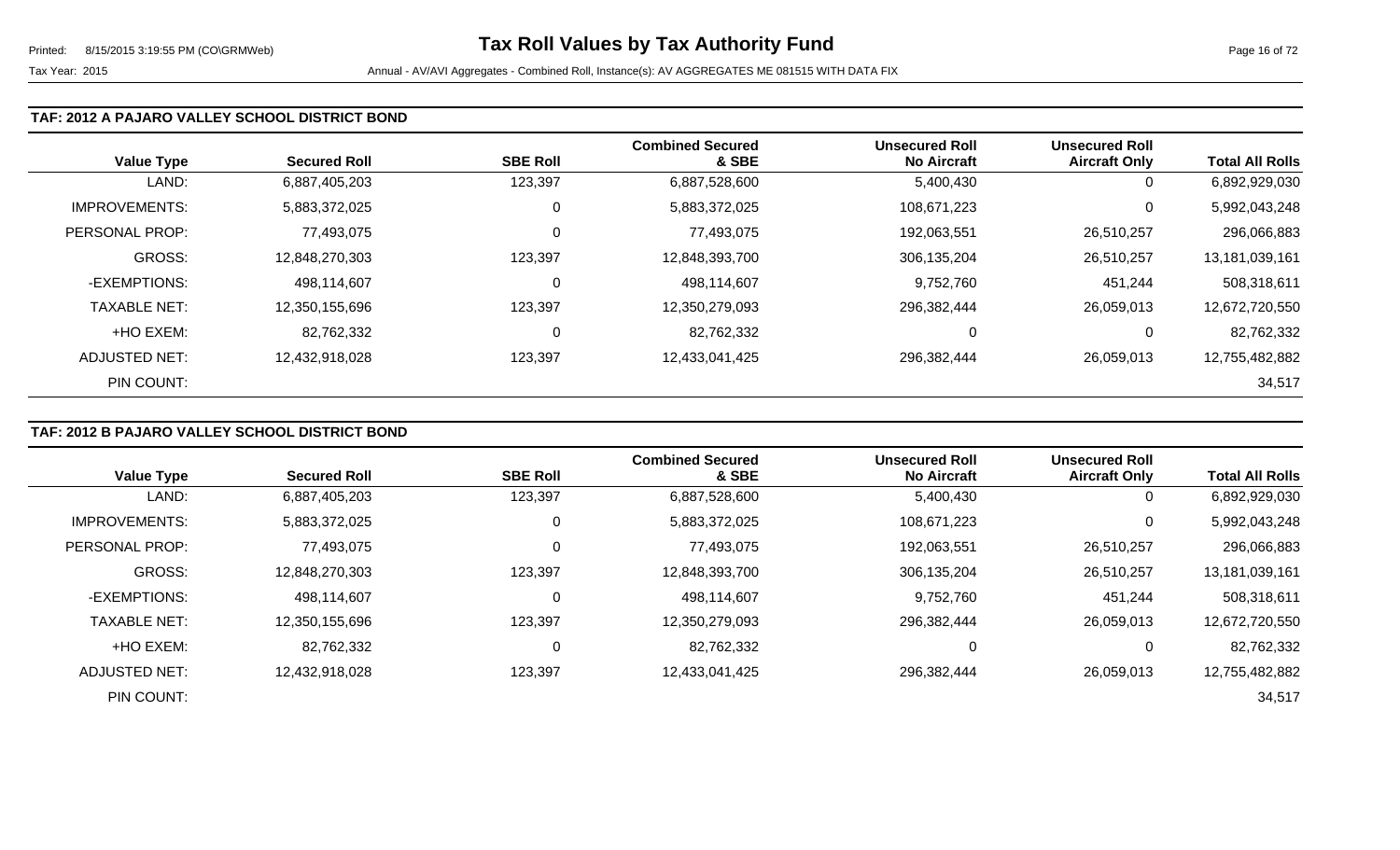### TAF: 2012 A PAJARO VALLEY SCHOOL DISTRICT BOND

| Value Type | Secured Roll | SBE Roll | Combined Secured & SBE | Unsecured Roll No Aircraft | Unsecured Roll Aircraft Only | Total All Rolls |
|---|---|---|---|---|---|---|
| LAND: | 6,887,405,203 | 123,397 | 6,887,528,600 | 5,400,430 | 0 | 6,892,929,030 |
| IMPROVEMENTS: | 5,883,372,025 | 0 | 5,883,372,025 | 108,671,223 | 0 | 5,992,043,248 |
| PERSONAL PROP: | 77,493,075 | 0 | 77,493,075 | 192,063,551 | 26,510,257 | 296,066,883 |
| GROSS: | 12,848,270,303 | 123,397 | 12,848,393,700 | 306,135,204 | 26,510,257 | 13,181,039,161 |
| -EXEMPTIONS: | 498,114,607 | 0 | 498,114,607 | 9,752,760 | 451,244 | 508,318,611 |
| TAXABLE NET: | 12,350,155,696 | 123,397 | 12,350,279,093 | 296,382,444 | 26,059,013 | 12,672,720,550 |
| +HO EXEM: | 82,762,332 | 0 | 82,762,332 | 0 | 0 | 82,762,332 |
| ADJUSTED NET: | 12,432,918,028 | 123,397 | 12,433,041,425 | 296,382,444 | 26,059,013 | 12,755,482,882 |
| PIN COUNT: | | | | | | 34,517 |

### TAF: 2012 B PAJARO VALLEY SCHOOL DISTRICT BOND

| Value Type | Secured Roll | SBE Roll | Combined Secured & SBE | Unsecured Roll No Aircraft | Unsecured Roll Aircraft Only | Total All Rolls |
|---|---|---|---|---|---|---|
| LAND: | 6,887,405,203 | 123,397 | 6,887,528,600 | 5,400,430 | 0 | 6,892,929,030 |
| IMPROVEMENTS: | 5,883,372,025 | 0 | 5,883,372,025 | 108,671,223 | 0 | 5,992,043,248 |
| PERSONAL PROP: | 77,493,075 | 0 | 77,493,075 | 192,063,551 | 26,510,257 | 296,066,883 |
| GROSS: | 12,848,270,303 | 123,397 | 12,848,393,700 | 306,135,204 | 26,510,257 | 13,181,039,161 |
| -EXEMPTIONS: | 498,114,607 | 0 | 498,114,607 | 9,752,760 | 451,244 | 508,318,611 |
| TAXABLE NET: | 12,350,155,696 | 123,397 | 12,350,279,093 | 296,382,444 | 26,059,013 | 12,672,720,550 |
| +HO EXEM: | 82,762,332 | 0 | 82,762,332 | 0 | 0 | 82,762,332 |
| ADJUSTED NET: | 12,432,918,028 | 123,397 | 12,433,041,425 | 296,382,444 | 26,059,013 | 12,755,482,882 |
| PIN COUNT: | | | | | | 34,517 |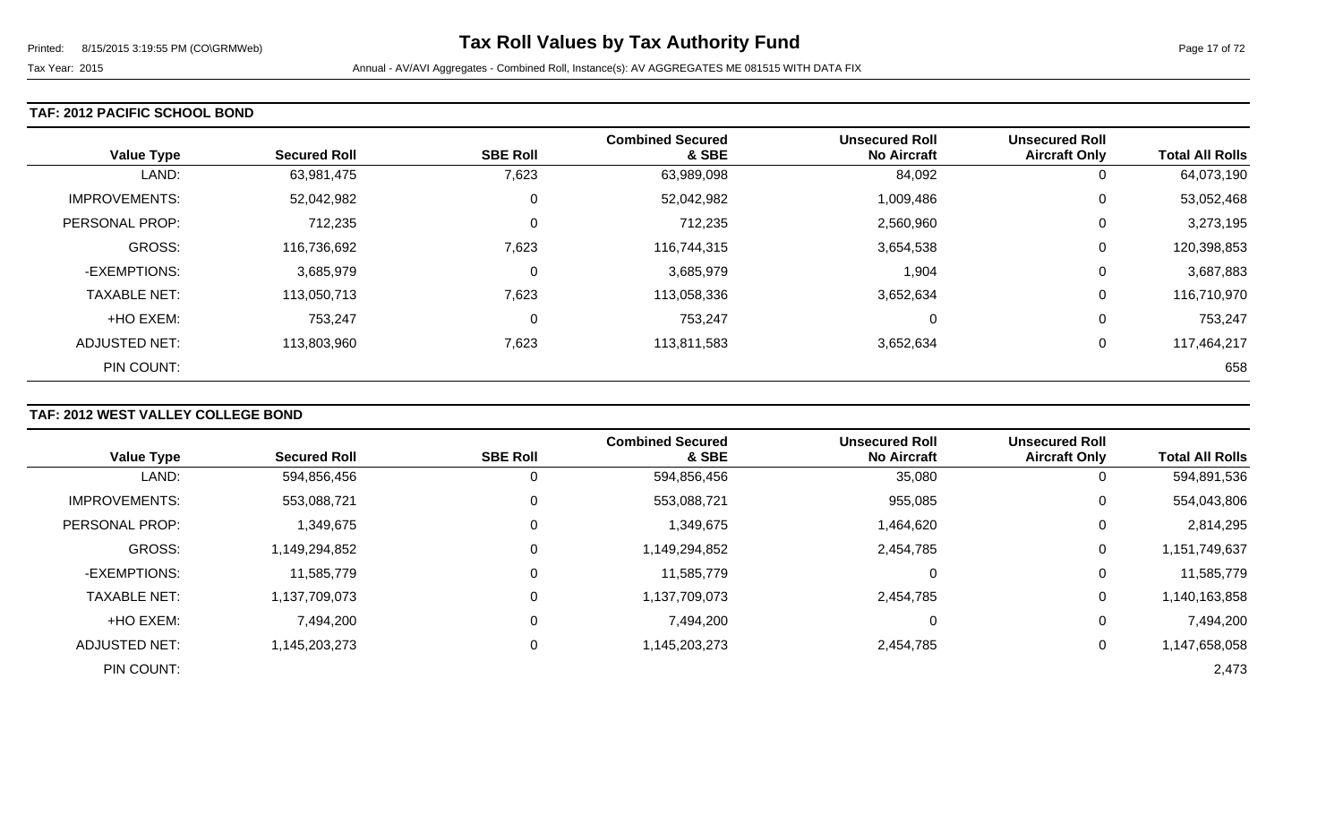## TAF: 2012 PACIFIC SCHOOL BOND

| Value Type | Secured Roll | SBE Roll | Combined Secured & SBE | Unsecured Roll No Aircraft | Unsecured Roll Aircraft Only | Total All Rolls |
|---|---|---|---|---|---|---|
| LAND: | 63,981,475 | 7,623 | 63,989,098 | 84,092 | 0 | 64,073,190 |
| IMPROVEMENTS: | 52,042,982 | 0 | 52,042,982 | 1,009,486 | 0 | 53,052,468 |
| PERSONAL PROP: | 712,235 | 0 | 712,235 | 2,560,960 | 0 | 3,273,195 |
| GROSS: | 116,736,692 | 7,623 | 116,744,315 | 3,654,538 | 0 | 120,398,853 |
| -EXEMPTIONS: | 3,685,979 | 0 | 3,685,979 | 1,904 | 0 | 3,687,883 |
| TAXABLE NET: | 113,050,713 | 7,623 | 113,058,336 | 3,652,634 | 0 | 116,710,970 |
| +HO EXEM: | 753,247 | 0 | 753,247 | 0 | 0 | 753,247 |
| ADJUSTED NET: | 113,803,960 | 7,623 | 113,811,583 | 3,652,634 | 0 | 117,464,217 |
| PIN COUNT: | | | | | | 658 |

## TAF: 2012 WEST VALLEY COLLEGE BOND

| Value Type | Secured Roll | SBE Roll | Combined Secured & SBE | Unsecured Roll No Aircraft | Unsecured Roll Aircraft Only | Total All Rolls |
|---|---|---|---|---|---|---|
| LAND: | 594,856,456 | 0 | 594,856,456 | 35,080 | 0 | 594,891,536 |
| IMPROVEMENTS: | 553,088,721 | 0 | 553,088,721 | 955,085 | 0 | 554,043,806 |
| PERSONAL PROP: | 1,349,675 | 0 | 1,349,675 | 1,464,620 | 0 | 2,814,295 |
| GROSS: | 1,149,294,852 | 0 | 1,149,294,852 | 2,454,785 | 0 | 1,151,749,637 |
| -EXEMPTIONS: | 11,585,779 | 0 | 11,585,779 | 0 | 0 | 11,585,779 |
| TAXABLE NET: | 1,137,709,073 | 0 | 1,137,709,073 | 2,454,785 | 0 | 1,140,163,858 |
| +HO EXEM: | 7,494,200 | 0 | 7,494,200 | 0 | 0 | 7,494,200 |
| ADJUSTED NET: | 1,145,203,273 | 0 | 1,145,203,273 | 2,454,785 | 0 | 1,147,658,058 |
| PIN COUNT: | | | | | | 2,473 |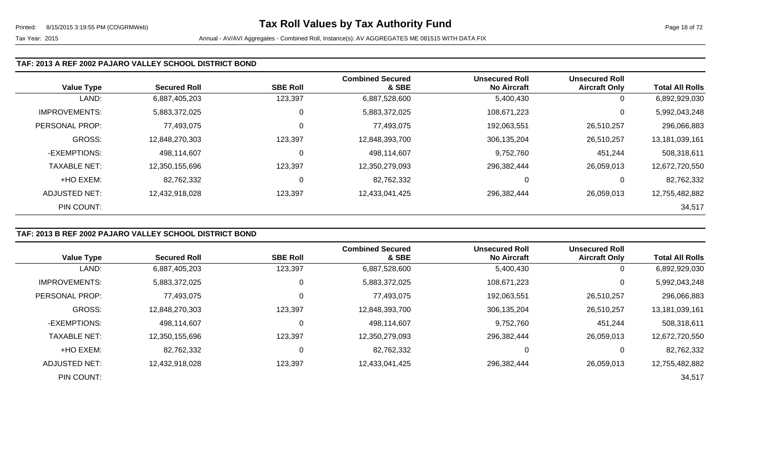### TAF: 2013 A REF 2002 PAJARO VALLEY SCHOOL DISTRICT BOND

| Value Type | Secured Roll | SBE Roll | Combined Secured & SBE | Unsecured Roll No Aircraft | Unsecured Roll Aircraft Only | Total All Rolls |
|---|---|---|---|---|---|---|
| LAND: | 6,887,405,203 | 123,397 | 6,887,528,600 | 5,400,430 | 0 | 6,892,929,030 |
| IMPROVEMENTS: | 5,883,372,025 | 0 | 5,883,372,025 | 108,671,223 | 0 | 5,992,043,248 |
| PERSONAL PROP: | 77,493,075 | 0 | 77,493,075 | 192,063,551 | 26,510,257 | 296,066,883 |
| GROSS: | 12,848,270,303 | 123,397 | 12,848,393,700 | 306,135,204 | 26,510,257 | 13,181,039,161 |
| -EXEMPTIONS: | 498,114,607 | 0 | 498,114,607 | 9,752,760 | 451,244 | 508,318,611 |
| TAXABLE NET: | 12,350,155,696 | 123,397 | 12,350,279,093 | 296,382,444 | 26,059,013 | 12,672,720,550 |
| +HO EXEM: | 82,762,332 | 0 | 82,762,332 | 0 | 0 | 82,762,332 |
| ADJUSTED NET: | 12,432,918,028 | 123,397 | 12,433,041,425 | 296,382,444 | 26,059,013 | 12,755,482,882 |
| PIN COUNT: | | | | | | 34,517 |

### TAF: 2013 B REF 2002 PAJARO VALLEY SCHOOL DISTRICT BOND

| Value Type | Secured Roll | SBE Roll | Combined Secured & SBE | Unsecured Roll No Aircraft | Unsecured Roll Aircraft Only | Total All Rolls |
|---|---|---|---|---|---|---|
| LAND: | 6,887,405,203 | 123,397 | 6,887,528,600 | 5,400,430 | 0 | 6,892,929,030 |
| IMPROVEMENTS: | 5,883,372,025 | 0 | 5,883,372,025 | 108,671,223 | 0 | 5,992,043,248 |
| PERSONAL PROP: | 77,493,075 | 0 | 77,493,075 | 192,063,551 | 26,510,257 | 296,066,883 |
| GROSS: | 12,848,270,303 | 123,397 | 12,848,393,700 | 306,135,204 | 26,510,257 | 13,181,039,161 |
| -EXEMPTIONS: | 498,114,607 | 0 | 498,114,607 | 9,752,760 | 451,244 | 508,318,611 |
| TAXABLE NET: | 12,350,155,696 | 123,397 | 12,350,279,093 | 296,382,444 | 26,059,013 | 12,672,720,550 |
| +HO EXEM: | 82,762,332 | 0 | 82,762,332 | 0 | 0 | 82,762,332 |
| ADJUSTED NET: | 12,432,918,028 | 123,397 | 12,433,041,425 | 296,382,444 | 26,059,013 | 12,755,482,882 |
| PIN COUNT: | | | | | | 34,517 |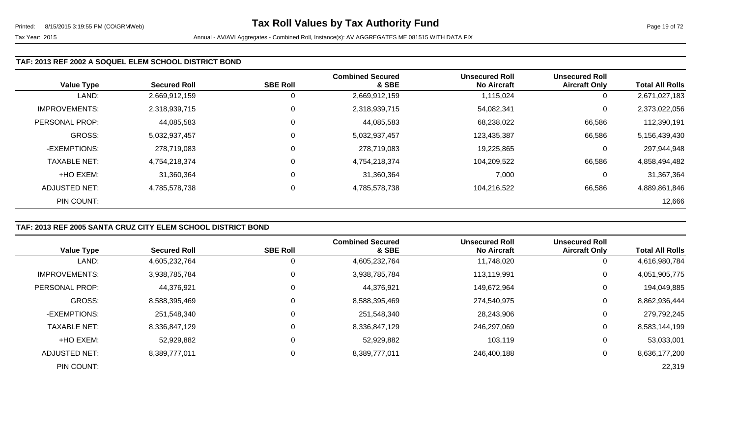### TAF: 2013 REF 2002 A SOQUEL ELEM SCHOOL DISTRICT BOND

| Value Type | Secured Roll | SBE Roll | Combined Secured & SBE | Unsecured Roll No Aircraft | Unsecured Roll Aircraft Only | Total All Rolls |
|---|---|---|---|---|---|---|
| LAND: | 2,669,912,159 | 0 | 2,669,912,159 | 1,115,024 | 0 | 2,671,027,183 |
| IMPROVEMENTS: | 2,318,939,715 | 0 | 2,318,939,715 | 54,082,341 | 0 | 2,373,022,056 |
| PERSONAL PROP: | 44,085,583 | 0 | 44,085,583 | 68,238,022 | 66,586 | 112,390,191 |
| GROSS: | 5,032,937,457 | 0 | 5,032,937,457 | 123,435,387 | 66,586 | 5,156,439,430 |
| -EXEMPTIONS: | 278,719,083 | 0 | 278,719,083 | 19,225,865 | 0 | 297,944,948 |
| TAXABLE NET: | 4,754,218,374 | 0 | 4,754,218,374 | 104,209,522 | 66,586 | 4,858,494,482 |
| +HO EXEM: | 31,360,364 | 0 | 31,360,364 | 7,000 | 0 | 31,367,364 |
| ADJUSTED NET: | 4,785,578,738 | 0 | 4,785,578,738 | 104,216,522 | 66,586 | 4,889,861,846 |
| PIN COUNT: | | | | | | 12,666 |

### TAF: 2013 REF 2005 SANTA CRUZ CITY ELEM SCHOOL DISTRICT BOND

| Value Type | Secured Roll | SBE Roll | Combined Secured & SBE | Unsecured Roll No Aircraft | Unsecured Roll Aircraft Only | Total All Rolls |
|---|---|---|---|---|---|---|
| LAND: | 4,605,232,764 | 0 | 4,605,232,764 | 11,748,020 | 0 | 4,616,980,784 |
| IMPROVEMENTS: | 3,938,785,784 | 0 | 3,938,785,784 | 113,119,991 | 0 | 4,051,905,775 |
| PERSONAL PROP: | 44,376,921 | 0 | 44,376,921 | 149,672,964 | 0 | 194,049,885 |
| GROSS: | 8,588,395,469 | 0 | 8,588,395,469 | 274,540,975 | 0 | 8,862,936,444 |
| -EXEMPTIONS: | 251,548,340 | 0 | 251,548,340 | 28,243,906 | 0 | 279,792,245 |
| TAXABLE NET: | 8,336,847,129 | 0 | 8,336,847,129 | 246,297,069 | 0 | 8,583,144,199 |
| +HO EXEM: | 52,929,882 | 0 | 52,929,882 | 103,119 | 0 | 53,033,001 |
| ADJUSTED NET: | 8,389,777,011 | 0 | 8,389,777,011 | 246,400,188 | 0 | 8,636,177,200 |
| PIN COUNT: | | | | | | 22,319 |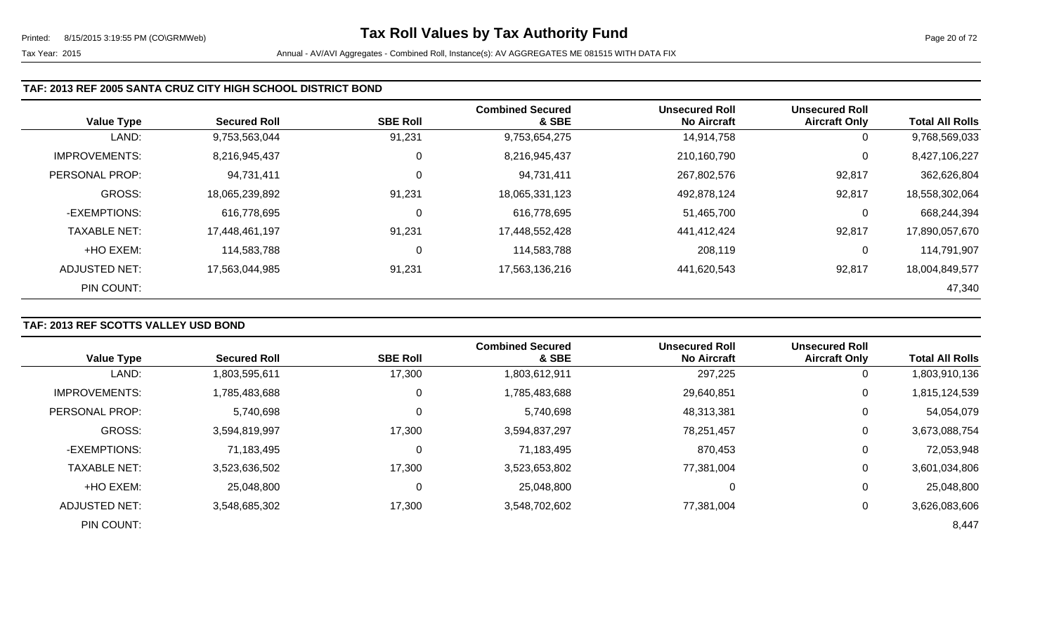### TAF: 2013 REF 2005 SANTA CRUZ CITY HIGH SCHOOL DISTRICT BOND

| Value Type | Secured Roll | SBE Roll | Combined Secured & SBE | Unsecured Roll No Aircraft | Unsecured Roll Aircraft Only | Total All Rolls |
|---|---|---|---|---|---|---|
| LAND: | 9,753,563,044 | 91,231 | 9,753,654,275 | 14,914,758 | 0 | 9,768,569,033 |
| IMPROVEMENTS: | 8,216,945,437 | 0 | 8,216,945,437 | 210,160,790 | 0 | 8,427,106,227 |
| PERSONAL PROP: | 94,731,411 | 0 | 94,731,411 | 267,802,576 | 92,817 | 362,626,804 |
| GROSS: | 18,065,239,892 | 91,231 | 18,065,331,123 | 492,878,124 | 92,817 | 18,558,302,064 |
| -EXEMPTIONS: | 616,778,695 | 0 | 616,778,695 | 51,465,700 | 0 | 668,244,394 |
| TAXABLE NET: | 17,448,461,197 | 91,231 | 17,448,552,428 | 441,412,424 | 92,817 | 17,890,057,670 |
| +HO EXEM: | 114,583,788 | 0 | 114,583,788 | 208,119 | 0 | 114,791,907 |
| ADJUSTED NET: | 17,563,044,985 | 91,231 | 17,563,136,216 | 441,620,543 | 92,817 | 18,004,849,577 |
| PIN COUNT: | | | | | | 47,340 |

### TAF: 2013 REF SCOTTS VALLEY USD BOND

| Value Type | Secured Roll | SBE Roll | Combined Secured & SBE | Unsecured Roll No Aircraft | Unsecured Roll Aircraft Only | Total All Rolls |
|---|---|---|---|---|---|---|
| LAND: | 1,803,595,611 | 17,300 | 1,803,612,911 | 297,225 | 0 | 1,803,910,136 |
| IMPROVEMENTS: | 1,785,483,688 | 0 | 1,785,483,688 | 29,640,851 | 0 | 1,815,124,539 |
| PERSONAL PROP: | 5,740,698 | 0 | 5,740,698 | 48,313,381 | 0 | 54,054,079 |
| GROSS: | 3,594,819,997 | 17,300 | 3,594,837,297 | 78,251,457 | 0 | 3,673,088,754 |
| -EXEMPTIONS: | 71,183,495 | 0 | 71,183,495 | 870,453 | 0 | 72,053,948 |
| TAXABLE NET: | 3,523,636,502 | 17,300 | 3,523,653,802 | 77,381,004 | 0 | 3,601,034,806 |
| +HO EXEM: | 25,048,800 | 0 | 25,048,800 | 0 | 0 | 25,048,800 |
| ADJUSTED NET: | 3,548,685,302 | 17,300 | 3,548,702,602 | 77,381,004 | 0 | 3,626,083,606 |
| PIN COUNT: | | | | | | 8,447 |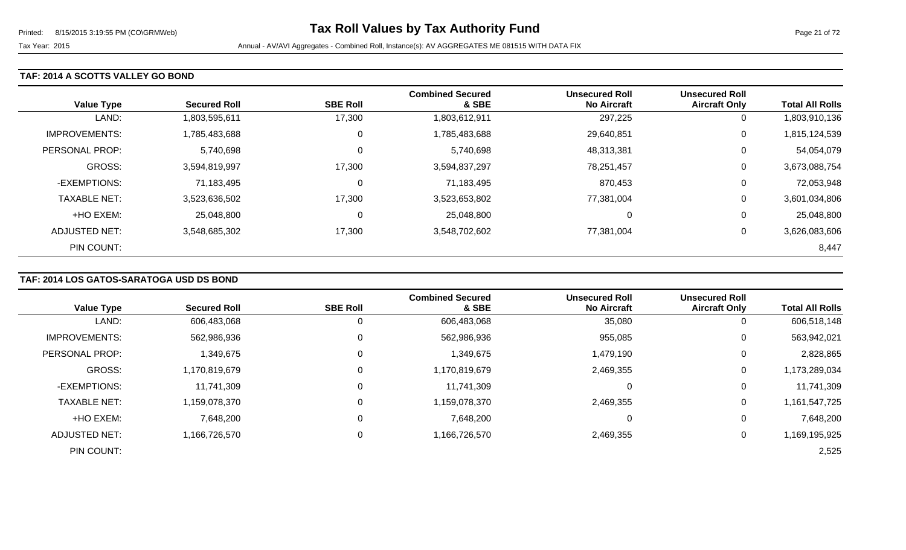## TAF: 2014 A SCOTTS VALLEY GO BOND

| Value Type | Secured Roll | SBE Roll | Combined Secured & SBE | Unsecured Roll No Aircraft | Unsecured Roll Aircraft Only | Total All Rolls |
|---|---|---|---|---|---|---|
| LAND: | 1,803,595,611 | 17,300 | 1,803,612,911 | 297,225 | 0 | 1,803,910,136 |
| IMPROVEMENTS: | 1,785,483,688 | 0 | 1,785,483,688 | 29,640,851 | 0 | 1,815,124,539 |
| PERSONAL PROP: | 5,740,698 | 0 | 5,740,698 | 48,313,381 | 0 | 54,054,079 |
| GROSS: | 3,594,819,997 | 17,300 | 3,594,837,297 | 78,251,457 | 0 | 3,673,088,754 |
| -EXEMPTIONS: | 71,183,495 | 0 | 71,183,495 | 870,453 | 0 | 72,053,948 |
| TAXABLE NET: | 3,523,636,502 | 17,300 | 3,523,653,802 | 77,381,004 | 0 | 3,601,034,806 |
| +HO EXEM: | 25,048,800 | 0 | 25,048,800 | 0 | 0 | 25,048,800 |
| ADJUSTED NET: | 3,548,685,302 | 17,300 | 3,548,702,602 | 77,381,004 | 0 | 3,626,083,606 |
| PIN COUNT: | | | | | | 8,447 |

## TAF: 2014 LOS GATOS-SARATOGA USD DS BOND

| Value Type | Secured Roll | SBE Roll | Combined Secured & SBE | Unsecured Roll No Aircraft | Unsecured Roll Aircraft Only | Total All Rolls |
|---|---|---|---|---|---|---|
| LAND: | 606,483,068 | 0 | 606,483,068 | 35,080 | 0 | 606,518,148 |
| IMPROVEMENTS: | 562,986,936 | 0 | 562,986,936 | 955,085 | 0 | 563,942,021 |
| PERSONAL PROP: | 1,349,675 | 0 | 1,349,675 | 1,479,190 | 0 | 2,828,865 |
| GROSS: | 1,170,819,679 | 0 | 1,170,819,679 | 2,469,355 | 0 | 1,173,289,034 |
| -EXEMPTIONS: | 11,741,309 | 0 | 11,741,309 | 0 | 0 | 11,741,309 |
| TAXABLE NET: | 1,159,078,370 | 0 | 1,159,078,370 | 2,469,355 | 0 | 1,161,547,725 |
| +HO EXEM: | 7,648,200 | 0 | 7,648,200 | 0 | 0 | 7,648,200 |
| ADJUSTED NET: | 1,166,726,570 | 0 | 1,166,726,570 | 2,469,355 | 0 | 1,169,195,925 |
| PIN COUNT: | | | | | | 2,525 |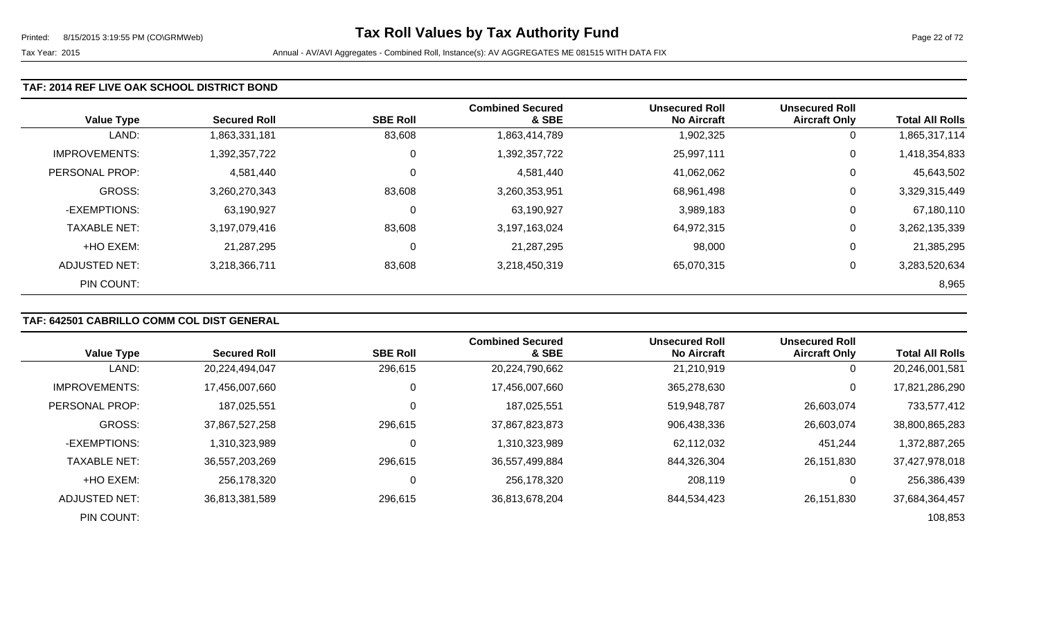# Tax Roll Values by Tax Authority Fund

Tax Year: 2015

Annual - AV/AVI Aggregates - Combined Roll, Instance(s): AV AGGREGATES ME 081515 WITH DATA FIX

## TAF: 2014 REF LIVE OAK SCHOOL DISTRICT BOND

| Value Type | Secured Roll | SBE Roll | Combined Secured & SBE | Unsecured Roll No Aircraft | Unsecured Roll Aircraft Only | Total All Rolls |
|---|---|---|---|---|---|---|
| LAND: | 1,863,331,181 | 83,608 | 1,863,414,789 | 1,902,325 | 0 | 1,865,317,114 |
| IMPROVEMENTS: | 1,392,357,722 | 0 | 1,392,357,722 | 25,997,111 | 0 | 1,418,354,833 |
| PERSONAL PROP: | 4,581,440 | 0 | 4,581,440 | 41,062,062 | 0 | 45,643,502 |
| GROSS: | 3,260,270,343 | 83,608 | 3,260,353,951 | 68,961,498 | 0 | 3,329,315,449 |
| -EXEMPTIONS: | 63,190,927 | 0 | 63,190,927 | 3,989,183 | 0 | 67,180,110 |
| TAXABLE NET: | 3,197,079,416 | 83,608 | 3,197,163,024 | 64,972,315 | 0 | 3,262,135,339 |
| +HO EXEM: | 21,287,295 | 0 | 21,287,295 | 98,000 | 0 | 21,385,295 |
| ADJUSTED NET: | 3,218,366,711 | 83,608 | 3,218,450,319 | 65,070,315 | 0 | 3,283,520,634 |
| PIN COUNT: | | | | | | 8,965 |

## TAF: 642501 CABRILLO COMM COL DIST GENERAL

| Value Type | Secured Roll | SBE Roll | Combined Secured & SBE | Unsecured Roll No Aircraft | Unsecured Roll Aircraft Only | Total All Rolls |
|---|---|---|---|---|---|---|
| LAND: | 20,224,494,047 | 296,615 | 20,224,790,662 | 21,210,919 | 0 | 20,246,001,581 |
| IMPROVEMENTS: | 17,456,007,660 | 0 | 17,456,007,660 | 365,278,630 | 0 | 17,821,286,290 |
| PERSONAL PROP: | 187,025,551 | 0 | 187,025,551 | 519,948,787 | 26,603,074 | 733,577,412 |
| GROSS: | 37,867,527,258 | 296,615 | 37,867,823,873 | 906,438,336 | 26,603,074 | 38,800,865,283 |
| -EXEMPTIONS: | 1,310,323,989 | 0 | 1,310,323,989 | 62,112,032 | 451,244 | 1,372,887,265 |
| TAXABLE NET: | 36,557,203,269 | 296,615 | 36,557,499,884 | 844,326,304 | 26,151,830 | 37,427,978,018 |
| +HO EXEM: | 256,178,320 | 0 | 256,178,320 | 208,119 | 0 | 256,386,439 |
| ADJUSTED NET: | 36,813,381,589 | 296,615 | 36,813,678,204 | 844,534,423 | 26,151,830 | 37,684,364,457 |
| PIN COUNT: | | | | | | 108,853 |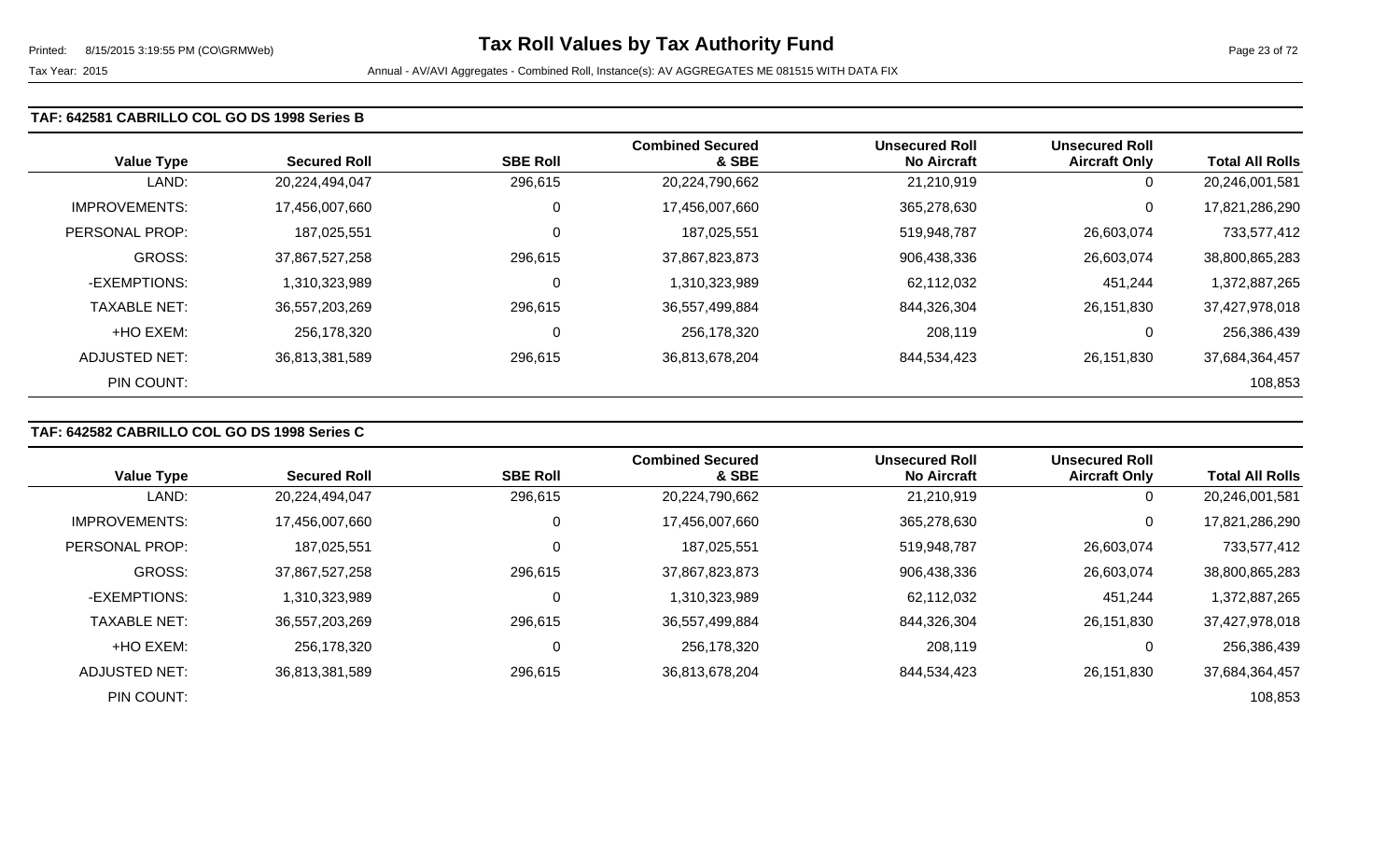### TAF: 642581 CABRILLO COL GO DS 1998 Series B

| Value Type | Secured Roll | SBE Roll | Combined Secured & SBE | Unsecured Roll No Aircraft | Unsecured Roll Aircraft Only | Total All Rolls |
|---|---|---|---|---|---|---|
| LAND: | 20,224,494,047 | 296,615 | 20,224,790,662 | 21,210,919 | 0 | 20,246,001,581 |
| IMPROVEMENTS: | 17,456,007,660 | 0 | 17,456,007,660 | 365,278,630 | 0 | 17,821,286,290 |
| PERSONAL PROP: | 187,025,551 | 0 | 187,025,551 | 519,948,787 | 26,603,074 | 733,577,412 |
| GROSS: | 37,867,527,258 | 296,615 | 37,867,823,873 | 906,438,336 | 26,603,074 | 38,800,865,283 |
| -EXEMPTIONS: | 1,310,323,989 | 0 | 1,310,323,989 | 62,112,032 | 451,244 | 1,372,887,265 |
| TAXABLE NET: | 36,557,203,269 | 296,615 | 36,557,499,884 | 844,326,304 | 26,151,830 | 37,427,978,018 |
| +HO EXEM: | 256,178,320 | 0 | 256,178,320 | 208,119 | 0 | 256,386,439 |
| ADJUSTED NET: | 36,813,381,589 | 296,615 | 36,813,678,204 | 844,534,423 | 26,151,830 | 37,684,364,457 |
| PIN COUNT: | | | | | | 108,853 |

### TAF: 642582 CABRILLO COL GO DS 1998 Series C

| Value Type | Secured Roll | SBE Roll | Combined Secured & SBE | Unsecured Roll No Aircraft | Unsecured Roll Aircraft Only | Total All Rolls |
|---|---|---|---|---|---|---|
| LAND: | 20,224,494,047 | 296,615 | 20,224,790,662 | 21,210,919 | 0 | 20,246,001,581 |
| IMPROVEMENTS: | 17,456,007,660 | 0 | 17,456,007,660 | 365,278,630 | 0 | 17,821,286,290 |
| PERSONAL PROP: | 187,025,551 | 0 | 187,025,551 | 519,948,787 | 26,603,074 | 733,577,412 |
| GROSS: | 37,867,527,258 | 296,615 | 37,867,823,873 | 906,438,336 | 26,603,074 | 38,800,865,283 |
| -EXEMPTIONS: | 1,310,323,989 | 0 | 1,310,323,989 | 62,112,032 | 451,244 | 1,372,887,265 |
| TAXABLE NET: | 36,557,203,269 | 296,615 | 36,557,499,884 | 844,326,304 | 26,151,830 | 37,427,978,018 |
| +HO EXEM: | 256,178,320 | 0 | 256,178,320 | 208,119 | 0 | 256,386,439 |
| ADJUSTED NET: | 36,813,381,589 | 296,615 | 36,813,678,204 | 844,534,423 | 26,151,830 | 37,684,364,457 |
| PIN COUNT: | | | | | | 108,853 |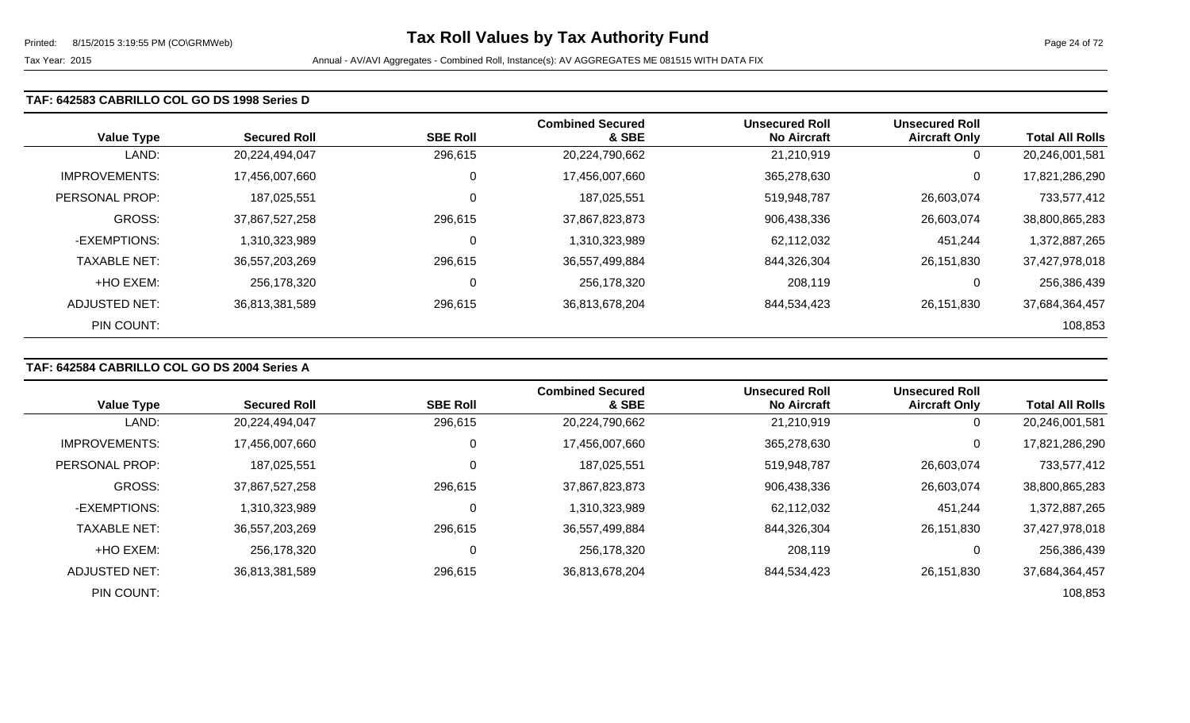### TAF: 642583 CABRILLO COL GO DS 1998 Series D

| Value Type | Secured Roll | SBE Roll | Combined Secured & SBE | Unsecured Roll No Aircraft | Unsecured Roll Aircraft Only | Total All Rolls |
|---|---|---|---|---|---|---|
| LAND: | 20,224,494,047 | 296,615 | 20,224,790,662 | 21,210,919 | 0 | 20,246,001,581 |
| IMPROVEMENTS: | 17,456,007,660 | 0 | 17,456,007,660 | 365,278,630 | 0 | 17,821,286,290 |
| PERSONAL PROP: | 187,025,551 | 0 | 187,025,551 | 519,948,787 | 26,603,074 | 733,577,412 |
| GROSS: | 37,867,527,258 | 296,615 | 37,867,823,873 | 906,438,336 | 26,603,074 | 38,800,865,283 |
| -EXEMPTIONS: | 1,310,323,989 | 0 | 1,310,323,989 | 62,112,032 | 451,244 | 1,372,887,265 |
| TAXABLE NET: | 36,557,203,269 | 296,615 | 36,557,499,884 | 844,326,304 | 26,151,830 | 37,427,978,018 |
| +HO EXEM: | 256,178,320 | 0 | 256,178,320 | 208,119 | 0 | 256,386,439 |
| ADJUSTED NET: | 36,813,381,589 | 296,615 | 36,813,678,204 | 844,534,423 | 26,151,830 | 37,684,364,457 |
| PIN COUNT: | | | | | | 108,853 |

### TAF: 642584 CABRILLO COL GO DS 2004 Series A

| Value Type | Secured Roll | SBE Roll | Combined Secured & SBE | Unsecured Roll No Aircraft | Unsecured Roll Aircraft Only | Total All Rolls |
|---|---|---|---|---|---|---|
| LAND: | 20,224,494,047 | 296,615 | 20,224,790,662 | 21,210,919 | 0 | 20,246,001,581 |
| IMPROVEMENTS: | 17,456,007,660 | 0 | 17,456,007,660 | 365,278,630 | 0 | 17,821,286,290 |
| PERSONAL PROP: | 187,025,551 | 0 | 187,025,551 | 519,948,787 | 26,603,074 | 733,577,412 |
| GROSS: | 37,867,527,258 | 296,615 | 37,867,823,873 | 906,438,336 | 26,603,074 | 38,800,865,283 |
| -EXEMPTIONS: | 1,310,323,989 | 0 | 1,310,323,989 | 62,112,032 | 451,244 | 1,372,887,265 |
| TAXABLE NET: | 36,557,203,269 | 296,615 | 36,557,499,884 | 844,326,304 | 26,151,830 | 37,427,978,018 |
| +HO EXEM: | 256,178,320 | 0 | 256,178,320 | 208,119 | 0 | 256,386,439 |
| ADJUSTED NET: | 36,813,381,589 | 296,615 | 36,813,678,204 | 844,534,423 | 26,151,830 | 37,684,364,457 |
| PIN COUNT: | | | | | | 108,853 |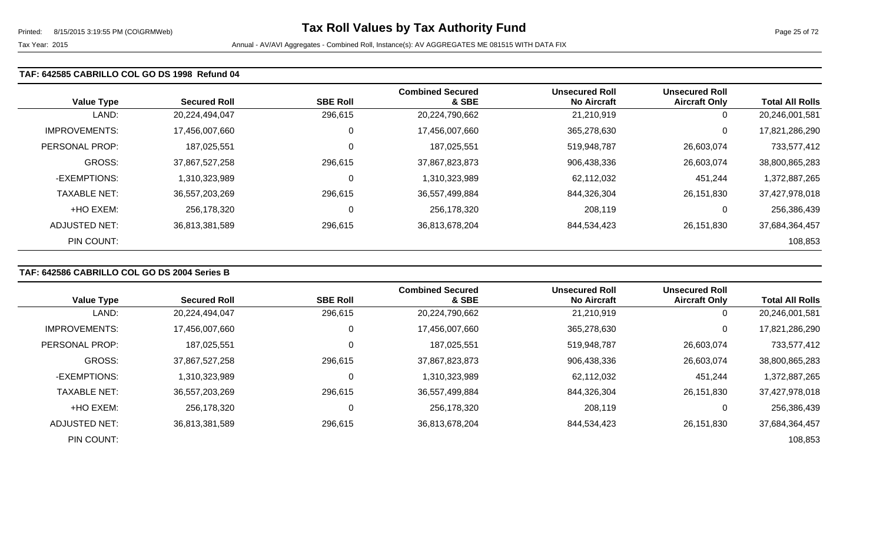### TAF: 642585 CABRILLO COL GO DS 1998 Refund 04

| Value Type | Secured Roll | SBE Roll | Combined Secured & SBE | Unsecured Roll No Aircraft | Unsecured Roll Aircraft Only | Total All Rolls |
|---|---|---|---|---|---|---|
| LAND: | 20,224,494,047 | 296,615 | 20,224,790,662 | 21,210,919 | 0 | 20,246,001,581 |
| IMPROVEMENTS: | 17,456,007,660 | 0 | 17,456,007,660 | 365,278,630 | 0 | 17,821,286,290 |
| PERSONAL PROP: | 187,025,551 | 0 | 187,025,551 | 519,948,787 | 26,603,074 | 733,577,412 |
| GROSS: | 37,867,527,258 | 296,615 | 37,867,823,873 | 906,438,336 | 26,603,074 | 38,800,865,283 |
| -EXEMPTIONS: | 1,310,323,989 | 0 | 1,310,323,989 | 62,112,032 | 451,244 | 1,372,887,265 |
| TAXABLE NET: | 36,557,203,269 | 296,615 | 36,557,499,884 | 844,326,304 | 26,151,830 | 37,427,978,018 |
| +HO EXEM: | 256,178,320 | 0 | 256,178,320 | 208,119 | 0 | 256,386,439 |
| ADJUSTED NET: | 36,813,381,589 | 296,615 | 36,813,678,204 | 844,534,423 | 26,151,830 | 37,684,364,457 |
| PIN COUNT: | | | | | | 108,853 |

### TAF: 642586 CABRILLO COL GO DS 2004 Series B

| Value Type | Secured Roll | SBE Roll | Combined Secured & SBE | Unsecured Roll No Aircraft | Unsecured Roll Aircraft Only | Total All Rolls |
|---|---|---|---|---|---|---|
| LAND: | 20,224,494,047 | 296,615 | 20,224,790,662 | 21,210,919 | 0 | 20,246,001,581 |
| IMPROVEMENTS: | 17,456,007,660 | 0 | 17,456,007,660 | 365,278,630 | 0 | 17,821,286,290 |
| PERSONAL PROP: | 187,025,551 | 0 | 187,025,551 | 519,948,787 | 26,603,074 | 733,577,412 |
| GROSS: | 37,867,527,258 | 296,615 | 37,867,823,873 | 906,438,336 | 26,603,074 | 38,800,865,283 |
| -EXEMPTIONS: | 1,310,323,989 | 0 | 1,310,323,989 | 62,112,032 | 451,244 | 1,372,887,265 |
| TAXABLE NET: | 36,557,203,269 | 296,615 | 36,557,499,884 | 844,326,304 | 26,151,830 | 37,427,978,018 |
| +HO EXEM: | 256,178,320 | 0 | 256,178,320 | 208,119 | 0 | 256,386,439 |
| ADJUSTED NET: | 36,813,381,589 | 296,615 | 36,813,678,204 | 844,534,423 | 26,151,830 | 37,684,364,457 |
| PIN COUNT: | | | | | | 108,853 |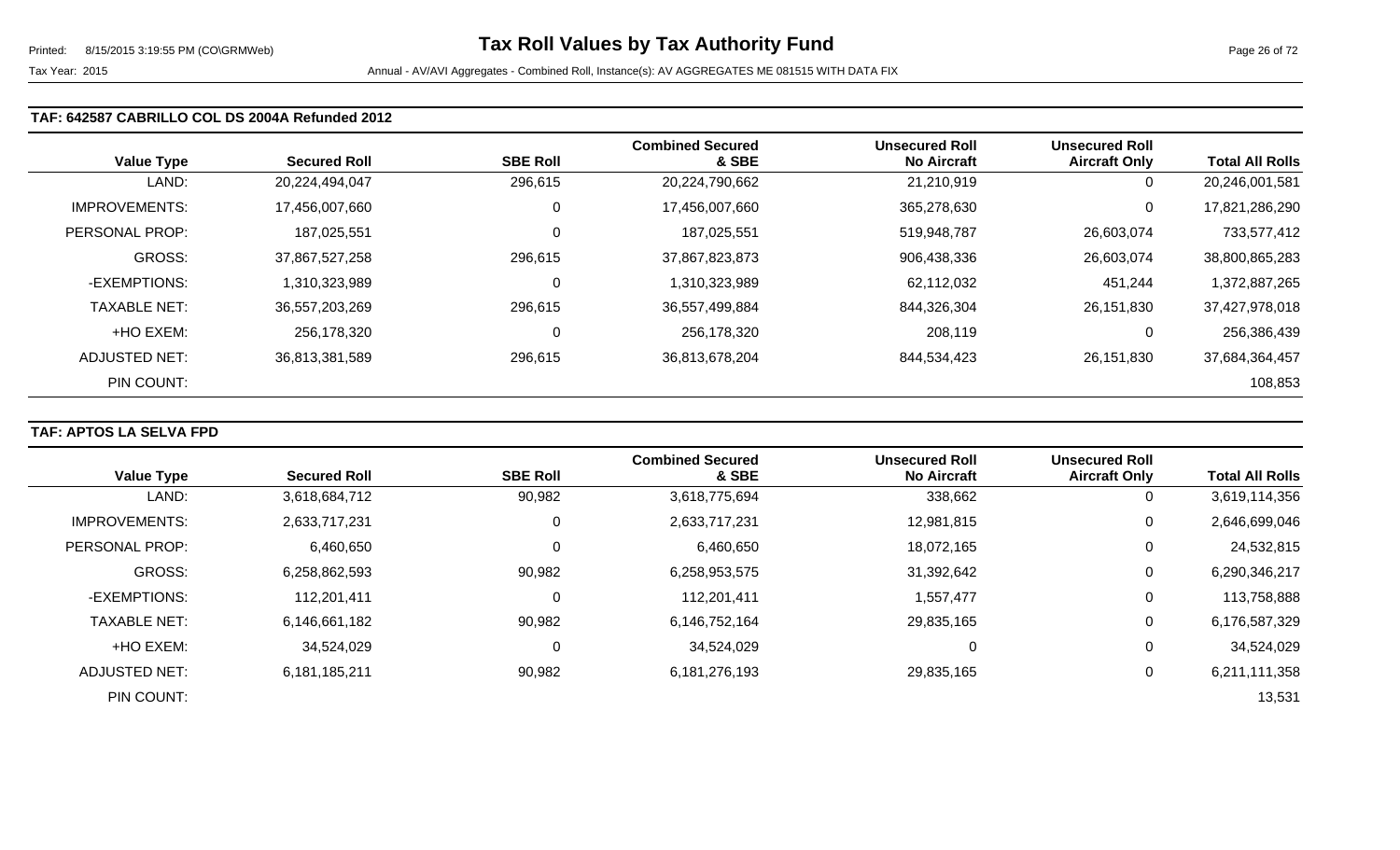Tax Year: 2015 — Annual - AV/AVI Aggregates - Combined Roll, Instance(s): AV AGGREGATES ME 081515 WITH DATA FIX

# Tax Roll Values by Tax Authority Fund

### TAF: 642587 CABRILLO COL DS 2004A Refunded 2012

| Value Type | Secured Roll | SBE Roll | Combined Secured & SBE | Unsecured Roll No Aircraft | Unsecured Roll Aircraft Only | Total All Rolls |
|---|---|---|---|---|---|---|
| LAND: | 20,224,494,047 | 296,615 | 20,224,790,662 | 21,210,919 | 0 | 20,246,001,581 |
| IMPROVEMENTS: | 17,456,007,660 | 0 | 17,456,007,660 | 365,278,630 | 0 | 17,821,286,290 |
| PERSONAL PROP: | 187,025,551 | 0 | 187,025,551 | 519,948,787 | 26,603,074 | 733,577,412 |
| GROSS: | 37,867,527,258 | 296,615 | 37,867,823,873 | 906,438,336 | 26,603,074 | 38,800,865,283 |
| -EXEMPTIONS: | 1,310,323,989 | 0 | 1,310,323,989 | 62,112,032 | 451,244 | 1,372,887,265 |
| TAXABLE NET: | 36,557,203,269 | 296,615 | 36,557,499,884 | 844,326,304 | 26,151,830 | 37,427,978,018 |
| +HO EXEM: | 256,178,320 | 0 | 256,178,320 | 208,119 | 0 | 256,386,439 |
| ADJUSTED NET: | 36,813,381,589 | 296,615 | 36,813,678,204 | 844,534,423 | 26,151,830 | 37,684,364,457 |
| PIN COUNT: | | | | | | 108,853 |

### TAF: APTOS LA SELVA FPD

| Value Type | Secured Roll | SBE Roll | Combined Secured & SBE | Unsecured Roll No Aircraft | Unsecured Roll Aircraft Only | Total All Rolls |
|---|---|---|---|---|---|---|
| LAND: | 3,618,684,712 | 90,982 | 3,618,775,694 | 338,662 | 0 | 3,619,114,356 |
| IMPROVEMENTS: | 2,633,717,231 | 0 | 2,633,717,231 | 12,981,815 | 0 | 2,646,699,046 |
| PERSONAL PROP: | 6,460,650 | 0 | 6,460,650 | 18,072,165 | 0 | 24,532,815 |
| GROSS: | 6,258,862,593 | 90,982 | 6,258,953,575 | 31,392,642 | 0 | 6,290,346,217 |
| -EXEMPTIONS: | 112,201,411 | 0 | 112,201,411 | 1,557,477 | 0 | 113,758,888 |
| TAXABLE NET: | 6,146,661,182 | 90,982 | 6,146,752,164 | 29,835,165 | 0 | 6,176,587,329 |
| +HO EXEM: | 34,524,029 | 0 | 34,524,029 | 0 | 0 | 34,524,029 |
| ADJUSTED NET: | 6,181,185,211 | 90,982 | 6,181,276,193 | 29,835,165 | 0 | 6,211,111,358 |
| PIN COUNT: | | | | | | 13,531 |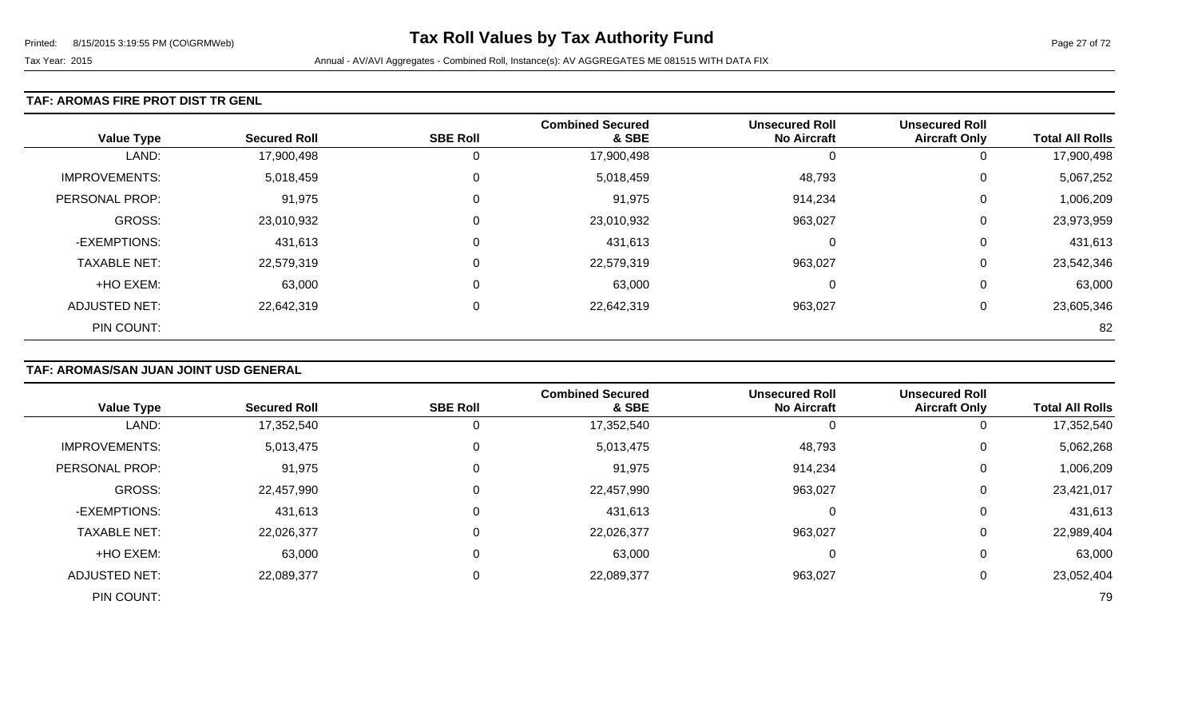### TAF: AROMAS FIRE PROT DIST TR GENL

| Value Type | Secured Roll | SBE Roll | Combined Secured & SBE | Unsecured Roll No Aircraft | Unsecured Roll Aircraft Only | Total All Rolls |
|---|---|---|---|---|---|---|
| LAND: | 17,900,498 | 0 | 17,900,498 | 0 | 0 | 17,900,498 |
| IMPROVEMENTS: | 5,018,459 | 0 | 5,018,459 | 48,793 | 0 | 5,067,252 |
| PERSONAL PROP: | 91,975 | 0 | 91,975 | 914,234 | 0 | 1,006,209 |
| GROSS: | 23,010,932 | 0 | 23,010,932 | 963,027 | 0 | 23,973,959 |
| -EXEMPTIONS: | 431,613 | 0 | 431,613 | 0 | 0 | 431,613 |
| TAXABLE NET: | 22,579,319 | 0 | 22,579,319 | 963,027 | 0 | 23,542,346 |
| +HO EXEM: | 63,000 | 0 | 63,000 | 0 | 0 | 63,000 |
| ADJUSTED NET: | 22,642,319 | 0 | 22,642,319 | 963,027 | 0 | 23,605,346 |
| PIN COUNT: | | | | | | 82 |

### TAF: AROMAS/SAN JUAN JOINT USD GENERAL

| Value Type | Secured Roll | SBE Roll | Combined Secured & SBE | Unsecured Roll No Aircraft | Unsecured Roll Aircraft Only | Total All Rolls |
|---|---|---|---|---|---|---|
| LAND: | 17,352,540 | 0 | 17,352,540 | 0 | 0 | 17,352,540 |
| IMPROVEMENTS: | 5,013,475 | 0 | 5,013,475 | 48,793 | 0 | 5,062,268 |
| PERSONAL PROP: | 91,975 | 0 | 91,975 | 914,234 | 0 | 1,006,209 |
| GROSS: | 22,457,990 | 0 | 22,457,990 | 963,027 | 0 | 23,421,017 |
| -EXEMPTIONS: | 431,613 | 0 | 431,613 | 0 | 0 | 431,613 |
| TAXABLE NET: | 22,026,377 | 0 | 22,026,377 | 963,027 | 0 | 22,989,404 |
| +HO EXEM: | 63,000 | 0 | 63,000 | 0 | 0 | 63,000 |
| ADJUSTED NET: | 22,089,377 | 0 | 22,089,377 | 963,027 | 0 | 23,052,404 |
| PIN COUNT: | | | | | | 79 |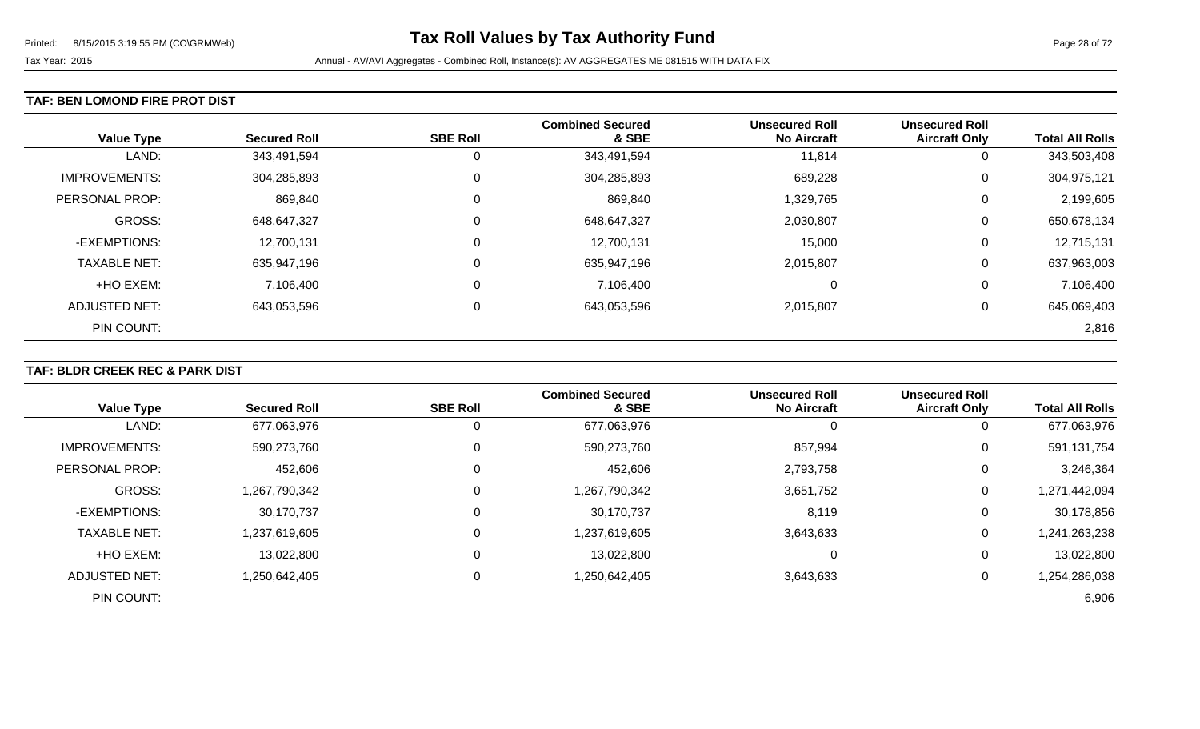# Tax Roll Values by Tax Authority Fund

Tax Year: 2015

Annual - AV/AVI Aggregates - Combined Roll, Instance(s): AV AGGREGATES ME 081515 WITH DATA FIX

## TAF: BEN LOMOND FIRE PROT DIST

| Value Type | Secured Roll | SBE Roll | Combined Secured & SBE | Unsecured Roll No Aircraft | Unsecured Roll Aircraft Only | Total All Rolls |
|---|---|---|---|---|---|---|
| LAND: | 343,491,594 | 0 | 343,491,594 | 11,814 | 0 | 343,503,408 |
| IMPROVEMENTS: | 304,285,893 | 0 | 304,285,893 | 689,228 | 0 | 304,975,121 |
| PERSONAL PROP: | 869,840 | 0 | 869,840 | 1,329,765 | 0 | 2,199,605 |
| GROSS: | 648,647,327 | 0 | 648,647,327 | 2,030,807 | 0 | 650,678,134 |
| -EXEMPTIONS: | 12,700,131 | 0 | 12,700,131 | 15,000 | 0 | 12,715,131 |
| TAXABLE NET: | 635,947,196 | 0 | 635,947,196 | 2,015,807 | 0 | 637,963,003 |
| +HO EXEM: | 7,106,400 | 0 | 7,106,400 | 0 | 0 | 7,106,400 |
| ADJUSTED NET: | 643,053,596 | 0 | 643,053,596 | 2,015,807 | 0 | 645,069,403 |
| PIN COUNT: | | | | | | 2,816 |

## TAF: BLDR CREEK REC & PARK DIST

| Value Type | Secured Roll | SBE Roll | Combined Secured & SBE | Unsecured Roll No Aircraft | Unsecured Roll Aircraft Only | Total All Rolls |
|---|---|---|---|---|---|---|
| LAND: | 677,063,976 | 0 | 677,063,976 | 0 | 0 | 677,063,976 |
| IMPROVEMENTS: | 590,273,760 | 0 | 590,273,760 | 857,994 | 0 | 591,131,754 |
| PERSONAL PROP: | 452,606 | 0 | 452,606 | 2,793,758 | 0 | 3,246,364 |
| GROSS: | 1,267,790,342 | 0 | 1,267,790,342 | 3,651,752 | 0 | 1,271,442,094 |
| -EXEMPTIONS: | 30,170,737 | 0 | 30,170,737 | 8,119 | 0 | 30,178,856 |
| TAXABLE NET: | 1,237,619,605 | 0 | 1,237,619,605 | 3,643,633 | 0 | 1,241,263,238 |
| +HO EXEM: | 13,022,800 | 0 | 13,022,800 | 0 | 0 | 13,022,800 |
| ADJUSTED NET: | 1,250,642,405 | 0 | 1,250,642,405 | 3,643,633 | 0 | 1,254,286,038 |
| PIN COUNT: | | | | | | 6,906 |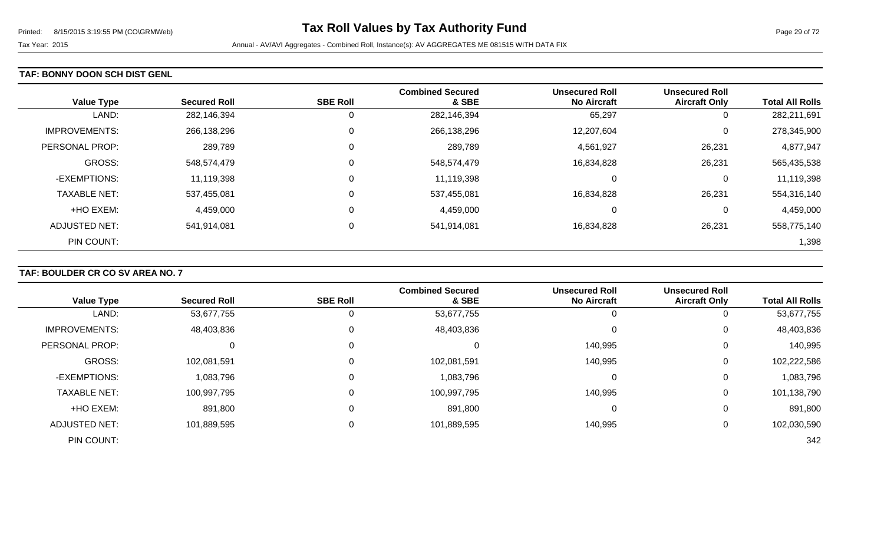**TAF: BONNY DOON SCH DIST GENL**

| Value Type | Secured Roll | SBE Roll | Combined Secured & SBE | Unsecured Roll No Aircraft | Unsecured Roll Aircraft Only | Total All Rolls |
|---|---|---|---|---|---|---|
| LAND: | 282,146,394 | 0 | 282,146,394 | 65,297 | 0 | 282,211,691 |
| IMPROVEMENTS: | 266,138,296 | 0 | 266,138,296 | 12,207,604 | 0 | 278,345,900 |
| PERSONAL PROP: | 289,789 | 0 | 289,789 | 4,561,927 | 26,231 | 4,877,947 |
| GROSS: | 548,574,479 | 0 | 548,574,479 | 16,834,828 | 26,231 | 565,435,538 |
| -EXEMPTIONS: | 11,119,398 | 0 | 11,119,398 | 0 | 0 | 11,119,398 |
| TAXABLE NET: | 537,455,081 | 0 | 537,455,081 | 16,834,828 | 26,231 | 554,316,140 |
| +HO EXEM: | 4,459,000 | 0 | 4,459,000 | 0 | 0 | 4,459,000 |
| ADJUSTED NET: | 541,914,081 | 0 | 541,914,081 | 16,834,828 | 26,231 | 558,775,140 |
| PIN COUNT: | | | | | | 1,398 |

**TAF: BOULDER CR CO SV AREA NO. 7**

| Value Type | Secured Roll | SBE Roll | Combined Secured & SBE | Unsecured Roll No Aircraft | Unsecured Roll Aircraft Only | Total All Rolls |
|---|---|---|---|---|---|---|
| LAND: | 53,677,755 | 0 | 53,677,755 | 0 | 0 | 53,677,755 |
| IMPROVEMENTS: | 48,403,836 | 0 | 48,403,836 | 0 | 0 | 48,403,836 |
| PERSONAL PROP: | 0 | 0 | 0 | 140,995 | 0 | 140,995 |
| GROSS: | 102,081,591 | 0 | 102,081,591 | 140,995 | 0 | 102,222,586 |
| -EXEMPTIONS: | 1,083,796 | 0 | 1,083,796 | 0 | 0 | 1,083,796 |
| TAXABLE NET: | 100,997,795 | 0 | 100,997,795 | 140,995 | 0 | 101,138,790 |
| +HO EXEM: | 891,800 | 0 | 891,800 | 0 | 0 | 891,800 |
| ADJUSTED NET: | 101,889,595 | 0 | 101,889,595 | 140,995 | 0 | 102,030,590 |
| PIN COUNT: | | | | | | 342 |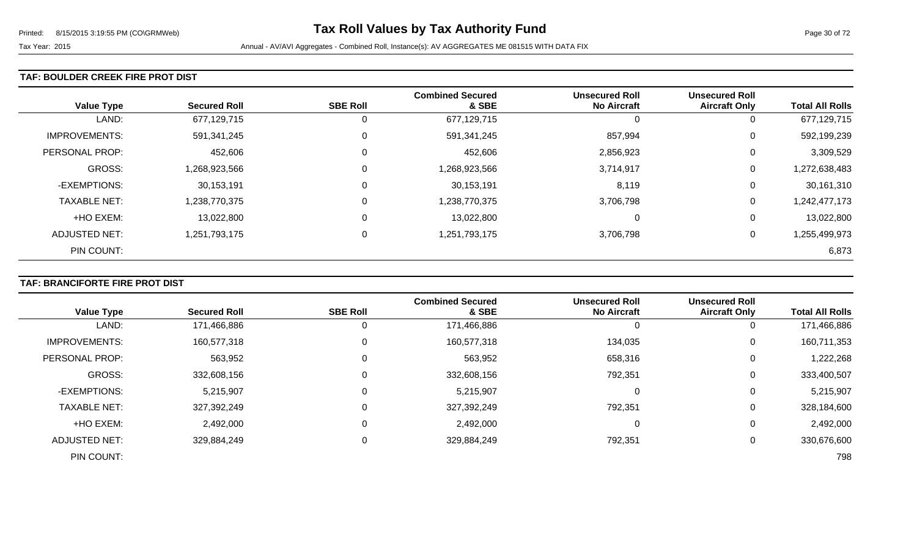# Tax Roll Values by Tax Authority Fund

Printed: 8/15/2015 3:19:55 PM (CO\GRMWeb)

Tax Year: 2015 — Annual - AV/AVI Aggregates - Combined Roll, Instance(s): AV AGGREGATES ME 081515 WITH DATA FIX

### TAF: BOULDER CREEK FIRE PROT DIST

| Value Type | Secured Roll | SBE Roll | Combined Secured & SBE | Unsecured Roll No Aircraft | Unsecured Roll Aircraft Only | Total All Rolls |
|---|---|---|---|---|---|---|
| LAND: | 677,129,715 | 0 | 677,129,715 | 0 | 0 | 677,129,715 |
| IMPROVEMENTS: | 591,341,245 | 0 | 591,341,245 | 857,994 | 0 | 592,199,239 |
| PERSONAL PROP: | 452,606 | 0 | 452,606 | 2,856,923 | 0 | 3,309,529 |
| GROSS: | 1,268,923,566 | 0 | 1,268,923,566 | 3,714,917 | 0 | 1,272,638,483 |
| -EXEMPTIONS: | 30,153,191 | 0 | 30,153,191 | 8,119 | 0 | 30,161,310 |
| TAXABLE NET: | 1,238,770,375 | 0 | 1,238,770,375 | 3,706,798 | 0 | 1,242,477,173 |
| +HO EXEM: | 13,022,800 | 0 | 13,022,800 | 0 | 0 | 13,022,800 |
| ADJUSTED NET: | 1,251,793,175 | 0 | 1,251,793,175 | 3,706,798 | 0 | 1,255,499,973 |
| PIN COUNT: | | | | | | 6,873 |

### TAF: BRANCIFORTE FIRE PROT DIST

| Value Type | Secured Roll | SBE Roll | Combined Secured & SBE | Unsecured Roll No Aircraft | Unsecured Roll Aircraft Only | Total All Rolls |
|---|---|---|---|---|---|---|
| LAND: | 171,466,886 | 0 | 171,466,886 | 0 | 0 | 171,466,886 |
| IMPROVEMENTS: | 160,577,318 | 0 | 160,577,318 | 134,035 | 0 | 160,711,353 |
| PERSONAL PROP: | 563,952 | 0 | 563,952 | 658,316 | 0 | 1,222,268 |
| GROSS: | 332,608,156 | 0 | 332,608,156 | 792,351 | 0 | 333,400,507 |
| -EXEMPTIONS: | 5,215,907 | 0 | 5,215,907 | 0 | 0 | 5,215,907 |
| TAXABLE NET: | 327,392,249 | 0 | 327,392,249 | 792,351 | 0 | 328,184,600 |
| +HO EXEM: | 2,492,000 | 0 | 2,492,000 | 0 | 0 | 2,492,000 |
| ADJUSTED NET: | 329,884,249 | 0 | 329,884,249 | 792,351 | 0 | 330,676,600 |
| PIN COUNT: | | | | | | 798 |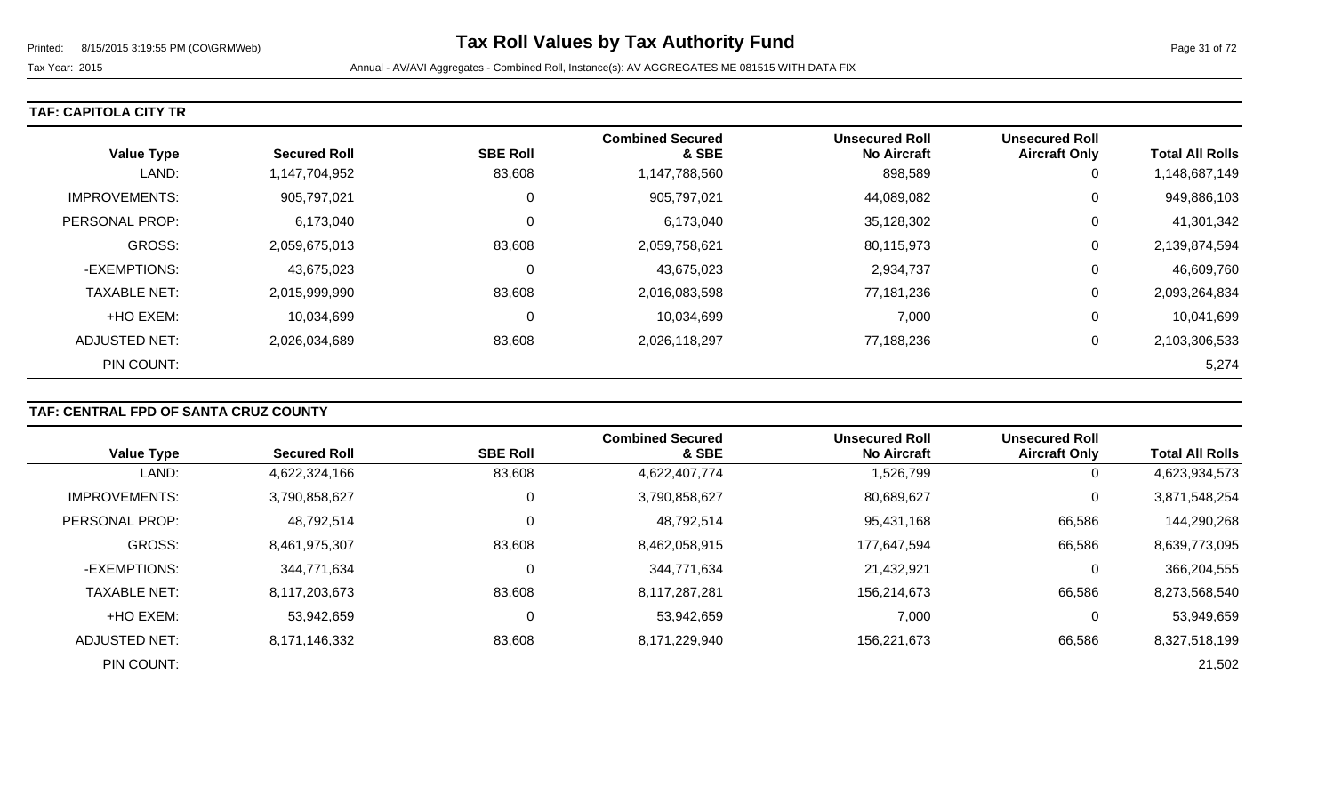# Tax Roll Values by Tax Authority Fund

Tax Year: 2015

Annual - AV/AVI Aggregates - Combined Roll, Instance(s): AV AGGREGATES ME 081515 WITH DATA FIX

## TAF: CAPITOLA CITY TR

| Value Type | Secured Roll | SBE Roll | Combined Secured & SBE | Unsecured Roll No Aircraft | Unsecured Roll Aircraft Only | Total All Rolls |
|---|---|---|---|---|---|---|
| LAND: | 1,147,704,952 | 83,608 | 1,147,788,560 | 898,589 | 0 | 1,148,687,149 |
| IMPROVEMENTS: | 905,797,021 | 0 | 905,797,021 | 44,089,082 | 0 | 949,886,103 |
| PERSONAL PROP: | 6,173,040 | 0 | 6,173,040 | 35,128,302 | 0 | 41,301,342 |
| GROSS: | 2,059,675,013 | 83,608 | 2,059,758,621 | 80,115,973 | 0 | 2,139,874,594 |
| -EXEMPTIONS: | 43,675,023 | 0 | 43,675,023 | 2,934,737 | 0 | 46,609,760 |
| TAXABLE NET: | 2,015,999,990 | 83,608 | 2,016,083,598 | 77,181,236 | 0 | 2,093,264,834 |
| +HO EXEM: | 10,034,699 | 0 | 10,034,699 | 7,000 | 0 | 10,041,699 |
| ADJUSTED NET: | 2,026,034,689 | 83,608 | 2,026,118,297 | 77,188,236 | 0 | 2,103,306,533 |
| PIN COUNT: | | | | | | 5,274 |

## TAF: CENTRAL FPD OF SANTA CRUZ COUNTY

| Value Type | Secured Roll | SBE Roll | Combined Secured & SBE | Unsecured Roll No Aircraft | Unsecured Roll Aircraft Only | Total All Rolls |
|---|---|---|---|---|---|---|
| LAND: | 4,622,324,166 | 83,608 | 4,622,407,774 | 1,526,799 | 0 | 4,623,934,573 |
| IMPROVEMENTS: | 3,790,858,627 | 0 | 3,790,858,627 | 80,689,627 | 0 | 3,871,548,254 |
| PERSONAL PROP: | 48,792,514 | 0 | 48,792,514 | 95,431,168 | 66,586 | 144,290,268 |
| GROSS: | 8,461,975,307 | 83,608 | 8,462,058,915 | 177,647,594 | 66,586 | 8,639,773,095 |
| -EXEMPTIONS: | 344,771,634 | 0 | 344,771,634 | 21,432,921 | 0 | 366,204,555 |
| TAXABLE NET: | 8,117,203,673 | 83,608 | 8,117,287,281 | 156,214,673 | 66,586 | 8,273,568,540 |
| +HO EXEM: | 53,942,659 | 0 | 53,942,659 | 7,000 | 0 | 53,949,659 |
| ADJUSTED NET: | 8,171,146,332 | 83,608 | 8,171,229,940 | 156,221,673 | 66,586 | 8,327,518,199 |
| PIN COUNT: | | | | | | 21,502 |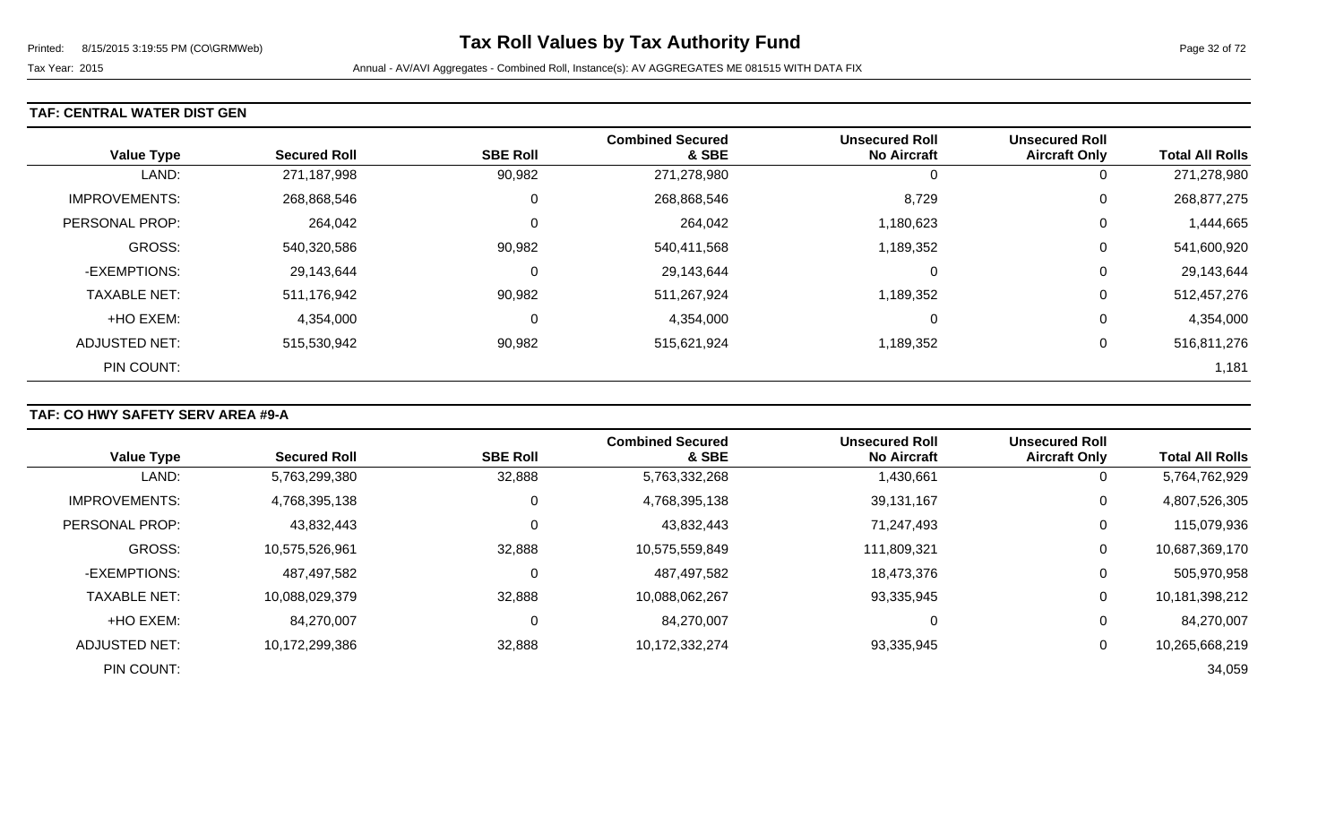# Tax Roll Values by Tax Authority Fund

Tax Year: 2015

Annual - AV/AVI Aggregates - Combined Roll, Instance(s): AV AGGREGATES ME 081515 WITH DATA FIX

## TAF: CENTRAL WATER DIST GEN

| Value Type | Secured Roll | SBE Roll | Combined Secured & SBE | Unsecured Roll No Aircraft | Unsecured Roll Aircraft Only | Total All Rolls |
|---|---|---|---|---|---|---|
| LAND: | 271,187,998 | 90,982 | 271,278,980 | 0 | 0 | 271,278,980 |
| IMPROVEMENTS: | 268,868,546 | 0 | 268,868,546 | 8,729 | 0 | 268,877,275 |
| PERSONAL PROP: | 264,042 | 0 | 264,042 | 1,180,623 | 0 | 1,444,665 |
| GROSS: | 540,320,586 | 90,982 | 540,411,568 | 1,189,352 | 0 | 541,600,920 |
| -EXEMPTIONS: | 29,143,644 | 0 | 29,143,644 | 0 | 0 | 29,143,644 |
| TAXABLE NET: | 511,176,942 | 90,982 | 511,267,924 | 1,189,352 | 0 | 512,457,276 |
| +HO EXEM: | 4,354,000 | 0 | 4,354,000 | 0 | 0 | 4,354,000 |
| ADJUSTED NET: | 515,530,942 | 90,982 | 515,621,924 | 1,189,352 | 0 | 516,811,276 |
| PIN COUNT: | | | | | | 1,181 |

## TAF: CO HWY SAFETY SERV AREA #9-A

| Value Type | Secured Roll | SBE Roll | Combined Secured & SBE | Unsecured Roll No Aircraft | Unsecured Roll Aircraft Only | Total All Rolls |
|---|---|---|---|---|---|---|
| LAND: | 5,763,299,380 | 32,888 | 5,763,332,268 | 1,430,661 | 0 | 5,764,762,929 |
| IMPROVEMENTS: | 4,768,395,138 | 0 | 4,768,395,138 | 39,131,167 | 0 | 4,807,526,305 |
| PERSONAL PROP: | 43,832,443 | 0 | 43,832,443 | 71,247,493 | 0 | 115,079,936 |
| GROSS: | 10,575,526,961 | 32,888 | 10,575,559,849 | 111,809,321 | 0 | 10,687,369,170 |
| -EXEMPTIONS: | 487,497,582 | 0 | 487,497,582 | 18,473,376 | 0 | 505,970,958 |
| TAXABLE NET: | 10,088,029,379 | 32,888 | 10,088,062,267 | 93,335,945 | 0 | 10,181,398,212 |
| +HO EXEM: | 84,270,007 | 0 | 84,270,007 | 0 | 0 | 84,270,007 |
| ADJUSTED NET: | 10,172,299,386 | 32,888 | 10,172,332,274 | 93,335,945 | 0 | 10,265,668,219 |
| PIN COUNT: | | | | | | 34,059 |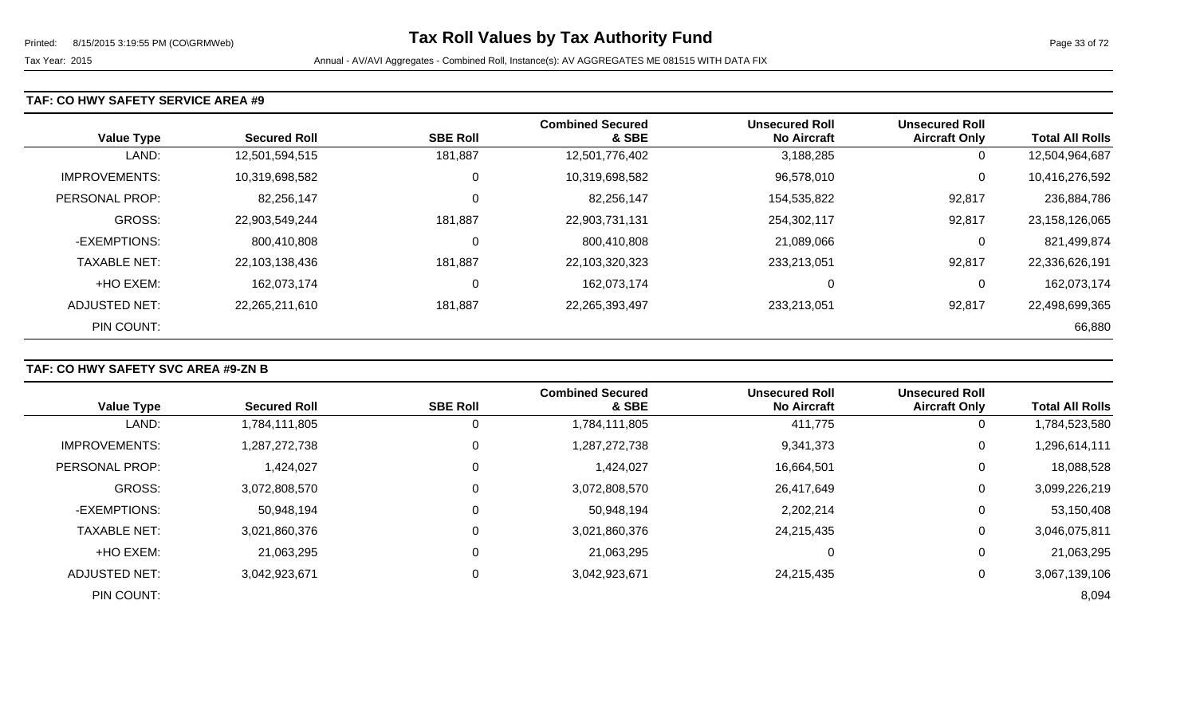# Tax Roll Values by Tax Authority Fund

Printed: 8/15/2015 3:19:55 PM (CO\GRMWeb)

Tax Year: 2015 Annual - AV/AVI Aggregates - Combined Roll, Instance(s): AV AGGREGATES ME 081515 WITH DATA FIX

## TAF: CO HWY SAFETY SERVICE AREA #9

| Value Type | Secured Roll | SBE Roll | Combined Secured & SBE | Unsecured Roll No Aircraft | Unsecured Roll Aircraft Only | Total All Rolls |
|---|---|---|---|---|---|---|
| LAND: | 12,501,594,515 | 181,887 | 12,501,776,402 | 3,188,285 | 0 | 12,504,964,687 |
| IMPROVEMENTS: | 10,319,698,582 | 0 | 10,319,698,582 | 96,578,010 | 0 | 10,416,276,592 |
| PERSONAL PROP: | 82,256,147 | 0 | 82,256,147 | 154,535,822 | 92,817 | 236,884,786 |
| GROSS: | 22,903,549,244 | 181,887 | 22,903,731,131 | 254,302,117 | 92,817 | 23,158,126,065 |
| -EXEMPTIONS: | 800,410,808 | 0 | 800,410,808 | 21,089,066 | 0 | 821,499,874 |
| TAXABLE NET: | 22,103,138,436 | 181,887 | 22,103,320,323 | 233,213,051 | 92,817 | 22,336,626,191 |
| +HO EXEM: | 162,073,174 | 0 | 162,073,174 | 0 | 0 | 162,073,174 |
| ADJUSTED NET: | 22,265,211,610 | 181,887 | 22,265,393,497 | 233,213,051 | 92,817 | 22,498,699,365 |
| PIN COUNT: | | | | | | 66,880 |

## TAF: CO HWY SAFETY SVC AREA #9-ZN B

| Value Type | Secured Roll | SBE Roll | Combined Secured & SBE | Unsecured Roll No Aircraft | Unsecured Roll Aircraft Only | Total All Rolls |
|---|---|---|---|---|---|---|
| LAND: | 1,784,111,805 | 0 | 1,784,111,805 | 411,775 | 0 | 1,784,523,580 |
| IMPROVEMENTS: | 1,287,272,738 | 0 | 1,287,272,738 | 9,341,373 | 0 | 1,296,614,111 |
| PERSONAL PROP: | 1,424,027 | 0 | 1,424,027 | 16,664,501 | 0 | 18,088,528 |
| GROSS: | 3,072,808,570 | 0 | 3,072,808,570 | 26,417,649 | 0 | 3,099,226,219 |
| -EXEMPTIONS: | 50,948,194 | 0 | 50,948,194 | 2,202,214 | 0 | 53,150,408 |
| TAXABLE NET: | 3,021,860,376 | 0 | 3,021,860,376 | 24,215,435 | 0 | 3,046,075,811 |
| +HO EXEM: | 21,063,295 | 0 | 21,063,295 | 0 | 0 | 21,063,295 |
| ADJUSTED NET: | 3,042,923,671 | 0 | 3,042,923,671 | 24,215,435 | 0 | 3,067,139,106 |
| PIN COUNT: | | | | | | 8,094 |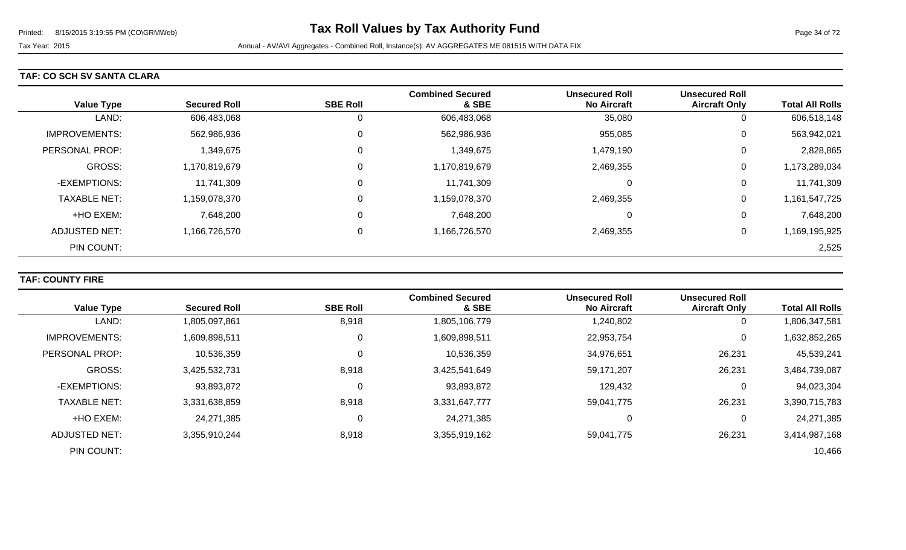# Tax Roll Values by Tax Authority Fund

Tax Year: 2015

Annual - AV/AVI Aggregates - Combined Roll, Instance(s): AV AGGREGATES ME 081515 WITH DATA FIX

## TAF: CO SCH SV SANTA CLARA

| Value Type | Secured Roll | SBE Roll | Combined Secured & SBE | Unsecured Roll No Aircraft | Unsecured Roll Aircraft Only | Total All Rolls |
|---|---|---|---|---|---|---|
| LAND: | 606,483,068 | 0 | 606,483,068 | 35,080 | 0 | 606,518,148 |
| IMPROVEMENTS: | 562,986,936 | 0 | 562,986,936 | 955,085 | 0 | 563,942,021 |
| PERSONAL PROP: | 1,349,675 | 0 | 1,349,675 | 1,479,190 | 0 | 2,828,865 |
| GROSS: | 1,170,819,679 | 0 | 1,170,819,679 | 2,469,355 | 0 | 1,173,289,034 |
| -EXEMPTIONS: | 11,741,309 | 0 | 11,741,309 | 0 | 0 | 11,741,309 |
| TAXABLE NET: | 1,159,078,370 | 0 | 1,159,078,370 | 2,469,355 | 0 | 1,161,547,725 |
| +HO EXEM: | 7,648,200 | 0 | 7,648,200 | 0 | 0 | 7,648,200 |
| ADJUSTED NET: | 1,166,726,570 | 0 | 1,166,726,570 | 2,469,355 | 0 | 1,169,195,925 |
| PIN COUNT: | | | | | | 2,525 |

## TAF: COUNTY FIRE

| Value Type | Secured Roll | SBE Roll | Combined Secured & SBE | Unsecured Roll No Aircraft | Unsecured Roll Aircraft Only | Total All Rolls |
|---|---|---|---|---|---|---|
| LAND: | 1,805,097,861 | 8,918 | 1,805,106,779 | 1,240,802 | 0 | 1,806,347,581 |
| IMPROVEMENTS: | 1,609,898,511 | 0 | 1,609,898,511 | 22,953,754 | 0 | 1,632,852,265 |
| PERSONAL PROP: | 10,536,359 | 0 | 10,536,359 | 34,976,651 | 26,231 | 45,539,241 |
| GROSS: | 3,425,532,731 | 8,918 | 3,425,541,649 | 59,171,207 | 26,231 | 3,484,739,087 |
| -EXEMPTIONS: | 93,893,872 | 0 | 93,893,872 | 129,432 | 0 | 94,023,304 |
| TAXABLE NET: | 3,331,638,859 | 8,918 | 3,331,647,777 | 59,041,775 | 26,231 | 3,390,715,783 |
| +HO EXEM: | 24,271,385 | 0 | 24,271,385 | 0 | 0 | 24,271,385 |
| ADJUSTED NET: | 3,355,910,244 | 8,918 | 3,355,919,162 | 59,041,775 | 26,231 | 3,414,987,168 |
| PIN COUNT: | | | | | | 10,466 |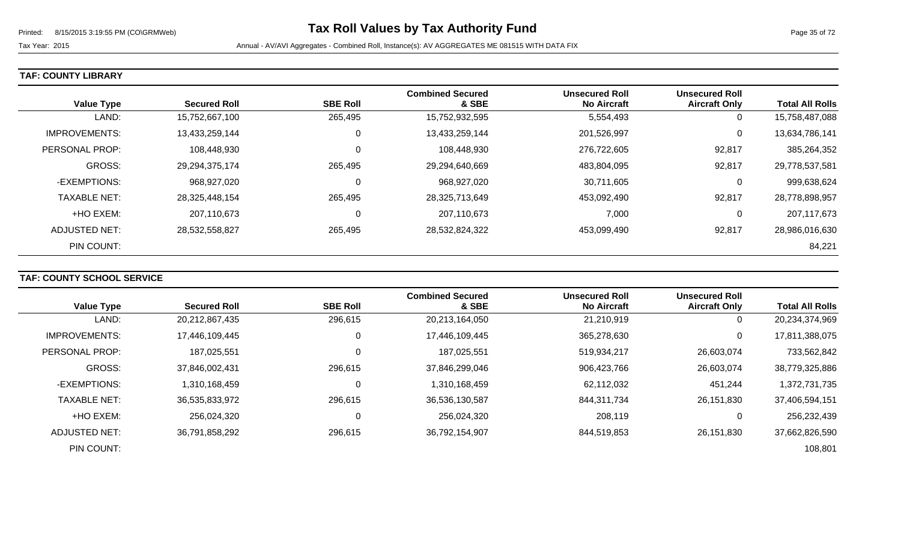**TAF: COUNTY LIBRARY**

| Value Type | Secured Roll | SBE Roll | Combined Secured & SBE | Unsecured Roll No Aircraft | Unsecured Roll Aircraft Only | Total All Rolls |
|---|---|---|---|---|---|---|
| LAND: | 15,752,667,100 | 265,495 | 15,752,932,595 | 5,554,493 | 0 | 15,758,487,088 |
| IMPROVEMENTS: | 13,433,259,144 | 0 | 13,433,259,144 | 201,526,997 | 0 | 13,634,786,141 |
| PERSONAL PROP: | 108,448,930 | 0 | 108,448,930 | 276,722,605 | 92,817 | 385,264,352 |
| GROSS: | 29,294,375,174 | 265,495 | 29,294,640,669 | 483,804,095 | 92,817 | 29,778,537,581 |
| -EXEMPTIONS: | 968,927,020 | 0 | 968,927,020 | 30,711,605 | 0 | 999,638,624 |
| TAXABLE NET: | 28,325,448,154 | 265,495 | 28,325,713,649 | 453,092,490 | 92,817 | 28,778,898,957 |
| +HO EXEM: | 207,110,673 | 0 | 207,110,673 | 7,000 | 0 | 207,117,673 |
| ADJUSTED NET: | 28,532,558,827 | 265,495 | 28,532,824,322 | 453,099,490 | 92,817 | 28,986,016,630 |
| PIN COUNT: | | | | | | 84,221 |

**TAF: COUNTY SCHOOL SERVICE**

| Value Type | Secured Roll | SBE Roll | Combined Secured & SBE | Unsecured Roll No Aircraft | Unsecured Roll Aircraft Only | Total All Rolls |
|---|---|---|---|---|---|---|
| LAND: | 20,212,867,435 | 296,615 | 20,213,164,050 | 21,210,919 | 0 | 20,234,374,969 |
| IMPROVEMENTS: | 17,446,109,445 | 0 | 17,446,109,445 | 365,278,630 | 0 | 17,811,388,075 |
| PERSONAL PROP: | 187,025,551 | 0 | 187,025,551 | 519,934,217 | 26,603,074 | 733,562,842 |
| GROSS: | 37,846,002,431 | 296,615 | 37,846,299,046 | 906,423,766 | 26,603,074 | 38,779,325,886 |
| -EXEMPTIONS: | 1,310,168,459 | 0 | 1,310,168,459 | 62,112,032 | 451,244 | 1,372,731,735 |
| TAXABLE NET: | 36,535,833,972 | 296,615 | 36,536,130,587 | 844,311,734 | 26,151,830 | 37,406,594,151 |
| +HO EXEM: | 256,024,320 | 0 | 256,024,320 | 208,119 | 0 | 256,232,439 |
| ADJUSTED NET: | 36,791,858,292 | 296,615 | 36,792,154,907 | 844,519,853 | 26,151,830 | 37,662,826,590 |
| PIN COUNT: | | | | | | 108,801 |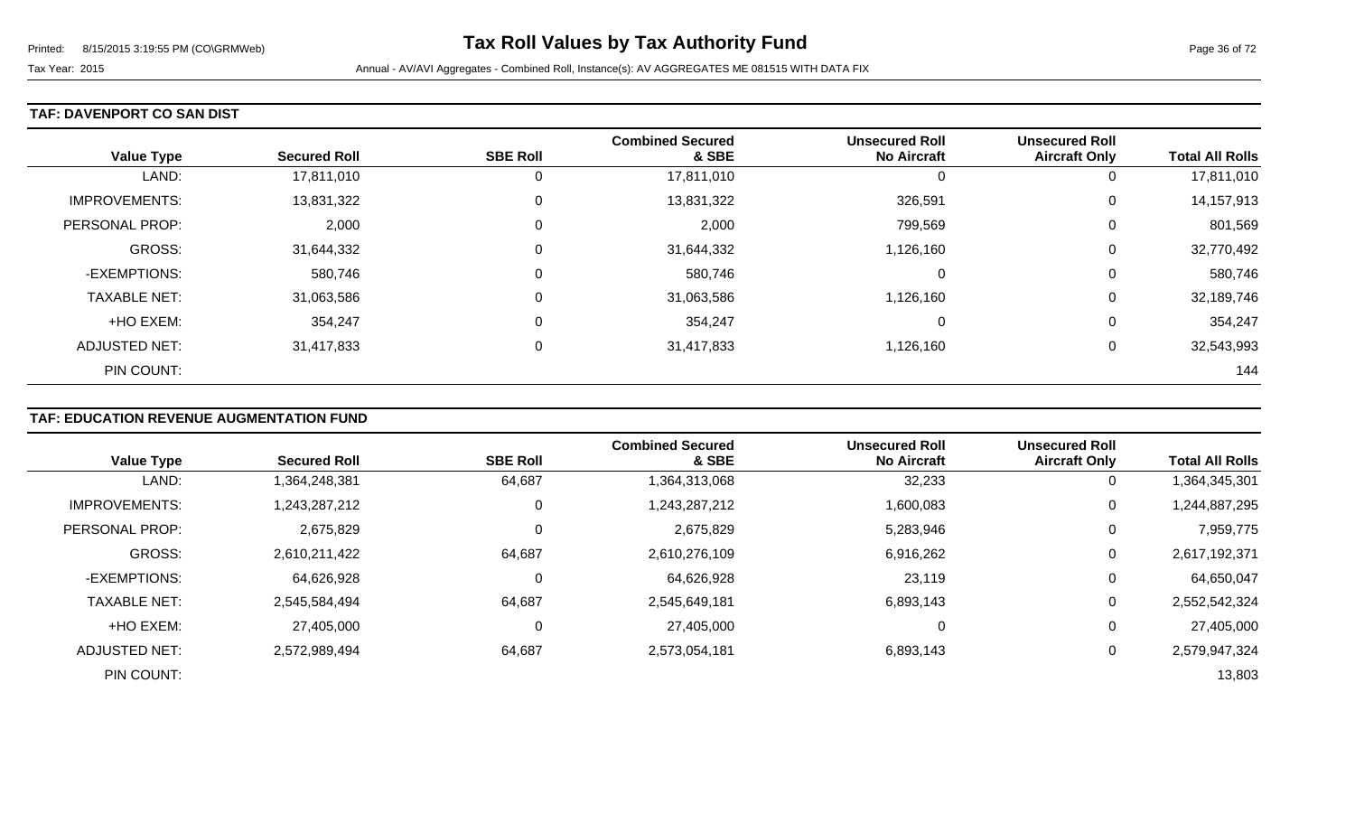**Tax Roll Values by Tax Authority Fund**

Tax Year: 2015 — Annual - AV/AVI Aggregates - Combined Roll, Instance(s): AV AGGREGATES ME 081515 WITH DATA FIX

Printed: 8/15/2015 3:19:55 PM (CO\GRMWeb)

### TAF: DAVENPORT CO SAN DIST

| Value Type | Secured Roll | SBE Roll | Combined Secured & SBE | Unsecured Roll No Aircraft | Unsecured Roll Aircraft Only | Total All Rolls |
|---|---|---|---|---|---|---|
| LAND: | 17,811,010 | 0 | 17,811,010 | 0 | 0 | 17,811,010 |
| IMPROVEMENTS: | 13,831,322 | 0 | 13,831,322 | 326,591 | 0 | 14,157,913 |
| PERSONAL PROP: | 2,000 | 0 | 2,000 | 799,569 | 0 | 801,569 |
| GROSS: | 31,644,332 | 0 | 31,644,332 | 1,126,160 | 0 | 32,770,492 |
| -EXEMPTIONS: | 580,746 | 0 | 580,746 | 0 | 0 | 580,746 |
| TAXABLE NET: | 31,063,586 | 0 | 31,063,586 | 1,126,160 | 0 | 32,189,746 |
| +HO EXEM: | 354,247 | 0 | 354,247 | 0 | 0 | 354,247 |
| ADJUSTED NET: | 31,417,833 | 0 | 31,417,833 | 1,126,160 | 0 | 32,543,993 |
| PIN COUNT: | | | | | | 144 |

### TAF: EDUCATION REVENUE AUGMENTATION FUND

| Value Type | Secured Roll | SBE Roll | Combined Secured & SBE | Unsecured Roll No Aircraft | Unsecured Roll Aircraft Only | Total All Rolls |
|---|---|---|---|---|---|---|
| LAND: | 1,364,248,381 | 64,687 | 1,364,313,068 | 32,233 | 0 | 1,364,345,301 |
| IMPROVEMENTS: | 1,243,287,212 | 0 | 1,243,287,212 | 1,600,083 | 0 | 1,244,887,295 |
| PERSONAL PROP: | 2,675,829 | 0 | 2,675,829 | 5,283,946 | 0 | 7,959,775 |
| GROSS: | 2,610,211,422 | 64,687 | 2,610,276,109 | 6,916,262 | 0 | 2,617,192,371 |
| -EXEMPTIONS: | 64,626,928 | 0 | 64,626,928 | 23,119 | 0 | 64,650,047 |
| TAXABLE NET: | 2,545,584,494 | 64,687 | 2,545,649,181 | 6,893,143 | 0 | 2,552,542,324 |
| +HO EXEM: | 27,405,000 | 0 | 27,405,000 | 0 | 0 | 27,405,000 |
| ADJUSTED NET: | 2,572,989,494 | 64,687 | 2,573,054,181 | 6,893,143 | 0 | 2,579,947,324 |
| PIN COUNT: | | | | | | 13,803 |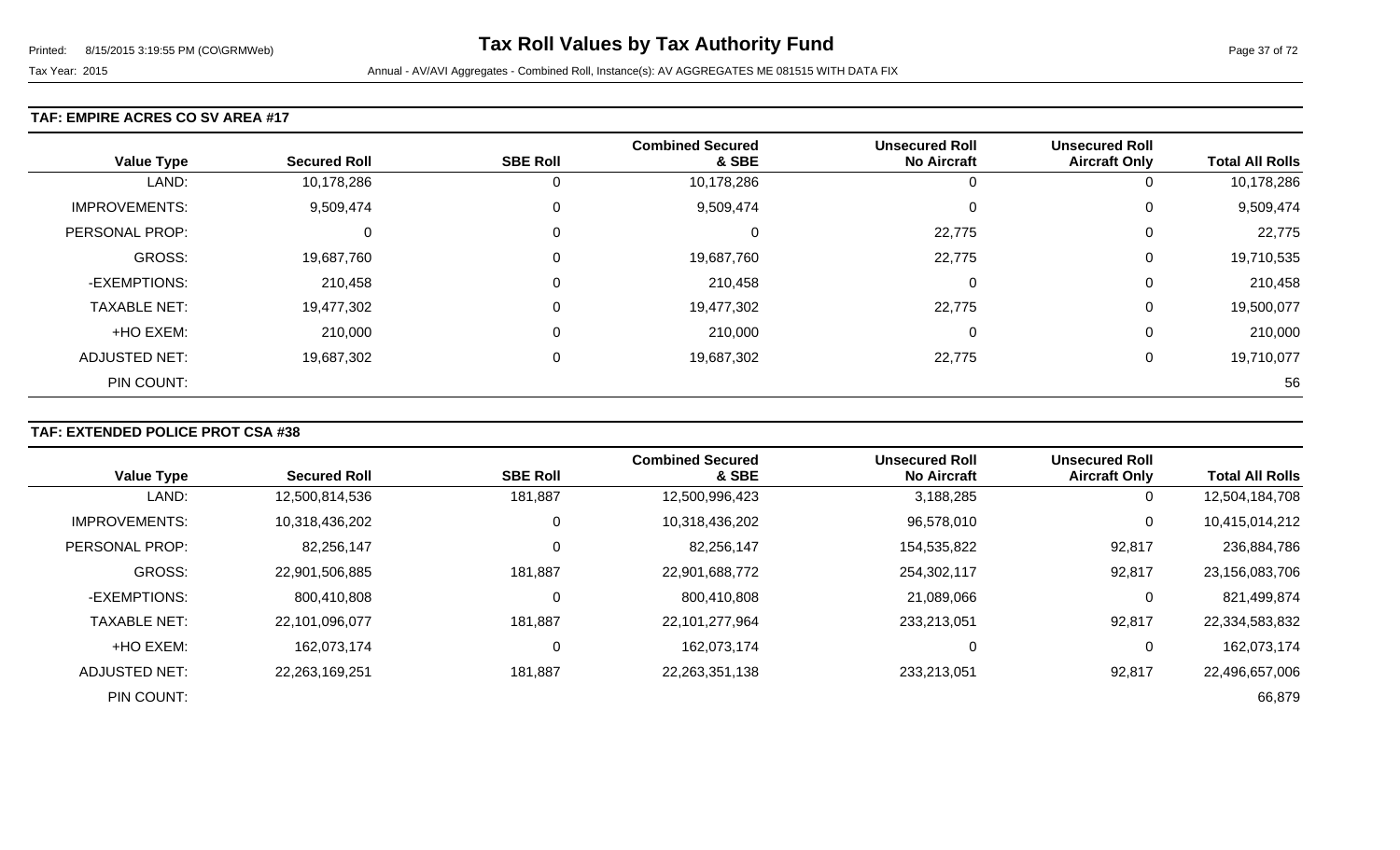# Tax Roll Values by Tax Authority Fund

Tax Year: 2015

Annual - AV/AVI Aggregates - Combined Roll, Instance(s): AV AGGREGATES ME 081515 WITH DATA FIX

### TAF: EMPIRE ACRES CO SV AREA #17

| Value Type | Secured Roll | SBE Roll | Combined Secured & SBE | Unsecured Roll No Aircraft | Unsecured Roll Aircraft Only | Total All Rolls |
|---|---|---|---|---|---|---|
| LAND: | 10,178,286 | 0 | 10,178,286 | 0 | 0 | 10,178,286 |
| IMPROVEMENTS: | 9,509,474 | 0 | 9,509,474 | 0 | 0 | 9,509,474 |
| PERSONAL PROP: | 0 | 0 | 0 | 22,775 | 0 | 22,775 |
| GROSS: | 19,687,760 | 0 | 19,687,760 | 22,775 | 0 | 19,710,535 |
| -EXEMPTIONS: | 210,458 | 0 | 210,458 | 0 | 0 | 210,458 |
| TAXABLE NET: | 19,477,302 | 0 | 19,477,302 | 22,775 | 0 | 19,500,077 |
| +HO EXEM: | 210,000 | 0 | 210,000 | 0 | 0 | 210,000 |
| ADJUSTED NET: | 19,687,302 | 0 | 19,687,302 | 22,775 | 0 | 19,710,077 |
| PIN COUNT: | | | | | | 56 |

### TAF: EXTENDED POLICE PROT CSA #38

| Value Type | Secured Roll | SBE Roll | Combined Secured & SBE | Unsecured Roll No Aircraft | Unsecured Roll Aircraft Only | Total All Rolls |
|---|---|---|---|---|---|---|
| LAND: | 12,500,814,536 | 181,887 | 12,500,996,423 | 3,188,285 | 0 | 12,504,184,708 |
| IMPROVEMENTS: | 10,318,436,202 | 0 | 10,318,436,202 | 96,578,010 | 0 | 10,415,014,212 |
| PERSONAL PROP: | 82,256,147 | 0 | 82,256,147 | 154,535,822 | 92,817 | 236,884,786 |
| GROSS: | 22,901,506,885 | 181,887 | 22,901,688,772 | 254,302,117 | 92,817 | 23,156,083,706 |
| -EXEMPTIONS: | 800,410,808 | 0 | 800,410,808 | 21,089,066 | 0 | 821,499,874 |
| TAXABLE NET: | 22,101,096,077 | 181,887 | 22,101,277,964 | 233,213,051 | 92,817 | 22,334,583,832 |
| +HO EXEM: | 162,073,174 | 0 | 162,073,174 | 0 | 0 | 162,073,174 |
| ADJUSTED NET: | 22,263,169,251 | 181,887 | 22,263,351,138 | 233,213,051 | 92,817 | 22,496,657,006 |
| PIN COUNT: | | | | | | 66,879 |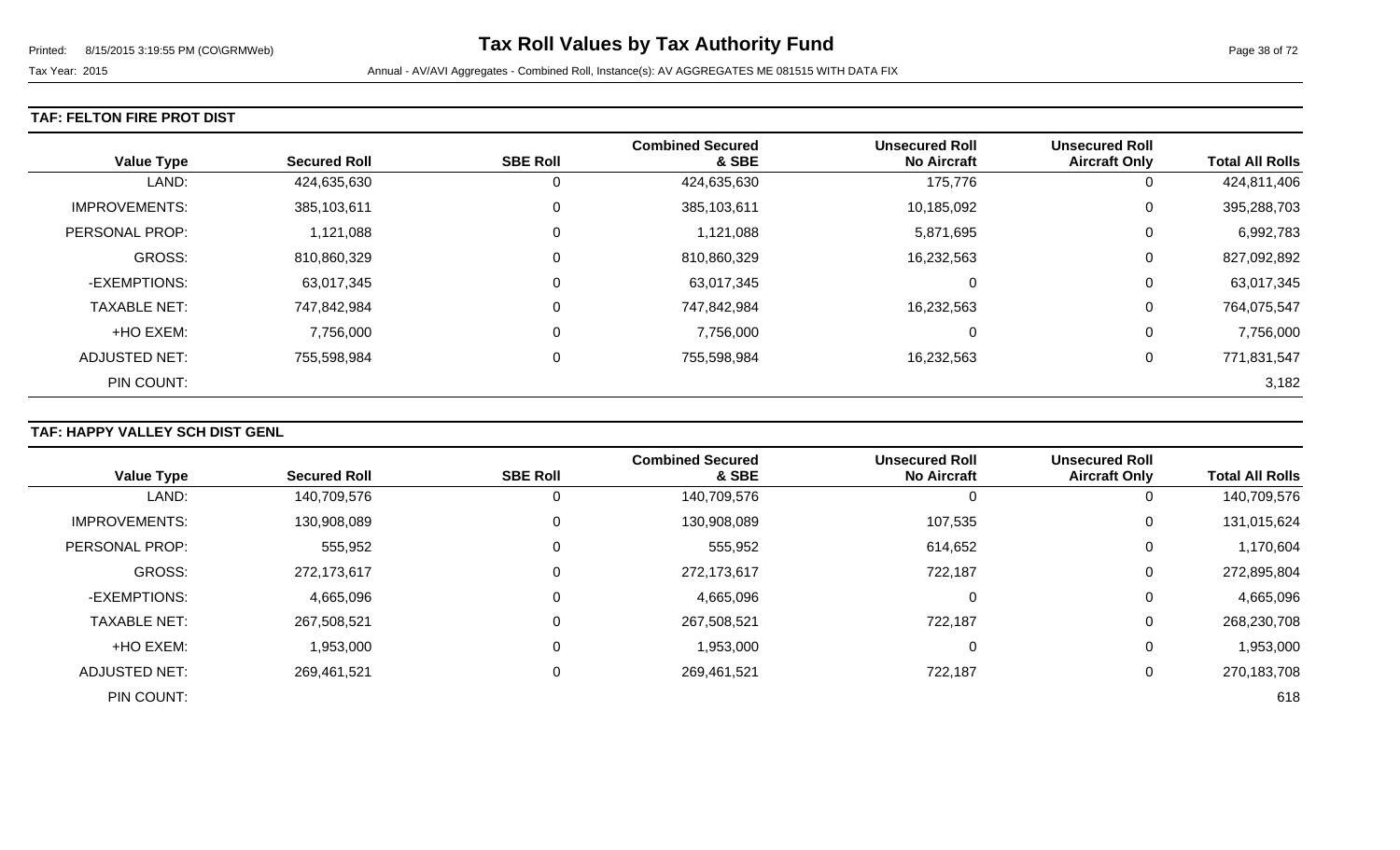# Tax Roll Values by Tax Authority Fund

Tax Year: 2015

Annual - AV/AVI Aggregates - Combined Roll, Instance(s): AV AGGREGATES ME 081515 WITH DATA FIX

## TAF: FELTON FIRE PROT DIST

| Value Type | Secured Roll | SBE Roll | Combined Secured & SBE | Unsecured Roll No Aircraft | Unsecured Roll Aircraft Only | Total All Rolls |
|---|---|---|---|---|---|---|
| LAND: | 424,635,630 | 0 | 424,635,630 | 175,776 | 0 | 424,811,406 |
| IMPROVEMENTS: | 385,103,611 | 0 | 385,103,611 | 10,185,092 | 0 | 395,288,703 |
| PERSONAL PROP: | 1,121,088 | 0 | 1,121,088 | 5,871,695 | 0 | 6,992,783 |
| GROSS: | 810,860,329 | 0 | 810,860,329 | 16,232,563 | 0 | 827,092,892 |
| -EXEMPTIONS: | 63,017,345 | 0 | 63,017,345 | 0 | 0 | 63,017,345 |
| TAXABLE NET: | 747,842,984 | 0 | 747,842,984 | 16,232,563 | 0 | 764,075,547 |
| +HO EXEM: | 7,756,000 | 0 | 7,756,000 | 0 | 0 | 7,756,000 |
| ADJUSTED NET: | 755,598,984 | 0 | 755,598,984 | 16,232,563 | 0 | 771,831,547 |
| PIN COUNT: | | | | | | 3,182 |

## TAF: HAPPY VALLEY SCH DIST GENL

| Value Type | Secured Roll | SBE Roll | Combined Secured & SBE | Unsecured Roll No Aircraft | Unsecured Roll Aircraft Only | Total All Rolls |
|---|---|---|---|---|---|---|
| LAND: | 140,709,576 | 0 | 140,709,576 | 0 | 0 | 140,709,576 |
| IMPROVEMENTS: | 130,908,089 | 0 | 130,908,089 | 107,535 | 0 | 131,015,624 |
| PERSONAL PROP: | 555,952 | 0 | 555,952 | 614,652 | 0 | 1,170,604 |
| GROSS: | 272,173,617 | 0 | 272,173,617 | 722,187 | 0 | 272,895,804 |
| -EXEMPTIONS: | 4,665,096 | 0 | 4,665,096 | 0 | 0 | 4,665,096 |
| TAXABLE NET: | 267,508,521 | 0 | 267,508,521 | 722,187 | 0 | 268,230,708 |
| +HO EXEM: | 1,953,000 | 0 | 1,953,000 | 0 | 0 | 1,953,000 |
| ADJUSTED NET: | 269,461,521 | 0 | 269,461,521 | 722,187 | 0 | 270,183,708 |
| PIN COUNT: | | | | | | 618 |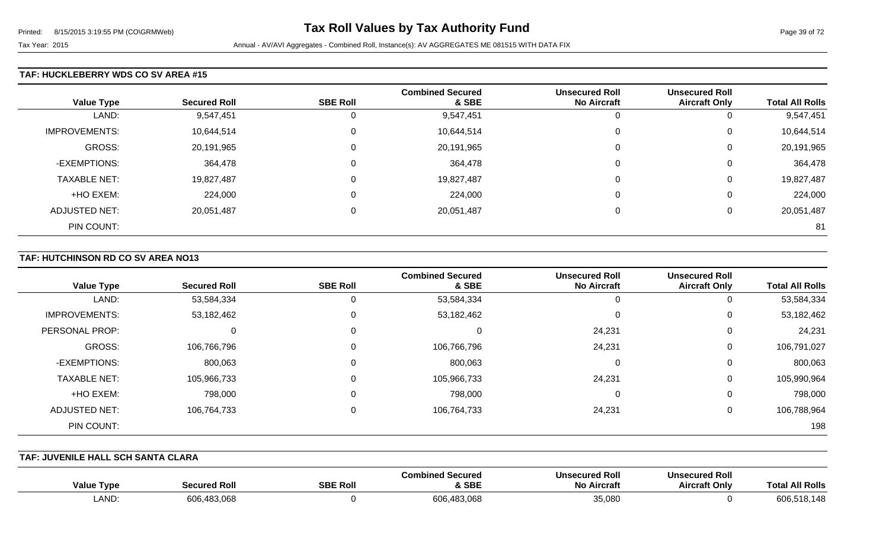## TAF: HUCKLEBERRY WDS CO SV AREA #15

| Value Type | Secured Roll | SBE Roll | Combined Secured & SBE | Unsecured Roll No Aircraft | Unsecured Roll Aircraft Only | Total All Rolls |
|---|---|---|---|---|---|---|
| LAND: | 9,547,451 | 0 | 9,547,451 | 0 | 0 | 9,547,451 |
| IMPROVEMENTS: | 10,644,514 | 0 | 10,644,514 | 0 | 0 | 10,644,514 |
| GROSS: | 20,191,965 | 0 | 20,191,965 | 0 | 0 | 20,191,965 |
| -EXEMPTIONS: | 364,478 | 0 | 364,478 | 0 | 0 | 364,478 |
| TAXABLE NET: | 19,827,487 | 0 | 19,827,487 | 0 | 0 | 19,827,487 |
| +HO EXEM: | 224,000 | 0 | 224,000 | 0 | 0 | 224,000 |
| ADJUSTED NET: | 20,051,487 | 0 | 20,051,487 | 0 | 0 | 20,051,487 |
| PIN COUNT: | | | | | | 81 |

## TAF: HUTCHINSON RD CO SV AREA NO13

| Value Type | Secured Roll | SBE Roll | Combined Secured & SBE | Unsecured Roll No Aircraft | Unsecured Roll Aircraft Only | Total All Rolls |
|---|---|---|---|---|---|---|
| LAND: | 53,584,334 | 0 | 53,584,334 | 0 | 0 | 53,584,334 |
| IMPROVEMENTS: | 53,182,462 | 0 | 53,182,462 | 0 | 0 | 53,182,462 |
| PERSONAL PROP: | 0 | 0 | 0 | 24,231 | 0 | 24,231 |
| GROSS: | 106,766,796 | 0 | 106,766,796 | 24,231 | 0 | 106,791,027 |
| -EXEMPTIONS: | 800,063 | 0 | 800,063 | 0 | 0 | 800,063 |
| TAXABLE NET: | 105,966,733 | 0 | 105,966,733 | 24,231 | 0 | 105,990,964 |
| +HO EXEM: | 798,000 | 0 | 798,000 | 0 | 0 | 798,000 |
| ADJUSTED NET: | 106,764,733 | 0 | 106,764,733 | 24,231 | 0 | 106,788,964 |
| PIN COUNT: | | | | | | 198 |

## TAF: JUVENILE HALL SCH SANTA CLARA

| Value Type | Secured Roll | SBE Roll | Combined Secured & SBE | Unsecured Roll No Aircraft | Unsecured Roll Aircraft Only | Total All Rolls |
|---|---|---|---|---|---|---|
| LAND: | 606,483,068 | 0 | 606,483,068 | 35,080 | 0 | 606,518,148 |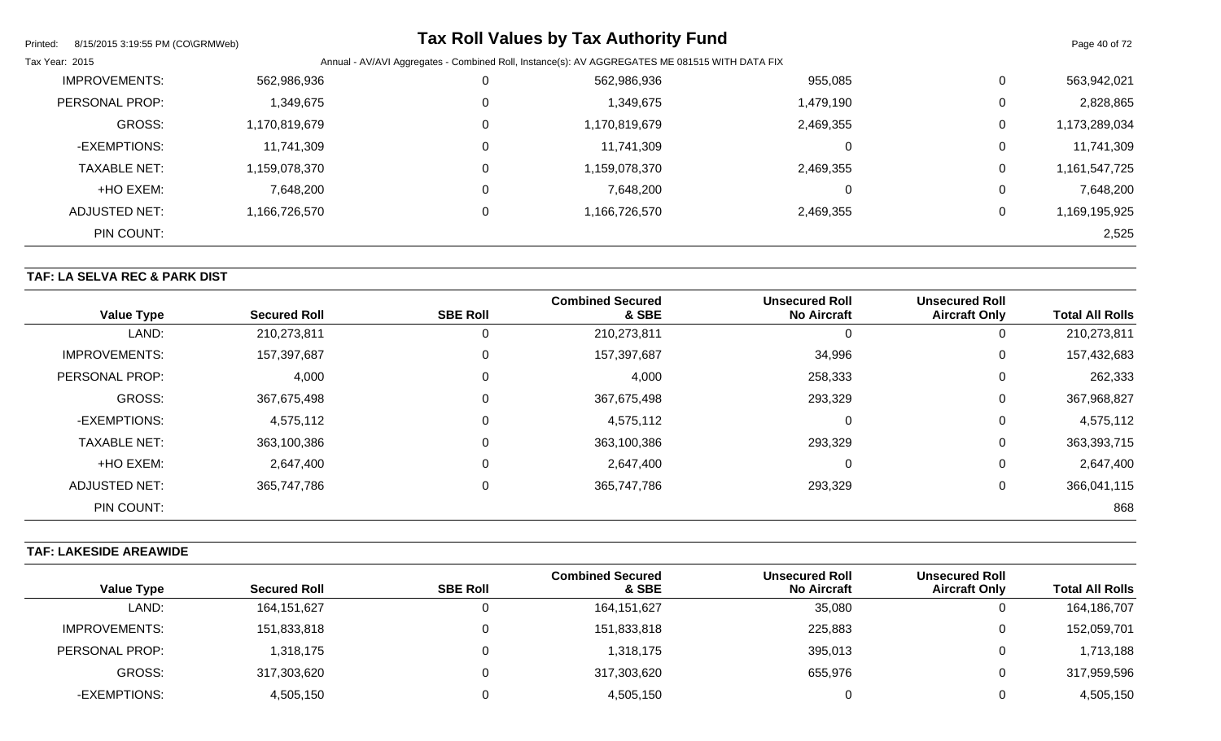Tax Roll Values by Tax Authority Fund

Tax Year: 2015 — Annual - AV/AVI Aggregates - Combined Roll, Instance(s): AV AGGREGATES ME 081515 WITH DATA FIX

| Value Type | Secured Roll | SBE Roll | Combined Secured & SBE | Unsecured Roll No Aircraft | Unsecured Roll Aircraft Only | Total All Rolls |
|---|---|---|---|---|---|---|
| IMPROVEMENTS: | 562,986,936 | 0 | 562,986,936 | 955,085 | 0 | 563,942,021 |
| PERSONAL PROP: | 1,349,675 | 0 | 1,349,675 | 1,479,190 | 0 | 2,828,865 |
| GROSS: | 1,170,819,679 | 0 | 1,170,819,679 | 2,469,355 | 0 | 1,173,289,034 |
| -EXEMPTIONS: | 11,741,309 | 0 | 11,741,309 | 0 | 0 | 11,741,309 |
| TAXABLE NET: | 1,159,078,370 | 0 | 1,159,078,370 | 2,469,355 | 0 | 1,161,547,725 |
| +HO EXEM: | 7,648,200 | 0 | 7,648,200 | 0 | 0 | 7,648,200 |
| ADJUSTED NET: | 1,166,726,570 | 0 | 1,166,726,570 | 2,469,355 | 0 | 1,169,195,925 |
| PIN COUNT: | | | | | | 2,525 |

## TAF: LA SELVA REC & PARK DIST

| Value Type | Secured Roll | SBE Roll | Combined Secured & SBE | Unsecured Roll No Aircraft | Unsecured Roll Aircraft Only | Total All Rolls |
|---|---|---|---|---|---|---|
| LAND: | 210,273,811 | 0 | 210,273,811 | 0 | 0 | 210,273,811 |
| IMPROVEMENTS: | 157,397,687 | 0 | 157,397,687 | 34,996 | 0 | 157,432,683 |
| PERSONAL PROP: | 4,000 | 0 | 4,000 | 258,333 | 0 | 262,333 |
| GROSS: | 367,675,498 | 0 | 367,675,498 | 293,329 | 0 | 367,968,827 |
| -EXEMPTIONS: | 4,575,112 | 0 | 4,575,112 | 0 | 0 | 4,575,112 |
| TAXABLE NET: | 363,100,386 | 0 | 363,100,386 | 293,329 | 0 | 363,393,715 |
| +HO EXEM: | 2,647,400 | 0 | 2,647,400 | 0 | 0 | 2,647,400 |
| ADJUSTED NET: | 365,747,786 | 0 | 365,747,786 | 293,329 | 0 | 366,041,115 |
| PIN COUNT: | | | | | | 868 |

## TAF: LAKESIDE AREAWIDE

| Value Type | Secured Roll | SBE Roll | Combined Secured & SBE | Unsecured Roll No Aircraft | Unsecured Roll Aircraft Only | Total All Rolls |
|---|---|---|---|---|---|---|
| LAND: | 164,151,627 | 0 | 164,151,627 | 35,080 | 0 | 164,186,707 |
| IMPROVEMENTS: | 151,833,818 | 0 | 151,833,818 | 225,883 | 0 | 152,059,701 |
| PERSONAL PROP: | 1,318,175 | 0 | 1,318,175 | 395,013 | 0 | 1,713,188 |
| GROSS: | 317,303,620 | 0 | 317,303,620 | 655,976 | 0 | 317,959,596 |
| -EXEMPTIONS: | 4,505,150 | 0 | 4,505,150 | 0 | 0 | 4,505,150 |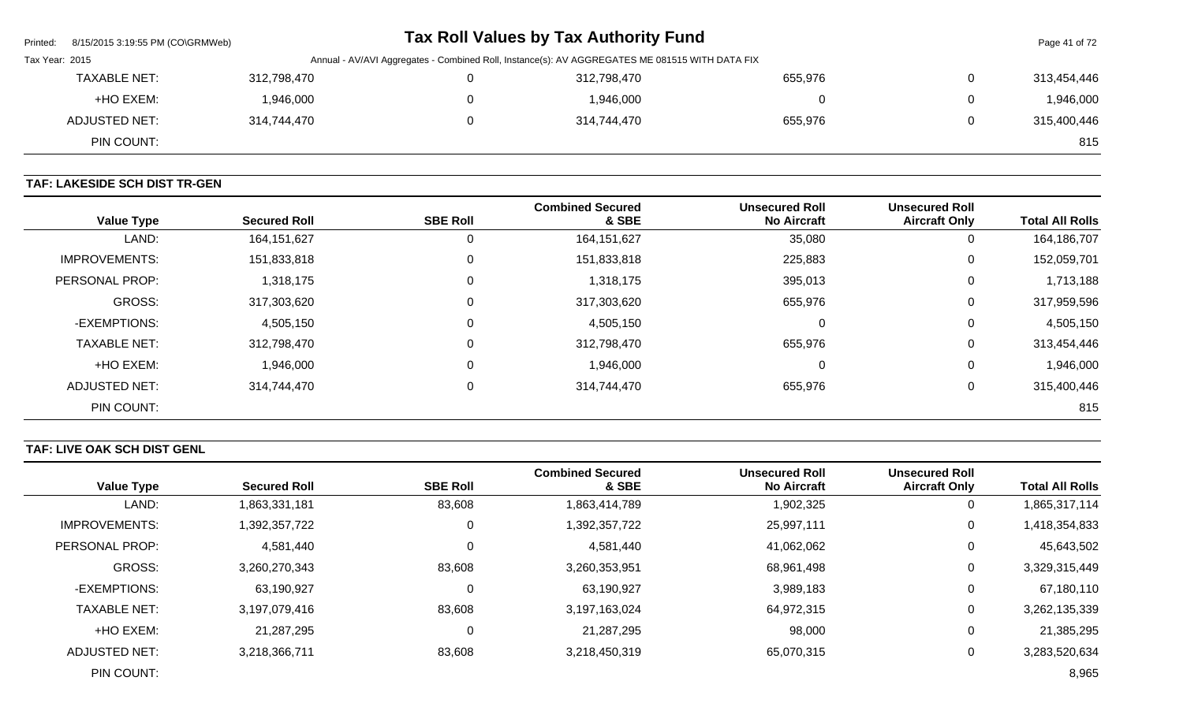| | | | | | |
|---|---|---|---|---|---|
| TAXABLE NET: | 312,798,470 | 0 | 312,798,470 | 655,976 | 0 | 313,454,446 |
| +HO EXEM: | 1,946,000 | 0 | 1,946,000 | 0 | 0 | 1,946,000 |
| ADJUSTED NET: | 314,744,470 | 0 | 314,744,470 | 655,976 | 0 | 315,400,446 |
| PIN COUNT: | | | | | | 815 |

**TAF: LAKESIDE SCH DIST TR-GEN**

| Value Type | Secured Roll | SBE Roll | Combined Secured & SBE | Unsecured Roll No Aircraft | Unsecured Roll Aircraft Only | Total All Rolls |
|---|---|---|---|---|---|---|
| LAND: | 164,151,627 | 0 | 164,151,627 | 35,080 | 0 | 164,186,707 |
| IMPROVEMENTS: | 151,833,818 | 0 | 151,833,818 | 225,883 | 0 | 152,059,701 |
| PERSONAL PROP: | 1,318,175 | 0 | 1,318,175 | 395,013 | 0 | 1,713,188 |
| GROSS: | 317,303,620 | 0 | 317,303,620 | 655,976 | 0 | 317,959,596 |
| -EXEMPTIONS: | 4,505,150 | 0 | 4,505,150 | 0 | 0 | 4,505,150 |
| TAXABLE NET: | 312,798,470 | 0 | 312,798,470 | 655,976 | 0 | 313,454,446 |
| +HO EXEM: | 1,946,000 | 0 | 1,946,000 | 0 | 0 | 1,946,000 |
| ADJUSTED NET: | 314,744,470 | 0 | 314,744,470 | 655,976 | 0 | 315,400,446 |
| PIN COUNT: | | | | | | 815 |

**TAF: LIVE OAK SCH DIST GENL**

| Value Type | Secured Roll | SBE Roll | Combined Secured & SBE | Unsecured Roll No Aircraft | Unsecured Roll Aircraft Only | Total All Rolls |
|---|---|---|---|---|---|---|
| LAND: | 1,863,331,181 | 83,608 | 1,863,414,789 | 1,902,325 | 0 | 1,865,317,114 |
| IMPROVEMENTS: | 1,392,357,722 | 0 | 1,392,357,722 | 25,997,111 | 0 | 1,418,354,833 |
| PERSONAL PROP: | 4,581,440 | 0 | 4,581,440 | 41,062,062 | 0 | 45,643,502 |
| GROSS: | 3,260,270,343 | 83,608 | 3,260,353,951 | 68,961,498 | 0 | 3,329,315,449 |
| -EXEMPTIONS: | 63,190,927 | 0 | 63,190,927 | 3,989,183 | 0 | 67,180,110 |
| TAXABLE NET: | 3,197,079,416 | 83,608 | 3,197,163,024 | 64,972,315 | 0 | 3,262,135,339 |
| +HO EXEM: | 21,287,295 | 0 | 21,287,295 | 98,000 | 0 | 21,385,295 |
| ADJUSTED NET: | 3,218,366,711 | 83,608 | 3,218,450,319 | 65,070,315 | 0 | 3,283,520,634 |
| PIN COUNT: | | | | | | 8,965 |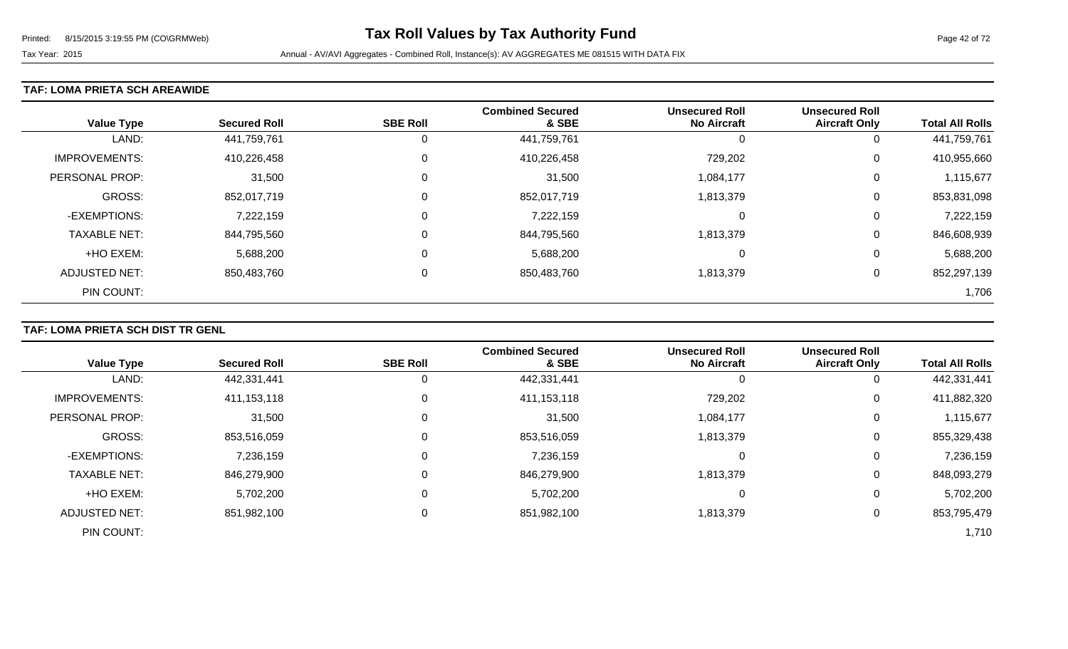# Tax Roll Values by Tax Authority Fund

Tax Year: 2015

Annual - AV/AVI Aggregates - Combined Roll, Instance(s): AV AGGREGATES ME 081515 WITH DATA FIX

## TAF: LOMA PRIETA SCH AREAWIDE

| Value Type | Secured Roll | SBE Roll | Combined Secured & SBE | Unsecured Roll No Aircraft | Unsecured Roll Aircraft Only | Total All Rolls |
|---|---|---|---|---|---|---|
| LAND: | 441,759,761 | 0 | 441,759,761 | 0 | 0 | 441,759,761 |
| IMPROVEMENTS: | 410,226,458 | 0 | 410,226,458 | 729,202 | 0 | 410,955,660 |
| PERSONAL PROP: | 31,500 | 0 | 31,500 | 1,084,177 | 0 | 1,115,677 |
| GROSS: | 852,017,719 | 0 | 852,017,719 | 1,813,379 | 0 | 853,831,098 |
| -EXEMPTIONS: | 7,222,159 | 0 | 7,222,159 | 0 | 0 | 7,222,159 |
| TAXABLE NET: | 844,795,560 | 0 | 844,795,560 | 1,813,379 | 0 | 846,608,939 |
| +HO EXEM: | 5,688,200 | 0 | 5,688,200 | 0 | 0 | 5,688,200 |
| ADJUSTED NET: | 850,483,760 | 0 | 850,483,760 | 1,813,379 | 0 | 852,297,139 |
| PIN COUNT: | | | | | | 1,706 |

## TAF: LOMA PRIETA SCH DIST TR GENL

| Value Type | Secured Roll | SBE Roll | Combined Secured & SBE | Unsecured Roll No Aircraft | Unsecured Roll Aircraft Only | Total All Rolls |
|---|---|---|---|---|---|---|
| LAND: | 442,331,441 | 0 | 442,331,441 | 0 | 0 | 442,331,441 |
| IMPROVEMENTS: | 411,153,118 | 0 | 411,153,118 | 729,202 | 0 | 411,882,320 |
| PERSONAL PROP: | 31,500 | 0 | 31,500 | 1,084,177 | 0 | 1,115,677 |
| GROSS: | 853,516,059 | 0 | 853,516,059 | 1,813,379 | 0 | 855,329,438 |
| -EXEMPTIONS: | 7,236,159 | 0 | 7,236,159 | 0 | 0 | 7,236,159 |
| TAXABLE NET: | 846,279,900 | 0 | 846,279,900 | 1,813,379 | 0 | 848,093,279 |
| +HO EXEM: | 5,702,200 | 0 | 5,702,200 | 0 | 0 | 5,702,200 |
| ADJUSTED NET: | 851,982,100 | 0 | 851,982,100 | 1,813,379 | 0 | 853,795,479 |
| PIN COUNT: | | | | | | 1,710 |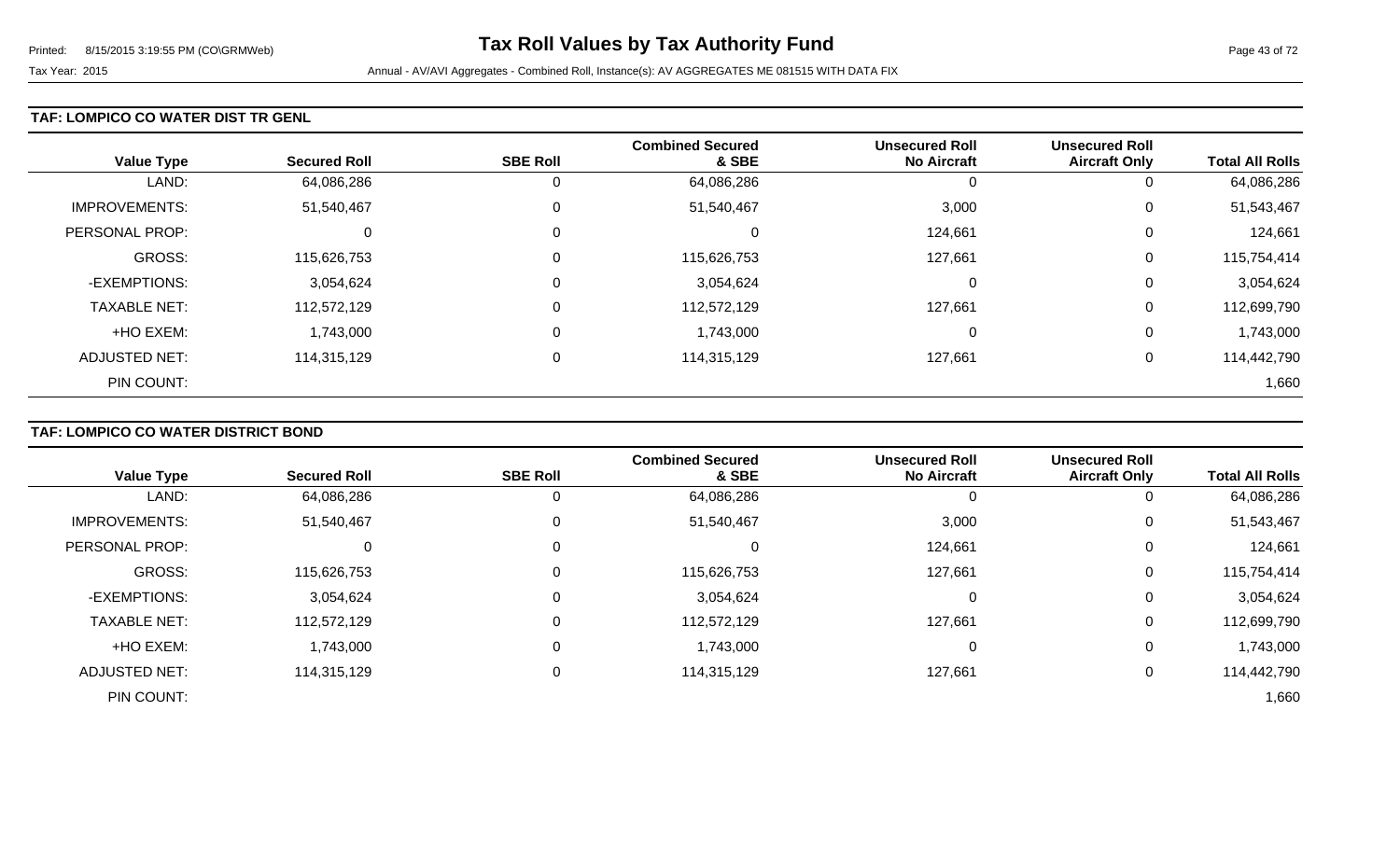# Tax Roll Values by Tax Authority Fund

Tax Year: 2015

Annual - AV/AVI Aggregates - Combined Roll, Instance(s): AV AGGREGATES ME 081515 WITH DATA FIX

### TAF: LOMPICO CO WATER DIST TR GENL

| Value Type | Secured Roll | SBE Roll | Combined Secured & SBE | Unsecured Roll No Aircraft | Unsecured Roll Aircraft Only | Total All Rolls |
|---|---|---|---|---|---|---|
| LAND: | 64,086,286 | 0 | 64,086,286 | 0 | 0 | 64,086,286 |
| IMPROVEMENTS: | 51,540,467 | 0 | 51,540,467 | 3,000 | 0 | 51,543,467 |
| PERSONAL PROP: | 0 | 0 | 0 | 124,661 | 0 | 124,661 |
| GROSS: | 115,626,753 | 0 | 115,626,753 | 127,661 | 0 | 115,754,414 |
| -EXEMPTIONS: | 3,054,624 | 0 | 3,054,624 | 0 | 0 | 3,054,624 |
| TAXABLE NET: | 112,572,129 | 0 | 112,572,129 | 127,661 | 0 | 112,699,790 |
| +HO EXEM: | 1,743,000 | 0 | 1,743,000 | 0 | 0 | 1,743,000 |
| ADJUSTED NET: | 114,315,129 | 0 | 114,315,129 | 127,661 | 0 | 114,442,790 |
| PIN COUNT: | | | | | | 1,660 |

### TAF: LOMPICO CO WATER DISTRICT BOND

| Value Type | Secured Roll | SBE Roll | Combined Secured & SBE | Unsecured Roll No Aircraft | Unsecured Roll Aircraft Only | Total All Rolls |
|---|---|---|---|---|---|---|
| LAND: | 64,086,286 | 0 | 64,086,286 | 0 | 0 | 64,086,286 |
| IMPROVEMENTS: | 51,540,467 | 0 | 51,540,467 | 3,000 | 0 | 51,543,467 |
| PERSONAL PROP: | 0 | 0 | 0 | 124,661 | 0 | 124,661 |
| GROSS: | 115,626,753 | 0 | 115,626,753 | 127,661 | 0 | 115,754,414 |
| -EXEMPTIONS: | 3,054,624 | 0 | 3,054,624 | 0 | 0 | 3,054,624 |
| TAXABLE NET: | 112,572,129 | 0 | 112,572,129 | 127,661 | 0 | 112,699,790 |
| +HO EXEM: | 1,743,000 | 0 | 1,743,000 | 0 | 0 | 1,743,000 |
| ADJUSTED NET: | 114,315,129 | 0 | 114,315,129 | 127,661 | 0 | 114,442,790 |
| PIN COUNT: | | | | | | 1,660 |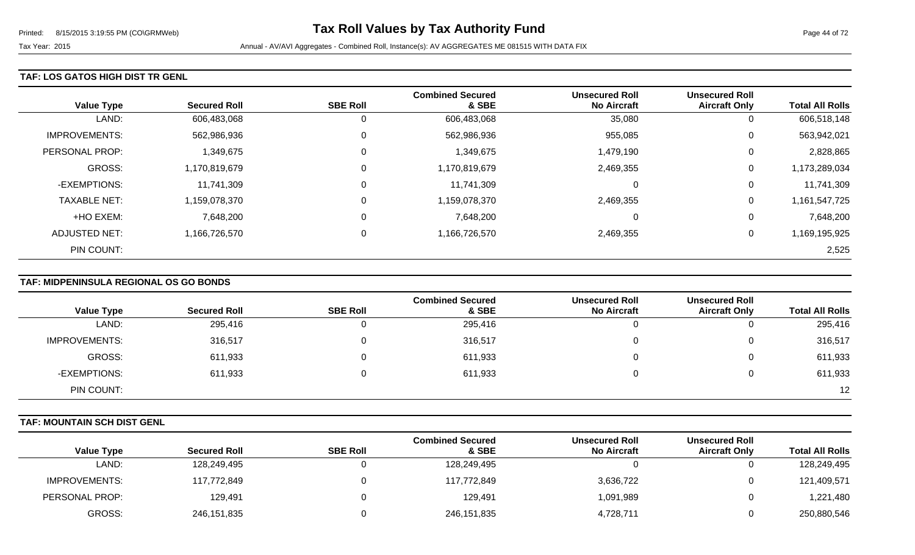**TAF: LOS GATOS HIGH DIST TR GENL**

| Value Type | Secured Roll | SBE Roll | Combined Secured & SBE | Unsecured Roll No Aircraft | Unsecured Roll Aircraft Only | Total All Rolls |
|---|---|---|---|---|---|---|
| LAND: | 606,483,068 | 0 | 606,483,068 | 35,080 | 0 | 606,518,148 |
| IMPROVEMENTS: | 562,986,936 | 0 | 562,986,936 | 955,085 | 0 | 563,942,021 |
| PERSONAL PROP: | 1,349,675 | 0 | 1,349,675 | 1,479,190 | 0 | 2,828,865 |
| GROSS: | 1,170,819,679 | 0 | 1,170,819,679 | 2,469,355 | 0 | 1,173,289,034 |
| -EXEMPTIONS: | 11,741,309 | 0 | 11,741,309 | 0 | 0 | 11,741,309 |
| TAXABLE NET: | 1,159,078,370 | 0 | 1,159,078,370 | 2,469,355 | 0 | 1,161,547,725 |
| +HO EXEM: | 7,648,200 | 0 | 7,648,200 | 0 | 0 | 7,648,200 |
| ADJUSTED NET: | 1,166,726,570 | 0 | 1,166,726,570 | 2,469,355 | 0 | 1,169,195,925 |
| PIN COUNT: | | | | | | 2,525 |

**TAF: MIDPENINSULA REGIONAL OS GO BONDS**

| Value Type | Secured Roll | SBE Roll | Combined Secured & SBE | Unsecured Roll No Aircraft | Unsecured Roll Aircraft Only | Total All Rolls |
|---|---|---|---|---|---|---|
| LAND: | 295,416 | 0 | 295,416 | 0 | 0 | 295,416 |
| IMPROVEMENTS: | 316,517 | 0 | 316,517 | 0 | 0 | 316,517 |
| GROSS: | 611,933 | 0 | 611,933 | 0 | 0 | 611,933 |
| -EXEMPTIONS: | 611,933 | 0 | 611,933 | 0 | 0 | 611,933 |
| PIN COUNT: | | | | | | 12 |

**TAF: MOUNTAIN SCH DIST GENL**

| Value Type | Secured Roll | SBE Roll | Combined Secured & SBE | Unsecured Roll No Aircraft | Unsecured Roll Aircraft Only | Total All Rolls |
|---|---|---|---|---|---|---|
| LAND: | 128,249,495 | 0 | 128,249,495 | 0 | 0 | 128,249,495 |
| IMPROVEMENTS: | 117,772,849 | 0 | 117,772,849 | 3,636,722 | 0 | 121,409,571 |
| PERSONAL PROP: | 129,491 | 0 | 129,491 | 1,091,989 | 0 | 1,221,480 |
| GROSS: | 246,151,835 | 0 | 246,151,835 | 4,728,711 | 0 | 250,880,546 |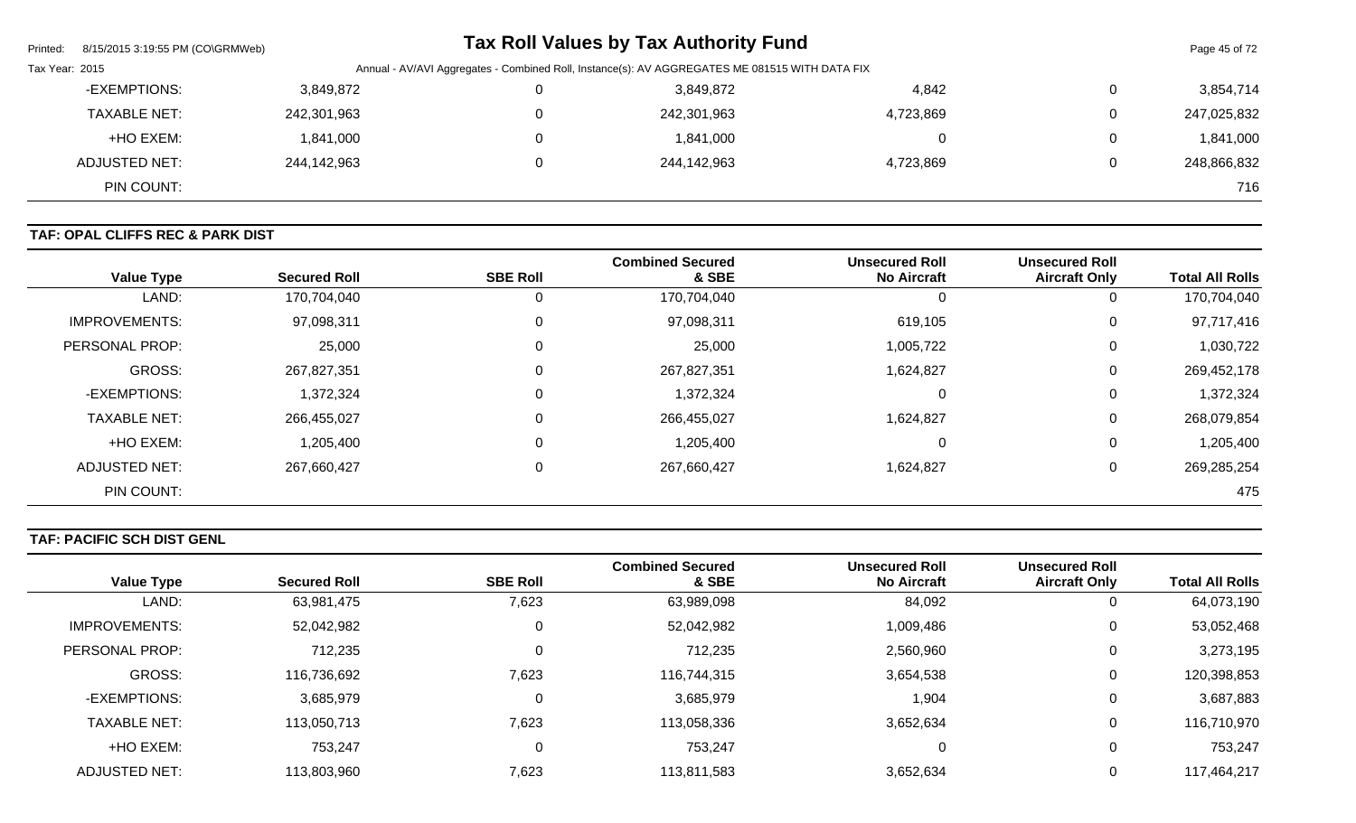| Value Type | Secured Roll | SBE Roll | Combined Secured & SBE | Unsecured Roll No Aircraft | Unsecured Roll Aircraft Only | Total All Rolls |
|---|---|---|---|---|---|---|
| -EXEMPTIONS: | 3,849,872 | 0 | 3,849,872 | 4,842 | 0 | 3,854,714 |
| TAXABLE NET: | 242,301,963 | 0 | 242,301,963 | 4,723,869 | 0 | 247,025,832 |
| +HO EXEM: | 1,841,000 | 0 | 1,841,000 | 0 | 0 | 1,841,000 |
| ADJUSTED NET: | 244,142,963 | 0 | 244,142,963 | 4,723,869 | 0 | 248,866,832 |
| PIN COUNT: | | | | | | 716 |

**TAF: OPAL CLIFFS REC & PARK DIST**

| Value Type | Secured Roll | SBE Roll | Combined Secured & SBE | Unsecured Roll No Aircraft | Unsecured Roll Aircraft Only | Total All Rolls |
|---|---|---|---|---|---|---|
| LAND: | 170,704,040 | 0 | 170,704,040 | 0 | 0 | 170,704,040 |
| IMPROVEMENTS: | 97,098,311 | 0 | 97,098,311 | 619,105 | 0 | 97,717,416 |
| PERSONAL PROP: | 25,000 | 0 | 25,000 | 1,005,722 | 0 | 1,030,722 |
| GROSS: | 267,827,351 | 0 | 267,827,351 | 1,624,827 | 0 | 269,452,178 |
| -EXEMPTIONS: | 1,372,324 | 0 | 1,372,324 | 0 | 0 | 1,372,324 |
| TAXABLE NET: | 266,455,027 | 0 | 266,455,027 | 1,624,827 | 0 | 268,079,854 |
| +HO EXEM: | 1,205,400 | 0 | 1,205,400 | 0 | 0 | 1,205,400 |
| ADJUSTED NET: | 267,660,427 | 0 | 267,660,427 | 1,624,827 | 0 | 269,285,254 |
| PIN COUNT: | | | | | | 475 |

**TAF: PACIFIC SCH DIST GENL**

| Value Type | Secured Roll | SBE Roll | Combined Secured & SBE | Unsecured Roll No Aircraft | Unsecured Roll Aircraft Only | Total All Rolls |
|---|---|---|---|---|---|---|
| LAND: | 63,981,475 | 7,623 | 63,989,098 | 84,092 | 0 | 64,073,190 |
| IMPROVEMENTS: | 52,042,982 | 0 | 52,042,982 | 1,009,486 | 0 | 53,052,468 |
| PERSONAL PROP: | 712,235 | 0 | 712,235 | 2,560,960 | 0 | 3,273,195 |
| GROSS: | 116,736,692 | 7,623 | 116,744,315 | 3,654,538 | 0 | 120,398,853 |
| -EXEMPTIONS: | 3,685,979 | 0 | 3,685,979 | 1,904 | 0 | 3,687,883 |
| TAXABLE NET: | 113,050,713 | 7,623 | 113,058,336 | 3,652,634 | 0 | 116,710,970 |
| +HO EXEM: | 753,247 | 0 | 753,247 | 0 | 0 | 753,247 |
| ADJUSTED NET: | 113,803,960 | 7,623 | 113,811,583 | 3,652,634 | 0 | 117,464,217 |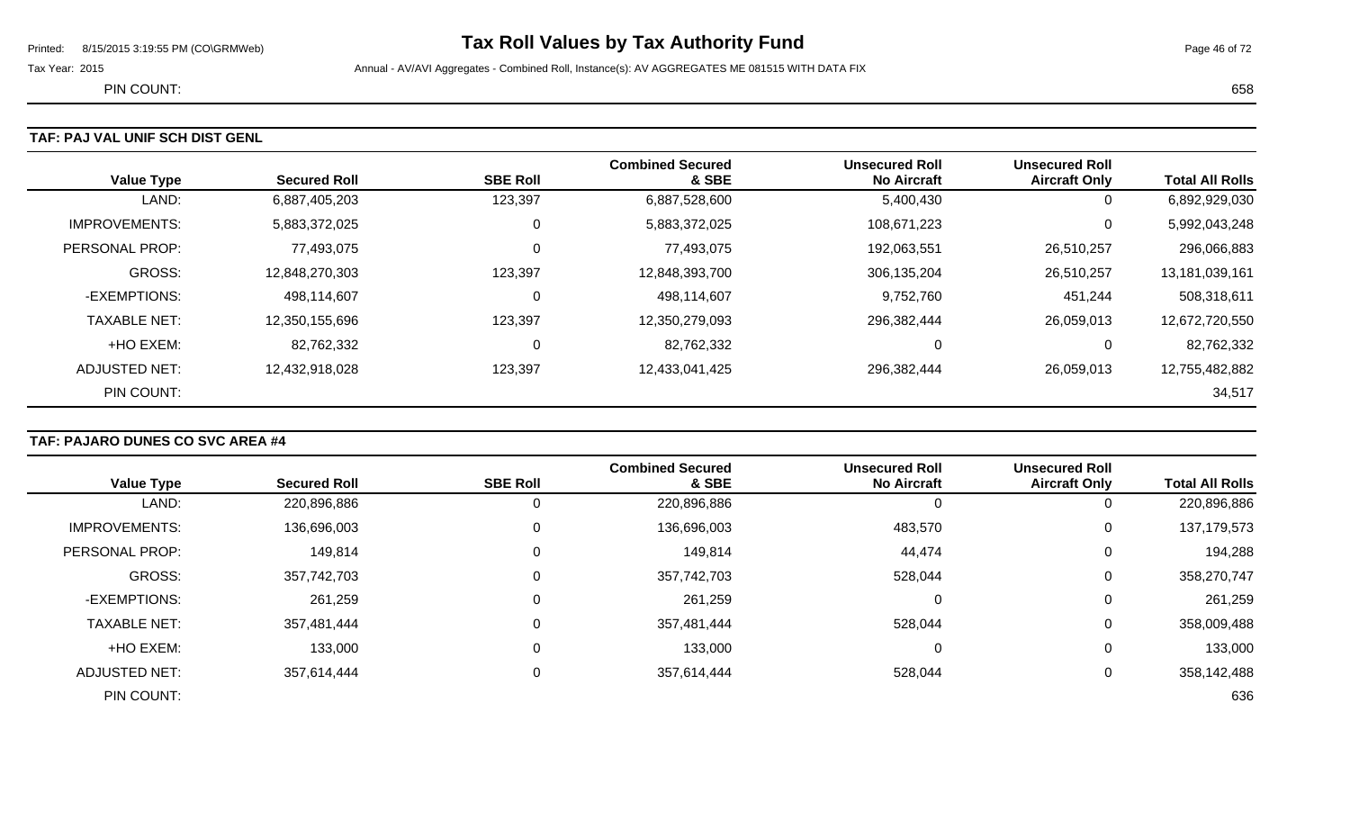PIN COUNT: 658

## TAF: PAJ VAL UNIF SCH DIST GENL

| Value Type | Secured Roll | SBE Roll | Combined Secured & SBE | Unsecured Roll No Aircraft | Unsecured Roll Aircraft Only | Total All Rolls |
|---|---|---|---|---|---|---|
| LAND: | 6,887,405,203 | 123,397 | 6,887,528,600 | 5,400,430 | 0 | 6,892,929,030 |
| IMPROVEMENTS: | 5,883,372,025 | 0 | 5,883,372,025 | 108,671,223 | 0 | 5,992,043,248 |
| PERSONAL PROP: | 77,493,075 | 0 | 77,493,075 | 192,063,551 | 26,510,257 | 296,066,883 |
| GROSS: | 12,848,270,303 | 123,397 | 12,848,393,700 | 306,135,204 | 26,510,257 | 13,181,039,161 |
| -EXEMPTIONS: | 498,114,607 | 0 | 498,114,607 | 9,752,760 | 451,244 | 508,318,611 |
| TAXABLE NET: | 12,350,155,696 | 123,397 | 12,350,279,093 | 296,382,444 | 26,059,013 | 12,672,720,550 |
| +HO EXEM: | 82,762,332 | 0 | 82,762,332 | 0 | 0 | 82,762,332 |
| ADJUSTED NET: | 12,432,918,028 | 123,397 | 12,433,041,425 | 296,382,444 | 26,059,013 | 12,755,482,882 |
| PIN COUNT: | | | | | | 34,517 |

## TAF: PAJARO DUNES CO SVC AREA #4

| Value Type | Secured Roll | SBE Roll | Combined Secured & SBE | Unsecured Roll No Aircraft | Unsecured Roll Aircraft Only | Total All Rolls |
|---|---|---|---|---|---|---|
| LAND: | 220,896,886 | 0 | 220,896,886 | 0 | 0 | 220,896,886 |
| IMPROVEMENTS: | 136,696,003 | 0 | 136,696,003 | 483,570 | 0 | 137,179,573 |
| PERSONAL PROP: | 149,814 | 0 | 149,814 | 44,474 | 0 | 194,288 |
| GROSS: | 357,742,703 | 0 | 357,742,703 | 528,044 | 0 | 358,270,747 |
| -EXEMPTIONS: | 261,259 | 0 | 261,259 | 0 | 0 | 261,259 |
| TAXABLE NET: | 357,481,444 | 0 | 357,481,444 | 528,044 | 0 | 358,009,488 |
| +HO EXEM: | 133,000 | 0 | 133,000 | 0 | 0 | 133,000 |
| ADJUSTED NET: | 357,614,444 | 0 | 357,614,444 | 528,044 | 0 | 358,142,488 |
| PIN COUNT: | | | | | | 636 |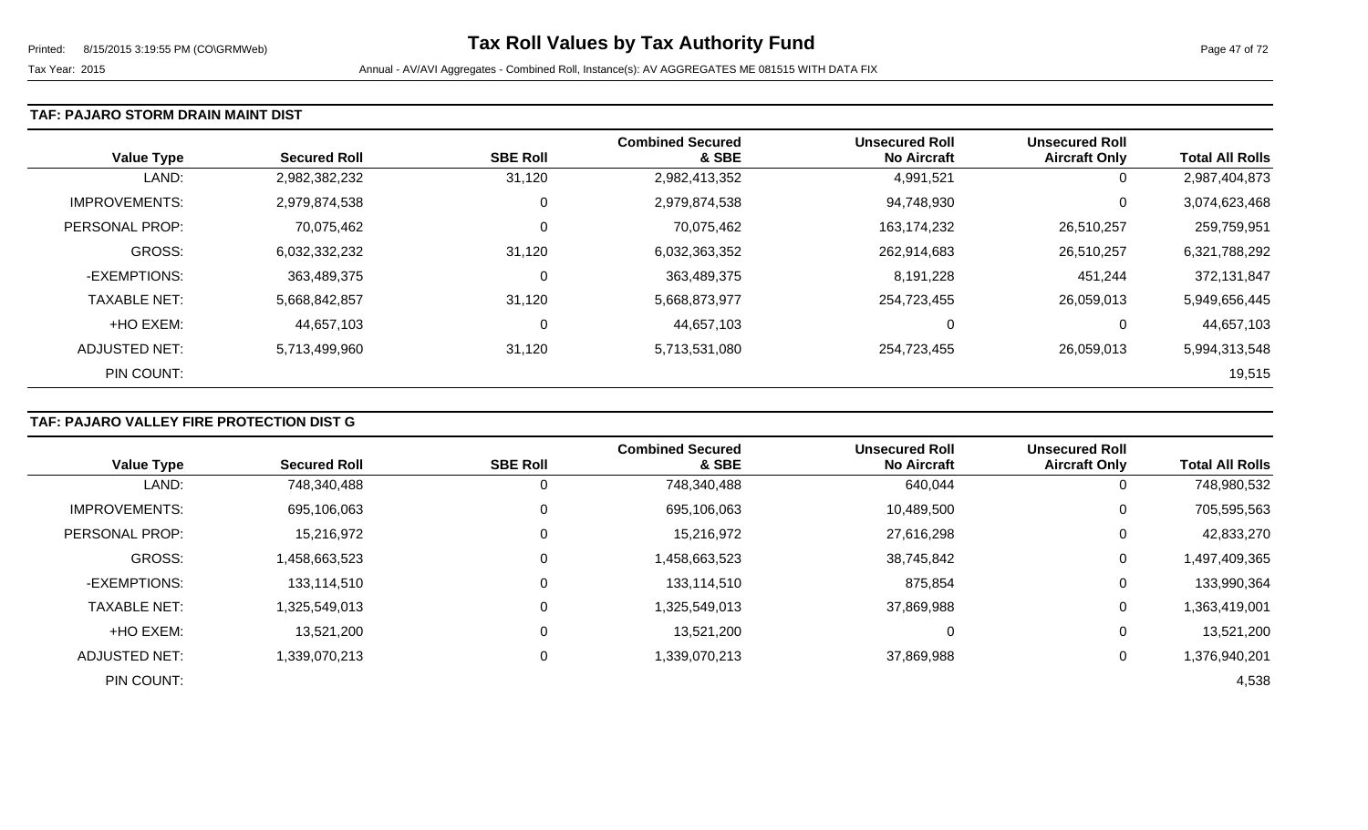# Tax Roll Values by Tax Authority Fund

Tax Year: 2015

Annual - AV/AVI Aggregates - Combined Roll, Instance(s): AV AGGREGATES ME 081515 WITH DATA FIX

## TAF: PAJARO STORM DRAIN MAINT DIST

| Value Type | Secured Roll | SBE Roll | Combined Secured & SBE | Unsecured Roll No Aircraft | Unsecured Roll Aircraft Only | Total All Rolls |
|---|---|---|---|---|---|---|
| LAND: | 2,982,382,232 | 31,120 | 2,982,413,352 | 4,991,521 | 0 | 2,987,404,873 |
| IMPROVEMENTS: | 2,979,874,538 | 0 | 2,979,874,538 | 94,748,930 | 0 | 3,074,623,468 |
| PERSONAL PROP: | 70,075,462 | 0 | 70,075,462 | 163,174,232 | 26,510,257 | 259,759,951 |
| GROSS: | 6,032,332,232 | 31,120 | 6,032,363,352 | 262,914,683 | 26,510,257 | 6,321,788,292 |
| -EXEMPTIONS: | 363,489,375 | 0 | 363,489,375 | 8,191,228 | 451,244 | 372,131,847 |
| TAXABLE NET: | 5,668,842,857 | 31,120 | 5,668,873,977 | 254,723,455 | 26,059,013 | 5,949,656,445 |
| +HO EXEM: | 44,657,103 | 0 | 44,657,103 | 0 | 0 | 44,657,103 |
| ADJUSTED NET: | 5,713,499,960 | 31,120 | 5,713,531,080 | 254,723,455 | 26,059,013 | 5,994,313,548 |
| PIN COUNT: | | | | | | 19,515 |

## TAF: PAJARO VALLEY FIRE PROTECTION DIST G

| Value Type | Secured Roll | SBE Roll | Combined Secured & SBE | Unsecured Roll No Aircraft | Unsecured Roll Aircraft Only | Total All Rolls |
|---|---|---|---|---|---|---|
| LAND: | 748,340,488 | 0 | 748,340,488 | 640,044 | 0 | 748,980,532 |
| IMPROVEMENTS: | 695,106,063 | 0 | 695,106,063 | 10,489,500 | 0 | 705,595,563 |
| PERSONAL PROP: | 15,216,972 | 0 | 15,216,972 | 27,616,298 | 0 | 42,833,270 |
| GROSS: | 1,458,663,523 | 0 | 1,458,663,523 | 38,745,842 | 0 | 1,497,409,365 |
| -EXEMPTIONS: | 133,114,510 | 0 | 133,114,510 | 875,854 | 0 | 133,990,364 |
| TAXABLE NET: | 1,325,549,013 | 0 | 1,325,549,013 | 37,869,988 | 0 | 1,363,419,001 |
| +HO EXEM: | 13,521,200 | 0 | 13,521,200 | 0 | 0 | 13,521,200 |
| ADJUSTED NET: | 1,339,070,213 | 0 | 1,339,070,213 | 37,869,988 | 0 | 1,376,940,201 |
| PIN COUNT: | | | | | | 4,538 |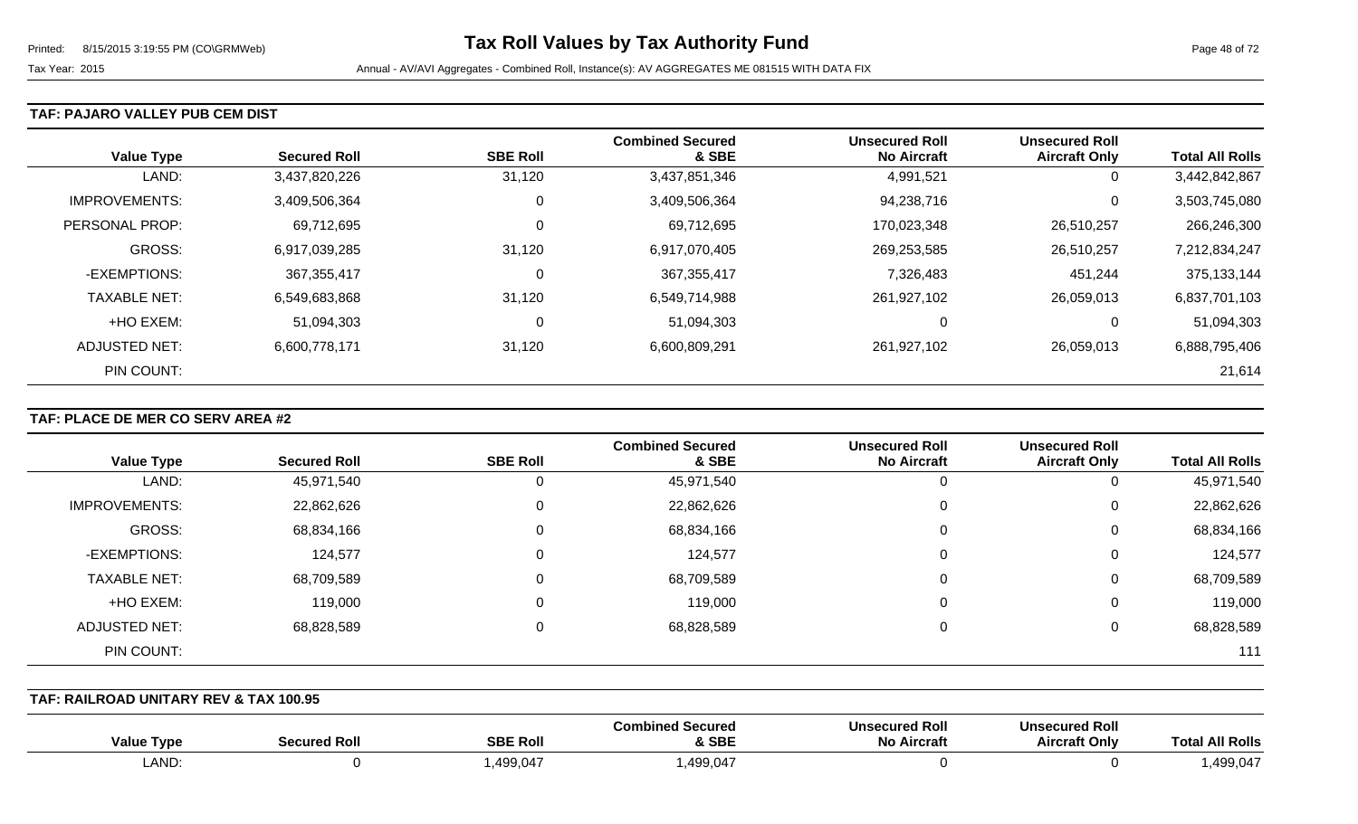#### TAF: PAJARO VALLEY PUB CEM DIST

| Value Type | Secured Roll | SBE Roll | Combined Secured & SBE | Unsecured Roll No Aircraft | Unsecured Roll Aircraft Only | Total All Rolls |
|---|---|---|---|---|---|---|
| LAND: | 3,437,820,226 | 31,120 | 3,437,851,346 | 4,991,521 | 0 | 3,442,842,867 |
| IMPROVEMENTS: | 3,409,506,364 | 0 | 3,409,506,364 | 94,238,716 | 0 | 3,503,745,080 |
| PERSONAL PROP: | 69,712,695 | 0 | 69,712,695 | 170,023,348 | 26,510,257 | 266,246,300 |
| GROSS: | 6,917,039,285 | 31,120 | 6,917,070,405 | 269,253,585 | 26,510,257 | 7,212,834,247 |
| -EXEMPTIONS: | 367,355,417 | 0 | 367,355,417 | 7,326,483 | 451,244 | 375,133,144 |
| TAXABLE NET: | 6,549,683,868 | 31,120 | 6,549,714,988 | 261,927,102 | 26,059,013 | 6,837,701,103 |
| +HO EXEM: | 51,094,303 | 0 | 51,094,303 | 0 | 0 | 51,094,303 |
| ADJUSTED NET: | 6,600,778,171 | 31,120 | 6,600,809,291 | 261,927,102 | 26,059,013 | 6,888,795,406 |
| PIN COUNT: | | | | | | 21,614 |

#### TAF: PLACE DE MER CO SERV AREA #2

| Value Type | Secured Roll | SBE Roll | Combined Secured & SBE | Unsecured Roll No Aircraft | Unsecured Roll Aircraft Only | Total All Rolls |
|---|---|---|---|---|---|---|
| LAND: | 45,971,540 | 0 | 45,971,540 | 0 | 0 | 45,971,540 |
| IMPROVEMENTS: | 22,862,626 | 0 | 22,862,626 | 0 | 0 | 22,862,626 |
| GROSS: | 68,834,166 | 0 | 68,834,166 | 0 | 0 | 68,834,166 |
| -EXEMPTIONS: | 124,577 | 0 | 124,577 | 0 | 0 | 124,577 |
| TAXABLE NET: | 68,709,589 | 0 | 68,709,589 | 0 | 0 | 68,709,589 |
| +HO EXEM: | 119,000 | 0 | 119,000 | 0 | 0 | 119,000 |
| ADJUSTED NET: | 68,828,589 | 0 | 68,828,589 | 0 | 0 | 68,828,589 |
| PIN COUNT: | | | | | | 111 |

#### TAF: RAILROAD UNITARY REV & TAX 100.95

| Value Type | Secured Roll | SBE Roll | Combined Secured & SBE | Unsecured Roll No Aircraft | Unsecured Roll Aircraft Only | Total All Rolls |
|---|---|---|---|---|---|---|
| LAND: | 0 | 1,499,047 | 1,499,047 | 0 | 0 | 1,499,047 |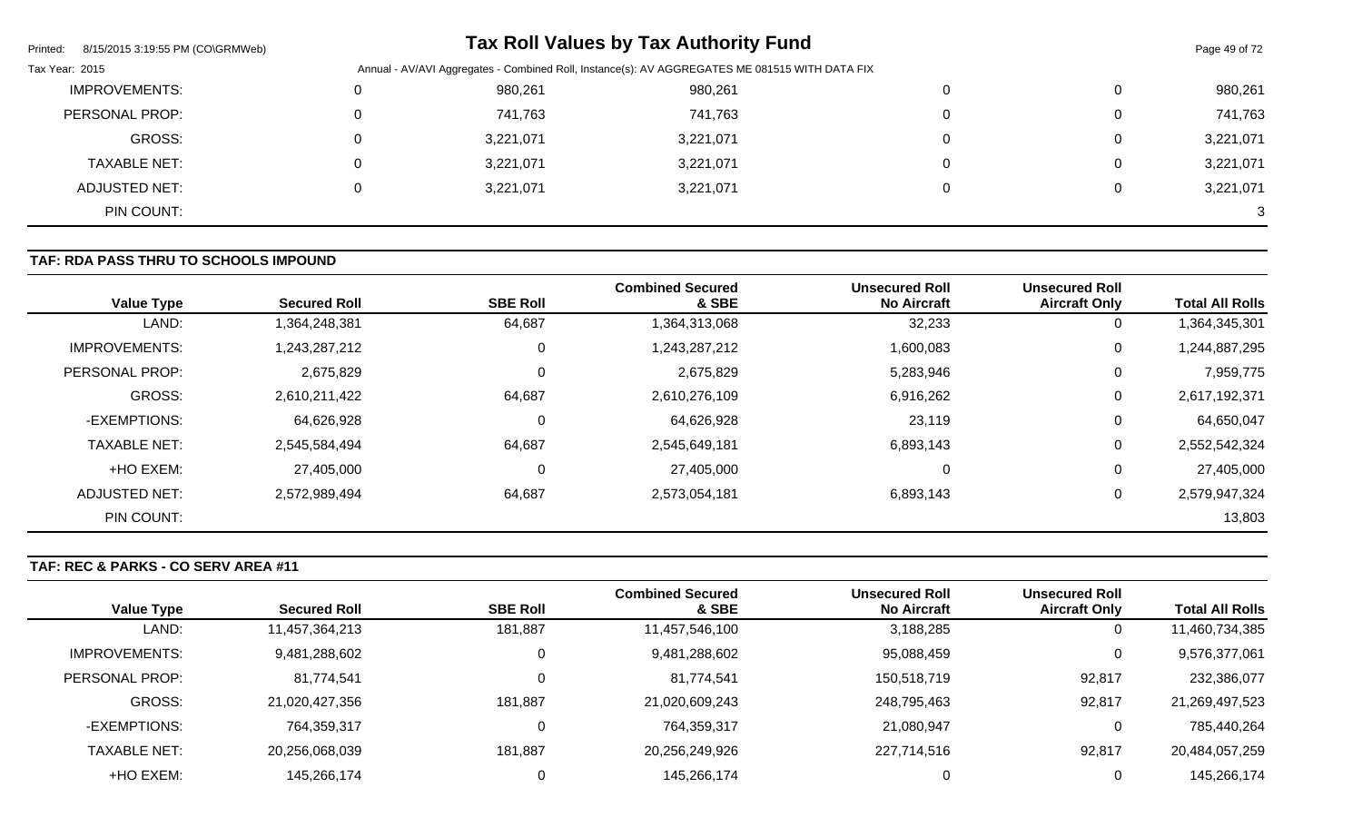| Value Type | Secured Roll | SBE Roll | Combined Secured & SBE | Unsecured Roll No Aircraft | Unsecured Roll Aircraft Only | Total All Rolls |
|---|---|---|---|---|---|---|
| IMPROVEMENTS: | 0 | 980,261 | 980,261 | 0 | 0 | 980,261 |
| PERSONAL PROP: | 0 | 741,763 | 741,763 | 0 | 0 | 741,763 |
| GROSS: | 0 | 3,221,071 | 3,221,071 | 0 | 0 | 3,221,071 |
| TAXABLE NET: | 0 | 3,221,071 | 3,221,071 | 0 | 0 | 3,221,071 |
| ADJUSTED NET: | 0 | 3,221,071 | 3,221,071 | 0 | 0 | 3,221,071 |
| PIN COUNT: | | | | | | 3 |

## TAF: RDA PASS THRU TO SCHOOLS IMPOUND

| Value Type | Secured Roll | SBE Roll | Combined Secured & SBE | Unsecured Roll No Aircraft | Unsecured Roll Aircraft Only | Total All Rolls |
|---|---|---|---|---|---|---|
| LAND: | 1,364,248,381 | 64,687 | 1,364,313,068 | 32,233 | 0 | 1,364,345,301 |
| IMPROVEMENTS: | 1,243,287,212 | 0 | 1,243,287,212 | 1,600,083 | 0 | 1,244,887,295 |
| PERSONAL PROP: | 2,675,829 | 0 | 2,675,829 | 5,283,946 | 0 | 7,959,775 |
| GROSS: | 2,610,211,422 | 64,687 | 2,610,276,109 | 6,916,262 | 0 | 2,617,192,371 |
| -EXEMPTIONS: | 64,626,928 | 0 | 64,626,928 | 23,119 | 0 | 64,650,047 |
| TAXABLE NET: | 2,545,584,494 | 64,687 | 2,545,649,181 | 6,893,143 | 0 | 2,552,542,324 |
| +HO EXEM: | 27,405,000 | 0 | 27,405,000 | 0 | 0 | 27,405,000 |
| ADJUSTED NET: | 2,572,989,494 | 64,687 | 2,573,054,181 | 6,893,143 | 0 | 2,579,947,324 |
| PIN COUNT: | | | | | | 13,803 |

## TAF: REC & PARKS - CO SERV AREA #11

| Value Type | Secured Roll | SBE Roll | Combined Secured & SBE | Unsecured Roll No Aircraft | Unsecured Roll Aircraft Only | Total All Rolls |
|---|---|---|---|---|---|---|
| LAND: | 11,457,364,213 | 181,887 | 11,457,546,100 | 3,188,285 | 0 | 11,460,734,385 |
| IMPROVEMENTS: | 9,481,288,602 | 0 | 9,481,288,602 | 95,088,459 | 0 | 9,576,377,061 |
| PERSONAL PROP: | 81,774,541 | 0 | 81,774,541 | 150,518,719 | 92,817 | 232,386,077 |
| GROSS: | 21,020,427,356 | 181,887 | 21,020,609,243 | 248,795,463 | 92,817 | 21,269,497,523 |
| -EXEMPTIONS: | 764,359,317 | 0 | 764,359,317 | 21,080,947 | 0 | 785,440,264 |
| TAXABLE NET: | 20,256,068,039 | 181,887 | 20,256,249,926 | 227,714,516 | 92,817 | 20,484,057,259 |
| +HO EXEM: | 145,266,174 | 0 | 145,266,174 | 0 | 0 | 145,266,174 |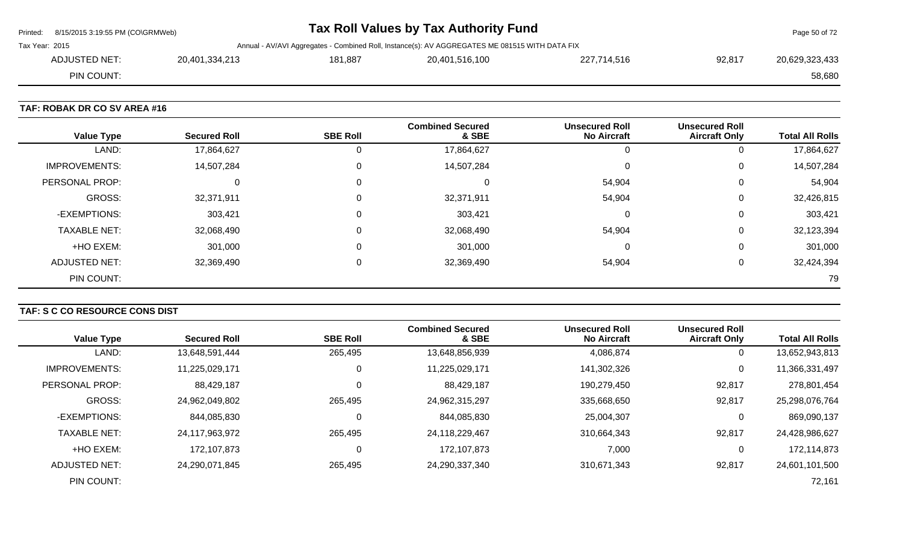| | | | | | |
|---|---|---|---|---|---|
| ADJUSTED NET: | 20,401,334,213 | 181,887 | 20,401,516,100 | 227,714,516 | 92,817 | 20,629,323,433 |
| PIN COUNT: | | | | | | 58,680 |

**TAF: ROBAK DR CO SV AREA #16**

| Value Type | Secured Roll | SBE Roll | Combined Secured & SBE | Unsecured Roll No Aircraft | Unsecured Roll Aircraft Only | Total All Rolls |
|---|---|---|---|---|---|---|
| LAND: | 17,864,627 | 0 | 17,864,627 | 0 | 0 | 17,864,627 |
| IMPROVEMENTS: | 14,507,284 | 0 | 14,507,284 | 0 | 0 | 14,507,284 |
| PERSONAL PROP: | 0 | 0 | 0 | 54,904 | 0 | 54,904 |
| GROSS: | 32,371,911 | 0 | 32,371,911 | 54,904 | 0 | 32,426,815 |
| -EXEMPTIONS: | 303,421 | 0 | 303,421 | 0 | 0 | 303,421 |
| TAXABLE NET: | 32,068,490 | 0 | 32,068,490 | 54,904 | 0 | 32,123,394 |
| +HO EXEM: | 301,000 | 0 | 301,000 | 0 | 0 | 301,000 |
| ADJUSTED NET: | 32,369,490 | 0 | 32,369,490 | 54,904 | 0 | 32,424,394 |
| PIN COUNT: | | | | | | 79 |

**TAF: S C CO RESOURCE CONS DIST**

| Value Type | Secured Roll | SBE Roll | Combined Secured & SBE | Unsecured Roll No Aircraft | Unsecured Roll Aircraft Only | Total All Rolls |
|---|---|---|---|---|---|---|
| LAND: | 13,648,591,444 | 265,495 | 13,648,856,939 | 4,086,874 | 0 | 13,652,943,813 |
| IMPROVEMENTS: | 11,225,029,171 | 0 | 11,225,029,171 | 141,302,326 | 0 | 11,366,331,497 |
| PERSONAL PROP: | 88,429,187 | 0 | 88,429,187 | 190,279,450 | 92,817 | 278,801,454 |
| GROSS: | 24,962,049,802 | 265,495 | 24,962,315,297 | 335,668,650 | 92,817 | 25,298,076,764 |
| -EXEMPTIONS: | 844,085,830 | 0 | 844,085,830 | 25,004,307 | 0 | 869,090,137 |
| TAXABLE NET: | 24,117,963,972 | 265,495 | 24,118,229,467 | 310,664,343 | 92,817 | 24,428,986,627 |
| +HO EXEM: | 172,107,873 | 0 | 172,107,873 | 7,000 | 0 | 172,114,873 |
| ADJUSTED NET: | 24,290,071,845 | 265,495 | 24,290,337,340 | 310,671,343 | 92,817 | 24,601,101,500 |
| PIN COUNT: | | | | | | 72,161 |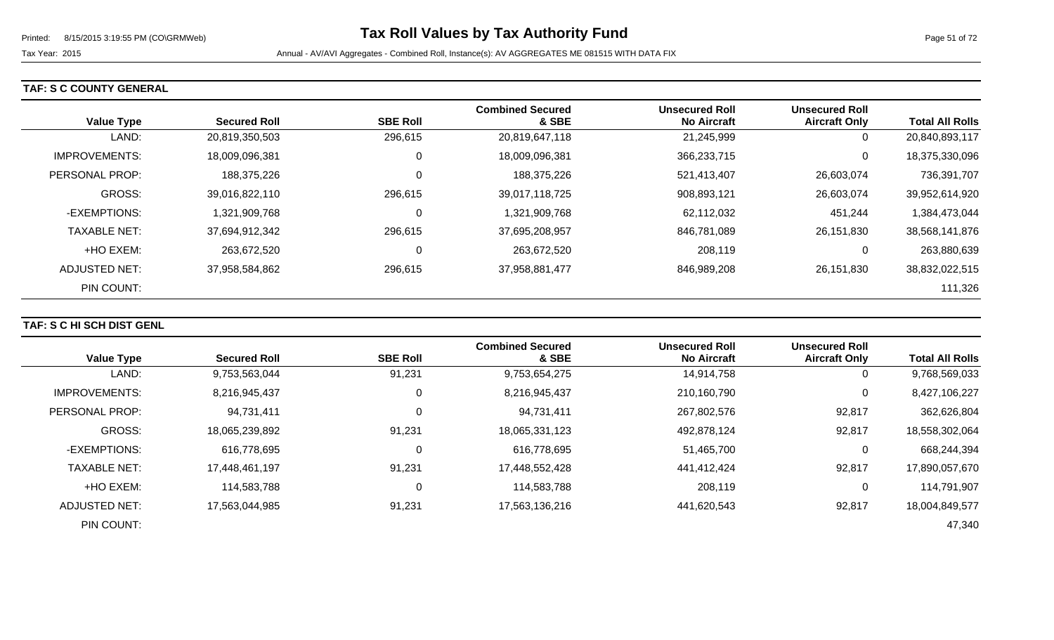# Tax Roll Values by Tax Authority Fund

Tax Year: 2015

Annual - AV/AVI Aggregates - Combined Roll, Instance(s): AV AGGREGATES ME 081515 WITH DATA FIX

## TAF: S C COUNTY GENERAL

| Value Type | Secured Roll | SBE Roll | Combined Secured & SBE | Unsecured Roll No Aircraft | Unsecured Roll Aircraft Only | Total All Rolls |
|---|---|---|---|---|---|---|
| LAND: | 20,819,350,503 | 296,615 | 20,819,647,118 | 21,245,999 | 0 | 20,840,893,117 |
| IMPROVEMENTS: | 18,009,096,381 | 0 | 18,009,096,381 | 366,233,715 | 0 | 18,375,330,096 |
| PERSONAL PROP: | 188,375,226 | 0 | 188,375,226 | 521,413,407 | 26,603,074 | 736,391,707 |
| GROSS: | 39,016,822,110 | 296,615 | 39,017,118,725 | 908,893,121 | 26,603,074 | 39,952,614,920 |
| -EXEMPTIONS: | 1,321,909,768 | 0 | 1,321,909,768 | 62,112,032 | 451,244 | 1,384,473,044 |
| TAXABLE NET: | 37,694,912,342 | 296,615 | 37,695,208,957 | 846,781,089 | 26,151,830 | 38,568,141,876 |
| +HO EXEM: | 263,672,520 | 0 | 263,672,520 | 208,119 | 0 | 263,880,639 |
| ADJUSTED NET: | 37,958,584,862 | 296,615 | 37,958,881,477 | 846,989,208 | 26,151,830 | 38,832,022,515 |
| PIN COUNT: | | | | | | 111,326 |

## TAF: S C HI SCH DIST GENL

| Value Type | Secured Roll | SBE Roll | Combined Secured & SBE | Unsecured Roll No Aircraft | Unsecured Roll Aircraft Only | Total All Rolls |
|---|---|---|---|---|---|---|
| LAND: | 9,753,563,044 | 91,231 | 9,753,654,275 | 14,914,758 | 0 | 9,768,569,033 |
| IMPROVEMENTS: | 8,216,945,437 | 0 | 8,216,945,437 | 210,160,790 | 0 | 8,427,106,227 |
| PERSONAL PROP: | 94,731,411 | 0 | 94,731,411 | 267,802,576 | 92,817 | 362,626,804 |
| GROSS: | 18,065,239,892 | 91,231 | 18,065,331,123 | 492,878,124 | 92,817 | 18,558,302,064 |
| -EXEMPTIONS: | 616,778,695 | 0 | 616,778,695 | 51,465,700 | 0 | 668,244,394 |
| TAXABLE NET: | 17,448,461,197 | 91,231 | 17,448,552,428 | 441,412,424 | 92,817 | 17,890,057,670 |
| +HO EXEM: | 114,583,788 | 0 | 114,583,788 | 208,119 | 0 | 114,791,907 |
| ADJUSTED NET: | 17,563,044,985 | 91,231 | 17,563,136,216 | 441,620,543 | 92,817 | 18,004,849,577 |
| PIN COUNT: | | | | | | 47,340 |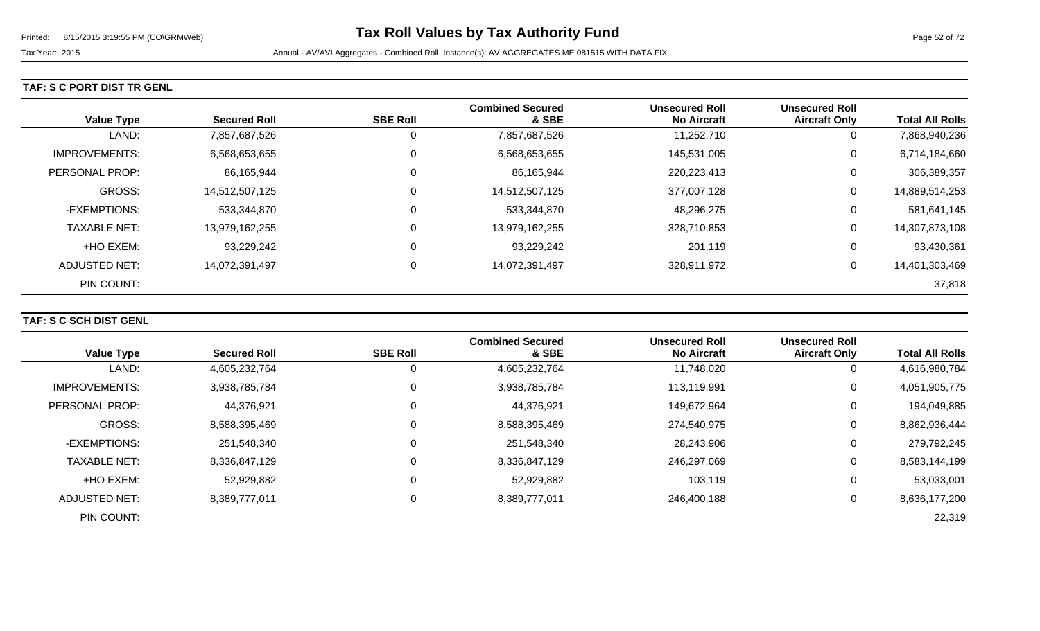# Tax Roll Values by Tax Authority Fund

Tax Year: 2015

Annual - AV/AVI Aggregates - Combined Roll, Instance(s): AV AGGREGATES ME 081515 WITH DATA FIX

## TAF: S C PORT DIST TR GENL

| Value Type | Secured Roll | SBE Roll | Combined Secured & SBE | Unsecured Roll No Aircraft | Unsecured Roll Aircraft Only | Total All Rolls |
|---|---|---|---|---|---|---|
| LAND: | 7,857,687,526 | 0 | 7,857,687,526 | 11,252,710 | 0 | 7,868,940,236 |
| IMPROVEMENTS: | 6,568,653,655 | 0 | 6,568,653,655 | 145,531,005 | 0 | 6,714,184,660 |
| PERSONAL PROP: | 86,165,944 | 0 | 86,165,944 | 220,223,413 | 0 | 306,389,357 |
| GROSS: | 14,512,507,125 | 0 | 14,512,507,125 | 377,007,128 | 0 | 14,889,514,253 |
| -EXEMPTIONS: | 533,344,870 | 0 | 533,344,870 | 48,296,275 | 0 | 581,641,145 |
| TAXABLE NET: | 13,979,162,255 | 0 | 13,979,162,255 | 328,710,853 | 0 | 14,307,873,108 |
| +HO EXEM: | 93,229,242 | 0 | 93,229,242 | 201,119 | 0 | 93,430,361 |
| ADJUSTED NET: | 14,072,391,497 | 0 | 14,072,391,497 | 328,911,972 | 0 | 14,401,303,469 |
| PIN COUNT: | | | | | | 37,818 |

## TAF: S C SCH DIST GENL

| Value Type | Secured Roll | SBE Roll | Combined Secured & SBE | Unsecured Roll No Aircraft | Unsecured Roll Aircraft Only | Total All Rolls |
|---|---|---|---|---|---|---|
| LAND: | 4,605,232,764 | 0 | 4,605,232,764 | 11,748,020 | 0 | 4,616,980,784 |
| IMPROVEMENTS: | 3,938,785,784 | 0 | 3,938,785,784 | 113,119,991 | 0 | 4,051,905,775 |
| PERSONAL PROP: | 44,376,921 | 0 | 44,376,921 | 149,672,964 | 0 | 194,049,885 |
| GROSS: | 8,588,395,469 | 0 | 8,588,395,469 | 274,540,975 | 0 | 8,862,936,444 |
| -EXEMPTIONS: | 251,548,340 | 0 | 251,548,340 | 28,243,906 | 0 | 279,792,245 |
| TAXABLE NET: | 8,336,847,129 | 0 | 8,336,847,129 | 246,297,069 | 0 | 8,583,144,199 |
| +HO EXEM: | 52,929,882 | 0 | 52,929,882 | 103,119 | 0 | 53,033,001 |
| ADJUSTED NET: | 8,389,777,011 | 0 | 8,389,777,011 | 246,400,188 | 0 | 8,636,177,200 |
| PIN COUNT: | | | | | | 22,319 |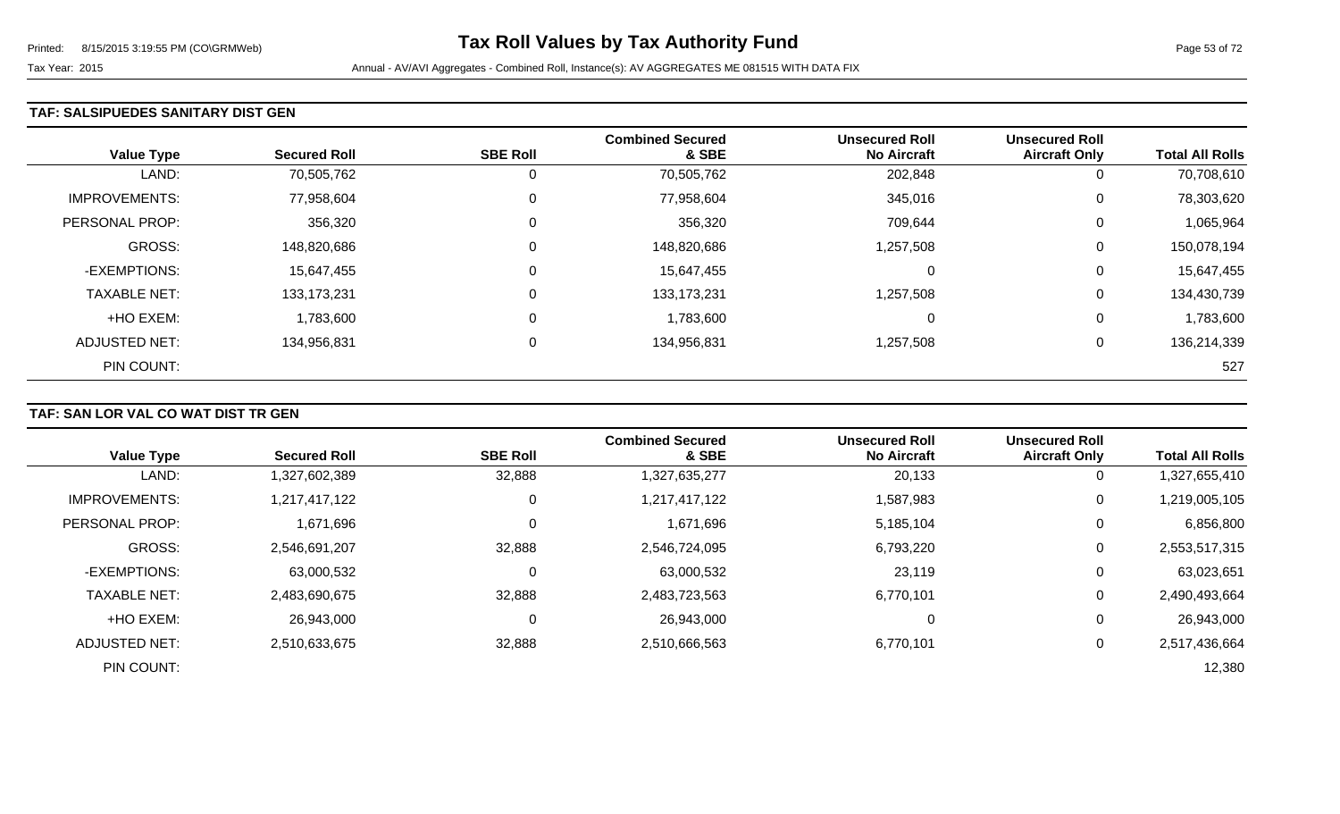### TAF: SALSIPUEDES SANITARY DIST GEN

| Value Type | Secured Roll | SBE Roll | Combined Secured & SBE | Unsecured Roll No Aircraft | Unsecured Roll Aircraft Only | Total All Rolls |
|---|---|---|---|---|---|---|
| LAND: | 70,505,762 | 0 | 70,505,762 | 202,848 | 0 | 70,708,610 |
| IMPROVEMENTS: | 77,958,604 | 0 | 77,958,604 | 345,016 | 0 | 78,303,620 |
| PERSONAL PROP: | 356,320 | 0 | 356,320 | 709,644 | 0 | 1,065,964 |
| GROSS: | 148,820,686 | 0 | 148,820,686 | 1,257,508 | 0 | 150,078,194 |
| -EXEMPTIONS: | 15,647,455 | 0 | 15,647,455 | 0 | 0 | 15,647,455 |
| TAXABLE NET: | 133,173,231 | 0 | 133,173,231 | 1,257,508 | 0 | 134,430,739 |
| +HO EXEM: | 1,783,600 | 0 | 1,783,600 | 0 | 0 | 1,783,600 |
| ADJUSTED NET: | 134,956,831 | 0 | 134,956,831 | 1,257,508 | 0 | 136,214,339 |
| PIN COUNT: | | | | | | 527 |

### TAF: SAN LOR VAL CO WAT DIST TR GEN

| Value Type | Secured Roll | SBE Roll | Combined Secured & SBE | Unsecured Roll No Aircraft | Unsecured Roll Aircraft Only | Total All Rolls |
|---|---|---|---|---|---|---|
| LAND: | 1,327,602,389 | 32,888 | 1,327,635,277 | 20,133 | 0 | 1,327,655,410 |
| IMPROVEMENTS: | 1,217,417,122 | 0 | 1,217,417,122 | 1,587,983 | 0 | 1,219,005,105 |
| PERSONAL PROP: | 1,671,696 | 0 | 1,671,696 | 5,185,104 | 0 | 6,856,800 |
| GROSS: | 2,546,691,207 | 32,888 | 2,546,724,095 | 6,793,220 | 0 | 2,553,517,315 |
| -EXEMPTIONS: | 63,000,532 | 0 | 63,000,532 | 23,119 | 0 | 63,023,651 |
| TAXABLE NET: | 2,483,690,675 | 32,888 | 2,483,723,563 | 6,770,101 | 0 | 2,490,493,664 |
| +HO EXEM: | 26,943,000 | 0 | 26,943,000 | 0 | 0 | 26,943,000 |
| ADJUSTED NET: | 2,510,633,675 | 32,888 | 2,510,666,563 | 6,770,101 | 0 | 2,517,436,664 |
| PIN COUNT: | | | | | | 12,380 |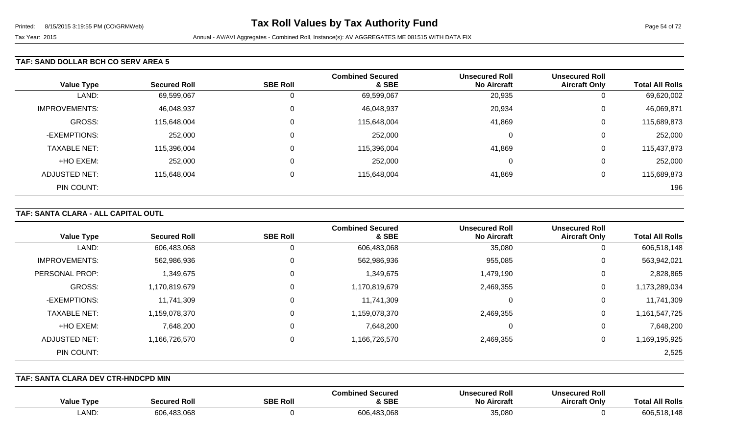# Tax Roll Values by Tax Authority Fund

Tax Year: 2015

Annual - AV/AVI Aggregates - Combined Roll, Instance(s): AV AGGREGATES ME 081515 WITH DATA FIX

## TAF: SAND DOLLAR BCH CO SERV AREA 5

| Value Type | Secured Roll | SBE Roll | Combined Secured & SBE | Unsecured Roll No Aircraft | Unsecured Roll Aircraft Only | Total All Rolls |
|---|---|---|---|---|---|---|
| LAND: | 69,599,067 | 0 | 69,599,067 | 20,935 | 0 | 69,620,002 |
| IMPROVEMENTS: | 46,048,937 | 0 | 46,048,937 | 20,934 | 0 | 46,069,871 |
| GROSS: | 115,648,004 | 0 | 115,648,004 | 41,869 | 0 | 115,689,873 |
| -EXEMPTIONS: | 252,000 | 0 | 252,000 | 0 | 0 | 252,000 |
| TAXABLE NET: | 115,396,004 | 0 | 115,396,004 | 41,869 | 0 | 115,437,873 |
| +HO EXEM: | 252,000 | 0 | 252,000 | 0 | 0 | 252,000 |
| ADJUSTED NET: | 115,648,004 | 0 | 115,648,004 | 41,869 | 0 | 115,689,873 |
| PIN COUNT: | | | | | | 196 |

## TAF: SANTA CLARA - ALL CAPITAL OUTL

| Value Type | Secured Roll | SBE Roll | Combined Secured & SBE | Unsecured Roll No Aircraft | Unsecured Roll Aircraft Only | Total All Rolls |
|---|---|---|---|---|---|---|
| LAND: | 606,483,068 | 0 | 606,483,068 | 35,080 | 0 | 606,518,148 |
| IMPROVEMENTS: | 562,986,936 | 0 | 562,986,936 | 955,085 | 0 | 563,942,021 |
| PERSONAL PROP: | 1,349,675 | 0 | 1,349,675 | 1,479,190 | 0 | 2,828,865 |
| GROSS: | 1,170,819,679 | 0 | 1,170,819,679 | 2,469,355 | 0 | 1,173,289,034 |
| -EXEMPTIONS: | 11,741,309 | 0 | 11,741,309 | 0 | 0 | 11,741,309 |
| TAXABLE NET: | 1,159,078,370 | 0 | 1,159,078,370 | 2,469,355 | 0 | 1,161,547,725 |
| +HO EXEM: | 7,648,200 | 0 | 7,648,200 | 0 | 0 | 7,648,200 |
| ADJUSTED NET: | 1,166,726,570 | 0 | 1,166,726,570 | 2,469,355 | 0 | 1,169,195,925 |
| PIN COUNT: | | | | | | 2,525 |

## TAF: SANTA CLARA DEV CTR-HNDCPD MIN

| Value Type | Secured Roll | SBE Roll | Combined Secured & SBE | Unsecured Roll No Aircraft | Unsecured Roll Aircraft Only | Total All Rolls |
|---|---|---|---|---|---|---|
| LAND: | 606,483,068 | 0 | 606,483,068 | 35,080 | 0 | 606,518,148 |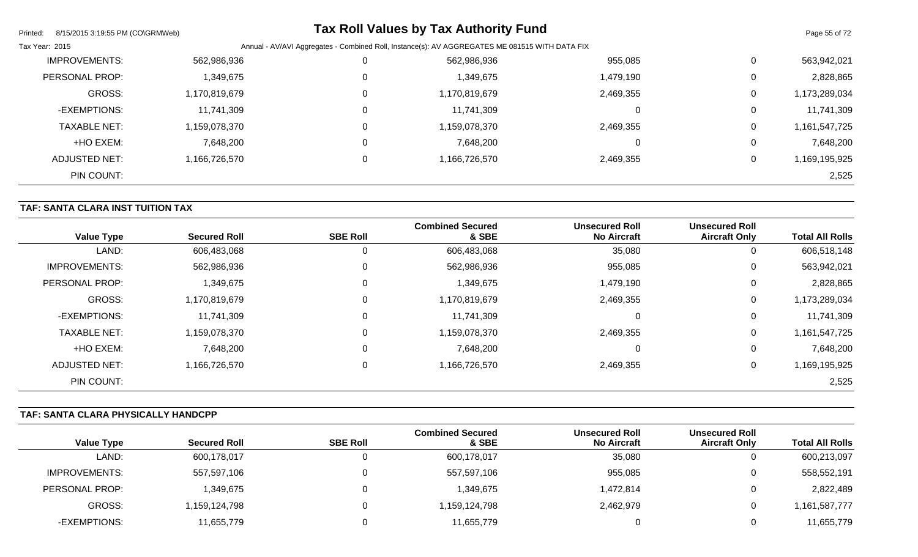| Value Type | Secured Roll | SBE Roll | Combined Secured & SBE | Unsecured Roll No Aircraft | Unsecured Roll Aircraft Only | Total All Rolls |
|---|---|---|---|---|---|---|
| IMPROVEMENTS: | 562,986,936 | 0 | 562,986,936 | 955,085 | 0 | 563,942,021 |
| PERSONAL PROP: | 1,349,675 | 0 | 1,349,675 | 1,479,190 | 0 | 2,828,865 |
| GROSS: | 1,170,819,679 | 0 | 1,170,819,679 | 2,469,355 | 0 | 1,173,289,034 |
| -EXEMPTIONS: | 11,741,309 | 0 | 11,741,309 | 0 | 0 | 11,741,309 |
| TAXABLE NET: | 1,159,078,370 | 0 | 1,159,078,370 | 2,469,355 | 0 | 1,161,547,725 |
| +HO EXEM: | 7,648,200 | 0 | 7,648,200 | 0 | 0 | 7,648,200 |
| ADJUSTED NET: | 1,166,726,570 | 0 | 1,166,726,570 | 2,469,355 | 0 | 1,169,195,925 |
| PIN COUNT: | | | | | | 2,525 |

## TAF: SANTA CLARA INST TUITION TAX

| Value Type | Secured Roll | SBE Roll | Combined Secured & SBE | Unsecured Roll No Aircraft | Unsecured Roll Aircraft Only | Total All Rolls |
|---|---|---|---|---|---|---|
| LAND: | 606,483,068 | 0 | 606,483,068 | 35,080 | 0 | 606,518,148 |
| IMPROVEMENTS: | 562,986,936 | 0 | 562,986,936 | 955,085 | 0 | 563,942,021 |
| PERSONAL PROP: | 1,349,675 | 0 | 1,349,675 | 1,479,190 | 0 | 2,828,865 |
| GROSS: | 1,170,819,679 | 0 | 1,170,819,679 | 2,469,355 | 0 | 1,173,289,034 |
| -EXEMPTIONS: | 11,741,309 | 0 | 11,741,309 | 0 | 0 | 11,741,309 |
| TAXABLE NET: | 1,159,078,370 | 0 | 1,159,078,370 | 2,469,355 | 0 | 1,161,547,725 |
| +HO EXEM: | 7,648,200 | 0 | 7,648,200 | 0 | 0 | 7,648,200 |
| ADJUSTED NET: | 1,166,726,570 | 0 | 1,166,726,570 | 2,469,355 | 0 | 1,169,195,925 |
| PIN COUNT: | | | | | | 2,525 |

## TAF: SANTA CLARA PHYSICALLY HANDCPP

| Value Type | Secured Roll | SBE Roll | Combined Secured & SBE | Unsecured Roll No Aircraft | Unsecured Roll Aircraft Only | Total All Rolls |
|---|---|---|---|---|---|---|
| LAND: | 600,178,017 | 0 | 600,178,017 | 35,080 | 0 | 600,213,097 |
| IMPROVEMENTS: | 557,597,106 | 0 | 557,597,106 | 955,085 | 0 | 558,552,191 |
| PERSONAL PROP: | 1,349,675 | 0 | 1,349,675 | 1,472,814 | 0 | 2,822,489 |
| GROSS: | 1,159,124,798 | 0 | 1,159,124,798 | 2,462,979 | 0 | 1,161,587,777 |
| -EXEMPTIONS: | 11,655,779 | 0 | 11,655,779 | 0 | 0 | 11,655,779 |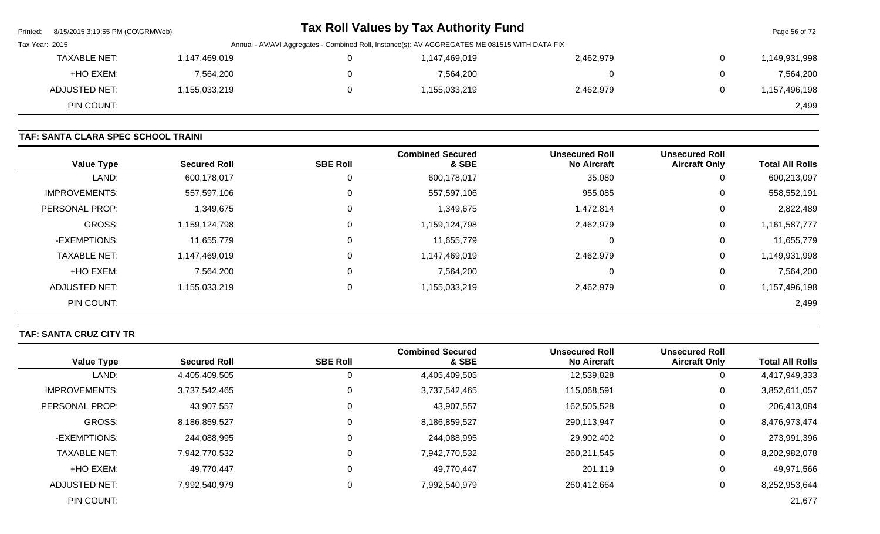| | | | | | |
|---|---|---|---|---|---|
| TAXABLE NET: | 1,147,469,019 | 0 | 1,147,469,019 | 2,462,979 | 0 | 1,149,931,998 |
| +HO EXEM: | 7,564,200 | 0 | 7,564,200 | 0 | 0 | 7,564,200 |
| ADJUSTED NET: | 1,155,033,219 | 0 | 1,155,033,219 | 2,462,979 | 0 | 1,157,496,198 |
| PIN COUNT: | | | | | | 2,499 |

**TAF: SANTA CLARA SPEC SCHOOL TRAINI**

| Value Type | Secured Roll | SBE Roll | Combined Secured & SBE | Unsecured Roll No Aircraft | Unsecured Roll Aircraft Only | Total All Rolls |
|---|---|---|---|---|---|---|
| LAND: | 600,178,017 | 0 | 600,178,017 | 35,080 | 0 | 600,213,097 |
| IMPROVEMENTS: | 557,597,106 | 0 | 557,597,106 | 955,085 | 0 | 558,552,191 |
| PERSONAL PROP: | 1,349,675 | 0 | 1,349,675 | 1,472,814 | 0 | 2,822,489 |
| GROSS: | 1,159,124,798 | 0 | 1,159,124,798 | 2,462,979 | 0 | 1,161,587,777 |
| -EXEMPTIONS: | 11,655,779 | 0 | 11,655,779 | 0 | 0 | 11,655,779 |
| TAXABLE NET: | 1,147,469,019 | 0 | 1,147,469,019 | 2,462,979 | 0 | 1,149,931,998 |
| +HO EXEM: | 7,564,200 | 0 | 7,564,200 | 0 | 0 | 7,564,200 |
| ADJUSTED NET: | 1,155,033,219 | 0 | 1,155,033,219 | 2,462,979 | 0 | 1,157,496,198 |
| PIN COUNT: | | | | | | 2,499 |

**TAF: SANTA CRUZ CITY TR**

| Value Type | Secured Roll | SBE Roll | Combined Secured & SBE | Unsecured Roll No Aircraft | Unsecured Roll Aircraft Only | Total All Rolls |
|---|---|---|---|---|---|---|
| LAND: | 4,405,409,505 | 0 | 4,405,409,505 | 12,539,828 | 0 | 4,417,949,333 |
| IMPROVEMENTS: | 3,737,542,465 | 0 | 3,737,542,465 | 115,068,591 | 0 | 3,852,611,057 |
| PERSONAL PROP: | 43,907,557 | 0 | 43,907,557 | 162,505,528 | 0 | 206,413,084 |
| GROSS: | 8,186,859,527 | 0 | 8,186,859,527 | 290,113,947 | 0 | 8,476,973,474 |
| -EXEMPTIONS: | 244,088,995 | 0 | 244,088,995 | 29,902,402 | 0 | 273,991,396 |
| TAXABLE NET: | 7,942,770,532 | 0 | 7,942,770,532 | 260,211,545 | 0 | 8,202,982,078 |
| +HO EXEM: | 49,770,447 | 0 | 49,770,447 | 201,119 | 0 | 49,971,566 |
| ADJUSTED NET: | 7,992,540,979 | 0 | 7,992,540,979 | 260,412,664 | 0 | 8,252,953,644 |
| PIN COUNT: | | | | | | 21,677 |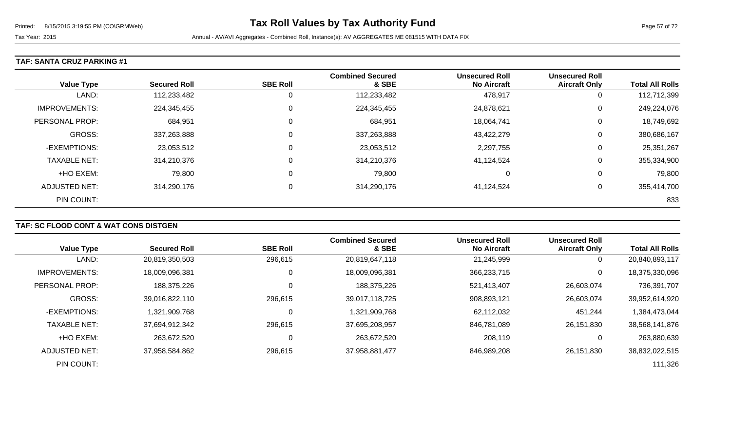**TAF: SANTA CRUZ PARKING #1**

| Value Type | Secured Roll | SBE Roll | Combined Secured & SBE | Unsecured Roll No Aircraft | Unsecured Roll Aircraft Only | Total All Rolls |
|---|---|---|---|---|---|---|
| LAND: | 112,233,482 | 0 | 112,233,482 | 478,917 | 0 | 112,712,399 |
| IMPROVEMENTS: | 224,345,455 | 0 | 224,345,455 | 24,878,621 | 0 | 249,224,076 |
| PERSONAL PROP: | 684,951 | 0 | 684,951 | 18,064,741 | 0 | 18,749,692 |
| GROSS: | 337,263,888 | 0 | 337,263,888 | 43,422,279 | 0 | 380,686,167 |
| -EXEMPTIONS: | 23,053,512 | 0 | 23,053,512 | 2,297,755 | 0 | 25,351,267 |
| TAXABLE NET: | 314,210,376 | 0 | 314,210,376 | 41,124,524 | 0 | 355,334,900 |
| +HO EXEM: | 79,800 | 0 | 79,800 | 0 | 0 | 79,800 |
| ADJUSTED NET: | 314,290,176 | 0 | 314,290,176 | 41,124,524 | 0 | 355,414,700 |
| PIN COUNT: | | | | | | 833 |

**TAF: SC FLOOD CONT & WAT CONS DISTGEN**

| Value Type | Secured Roll | SBE Roll | Combined Secured & SBE | Unsecured Roll No Aircraft | Unsecured Roll Aircraft Only | Total All Rolls |
|---|---|---|---|---|---|---|
| LAND: | 20,819,350,503 | 296,615 | 20,819,647,118 | 21,245,999 | 0 | 20,840,893,117 |
| IMPROVEMENTS: | 18,009,096,381 | 0 | 18,009,096,381 | 366,233,715 | 0 | 18,375,330,096 |
| PERSONAL PROP: | 188,375,226 | 0 | 188,375,226 | 521,413,407 | 26,603,074 | 736,391,707 |
| GROSS: | 39,016,822,110 | 296,615 | 39,017,118,725 | 908,893,121 | 26,603,074 | 39,952,614,920 |
| -EXEMPTIONS: | 1,321,909,768 | 0 | 1,321,909,768 | 62,112,032 | 451,244 | 1,384,473,044 |
| TAXABLE NET: | 37,694,912,342 | 296,615 | 37,695,208,957 | 846,781,089 | 26,151,830 | 38,568,141,876 |
| +HO EXEM: | 263,672,520 | 0 | 263,672,520 | 208,119 | 0 | 263,880,639 |
| ADJUSTED NET: | 37,958,584,862 | 296,615 | 37,958,881,477 | 846,989,208 | 26,151,830 | 38,832,022,515 |
| PIN COUNT: | | | | | | 111,326 |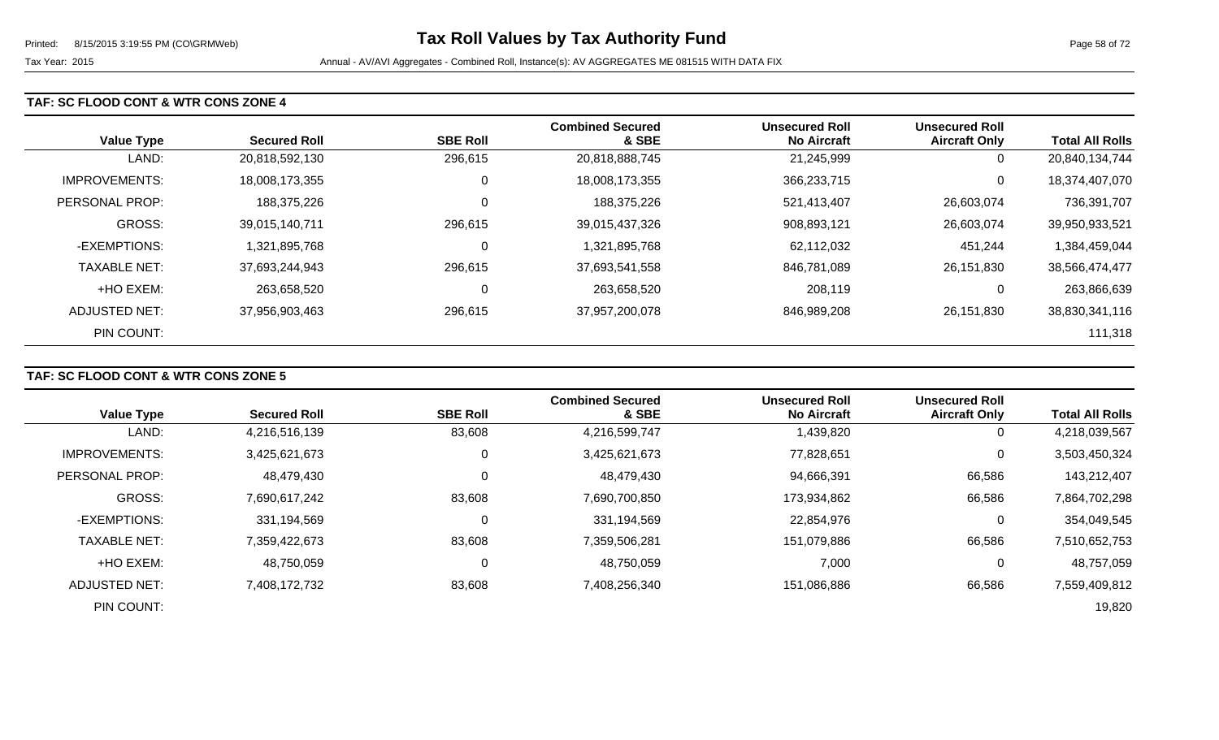## TAF: SC FLOOD CONT & WTR CONS ZONE 4

| Value Type | Secured Roll | SBE Roll | Combined Secured & SBE | Unsecured Roll No Aircraft | Unsecured Roll Aircraft Only | Total All Rolls |
|---|---|---|---|---|---|---|
| LAND: | 20,818,592,130 | 296,615 | 20,818,888,745 | 21,245,999 | 0 | 20,840,134,744 |
| IMPROVEMENTS: | 18,008,173,355 | 0 | 18,008,173,355 | 366,233,715 | 0 | 18,374,407,070 |
| PERSONAL PROP: | 188,375,226 | 0 | 188,375,226 | 521,413,407 | 26,603,074 | 736,391,707 |
| GROSS: | 39,015,140,711 | 296,615 | 39,015,437,326 | 908,893,121 | 26,603,074 | 39,950,933,521 |
| -EXEMPTIONS: | 1,321,895,768 | 0 | 1,321,895,768 | 62,112,032 | 451,244 | 1,384,459,044 |
| TAXABLE NET: | 37,693,244,943 | 296,615 | 37,693,541,558 | 846,781,089 | 26,151,830 | 38,566,474,477 |
| +HO EXEM: | 263,658,520 | 0 | 263,658,520 | 208,119 | 0 | 263,866,639 |
| ADJUSTED NET: | 37,956,903,463 | 296,615 | 37,957,200,078 | 846,989,208 | 26,151,830 | 38,830,341,116 |
| PIN COUNT: | | | | | | 111,318 |

## TAF: SC FLOOD CONT & WTR CONS ZONE 5

| Value Type | Secured Roll | SBE Roll | Combined Secured & SBE | Unsecured Roll No Aircraft | Unsecured Roll Aircraft Only | Total All Rolls |
|---|---|---|---|---|---|---|
| LAND: | 4,216,516,139 | 83,608 | 4,216,599,747 | 1,439,820 | 0 | 4,218,039,567 |
| IMPROVEMENTS: | 3,425,621,673 | 0 | 3,425,621,673 | 77,828,651 | 0 | 3,503,450,324 |
| PERSONAL PROP: | 48,479,430 | 0 | 48,479,430 | 94,666,391 | 66,586 | 143,212,407 |
| GROSS: | 7,690,617,242 | 83,608 | 7,690,700,850 | 173,934,862 | 66,586 | 7,864,702,298 |
| -EXEMPTIONS: | 331,194,569 | 0 | 331,194,569 | 22,854,976 | 0 | 354,049,545 |
| TAXABLE NET: | 7,359,422,673 | 83,608 | 7,359,506,281 | 151,079,886 | 66,586 | 7,510,652,753 |
| +HO EXEM: | 48,750,059 | 0 | 48,750,059 | 7,000 | 0 | 48,757,059 |
| ADJUSTED NET: | 7,408,172,732 | 83,608 | 7,408,256,340 | 151,086,886 | 66,586 | 7,559,409,812 |
| PIN COUNT: | | | | | | 19,820 |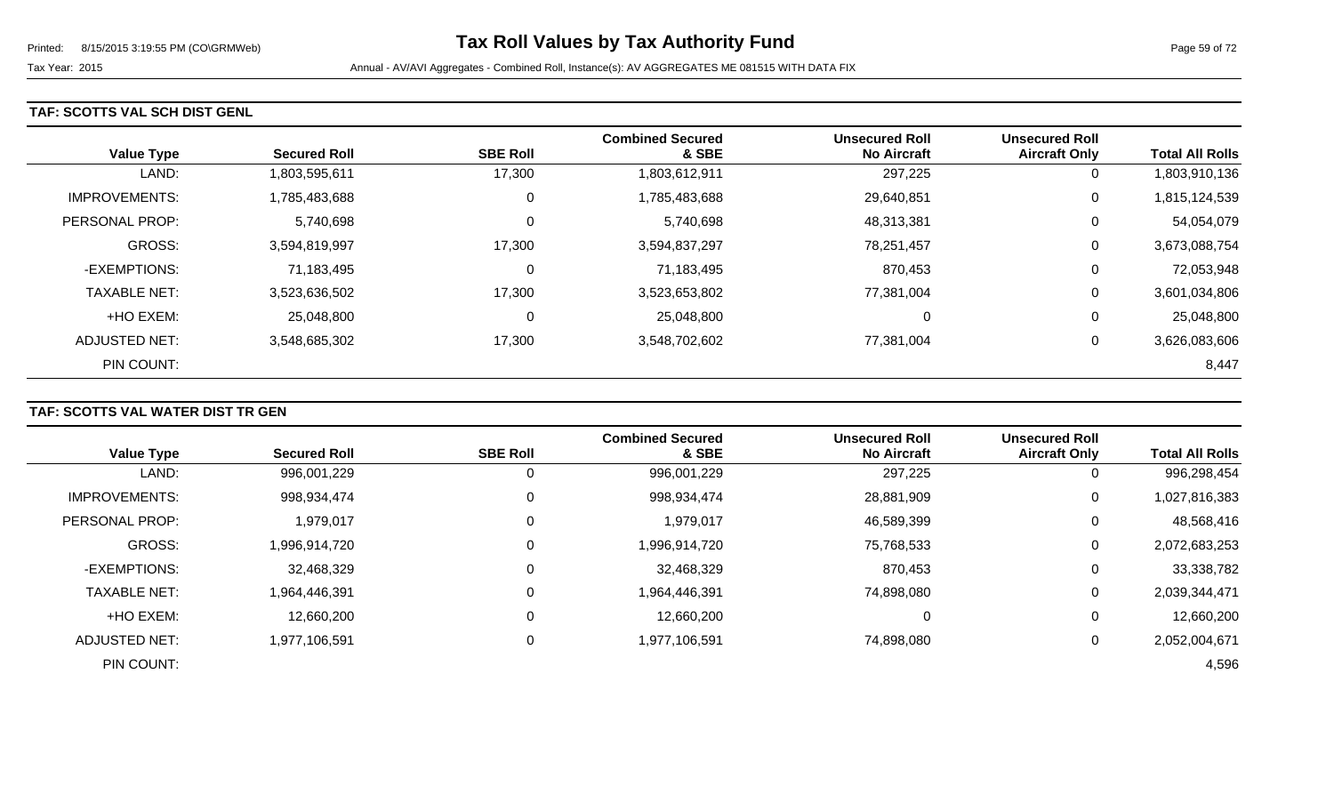# Tax Roll Values by Tax Authority Fund

Printed: 8/15/2015 3:19:55 PM (CO\GRMWeb)

Tax Year: 2015

Annual - AV/AVI Aggregates - Combined Roll, Instance(s): AV AGGREGATES ME 081515 WITH DATA FIX

## TAF: SCOTTS VAL SCH DIST GENL

| Value Type | Secured Roll | SBE Roll | Combined Secured & SBE | Unsecured Roll No Aircraft | Unsecured Roll Aircraft Only | Total All Rolls |
|---|---|---|---|---|---|---|
| LAND: | 1,803,595,611 | 17,300 | 1,803,612,911 | 297,225 | 0 | 1,803,910,136 |
| IMPROVEMENTS: | 1,785,483,688 | 0 | 1,785,483,688 | 29,640,851 | 0 | 1,815,124,539 |
| PERSONAL PROP: | 5,740,698 | 0 | 5,740,698 | 48,313,381 | 0 | 54,054,079 |
| GROSS: | 3,594,819,997 | 17,300 | 3,594,837,297 | 78,251,457 | 0 | 3,673,088,754 |
| -EXEMPTIONS: | 71,183,495 | 0 | 71,183,495 | 870,453 | 0 | 72,053,948 |
| TAXABLE NET: | 3,523,636,502 | 17,300 | 3,523,653,802 | 77,381,004 | 0 | 3,601,034,806 |
| +HO EXEM: | 25,048,800 | 0 | 25,048,800 | 0 | 0 | 25,048,800 |
| ADJUSTED NET: | 3,548,685,302 | 17,300 | 3,548,702,602 | 77,381,004 | 0 | 3,626,083,606 |
| PIN COUNT: | | | | | | 8,447 |

## TAF: SCOTTS VAL WATER DIST TR GEN

| Value Type | Secured Roll | SBE Roll | Combined Secured & SBE | Unsecured Roll No Aircraft | Unsecured Roll Aircraft Only | Total All Rolls |
|---|---|---|---|---|---|---|
| LAND: | 996,001,229 | 0 | 996,001,229 | 297,225 | 0 | 996,298,454 |
| IMPROVEMENTS: | 998,934,474 | 0 | 998,934,474 | 28,881,909 | 0 | 1,027,816,383 |
| PERSONAL PROP: | 1,979,017 | 0 | 1,979,017 | 46,589,399 | 0 | 48,568,416 |
| GROSS: | 1,996,914,720 | 0 | 1,996,914,720 | 75,768,533 | 0 | 2,072,683,253 |
| -EXEMPTIONS: | 32,468,329 | 0 | 32,468,329 | 870,453 | 0 | 33,338,782 |
| TAXABLE NET: | 1,964,446,391 | 0 | 1,964,446,391 | 74,898,080 | 0 | 2,039,344,471 |
| +HO EXEM: | 12,660,200 | 0 | 12,660,200 | 0 | 0 | 12,660,200 |
| ADJUSTED NET: | 1,977,106,591 | 0 | 1,977,106,591 | 74,898,080 | 0 | 2,052,004,671 |
| PIN COUNT: | | | | | | 4,596 |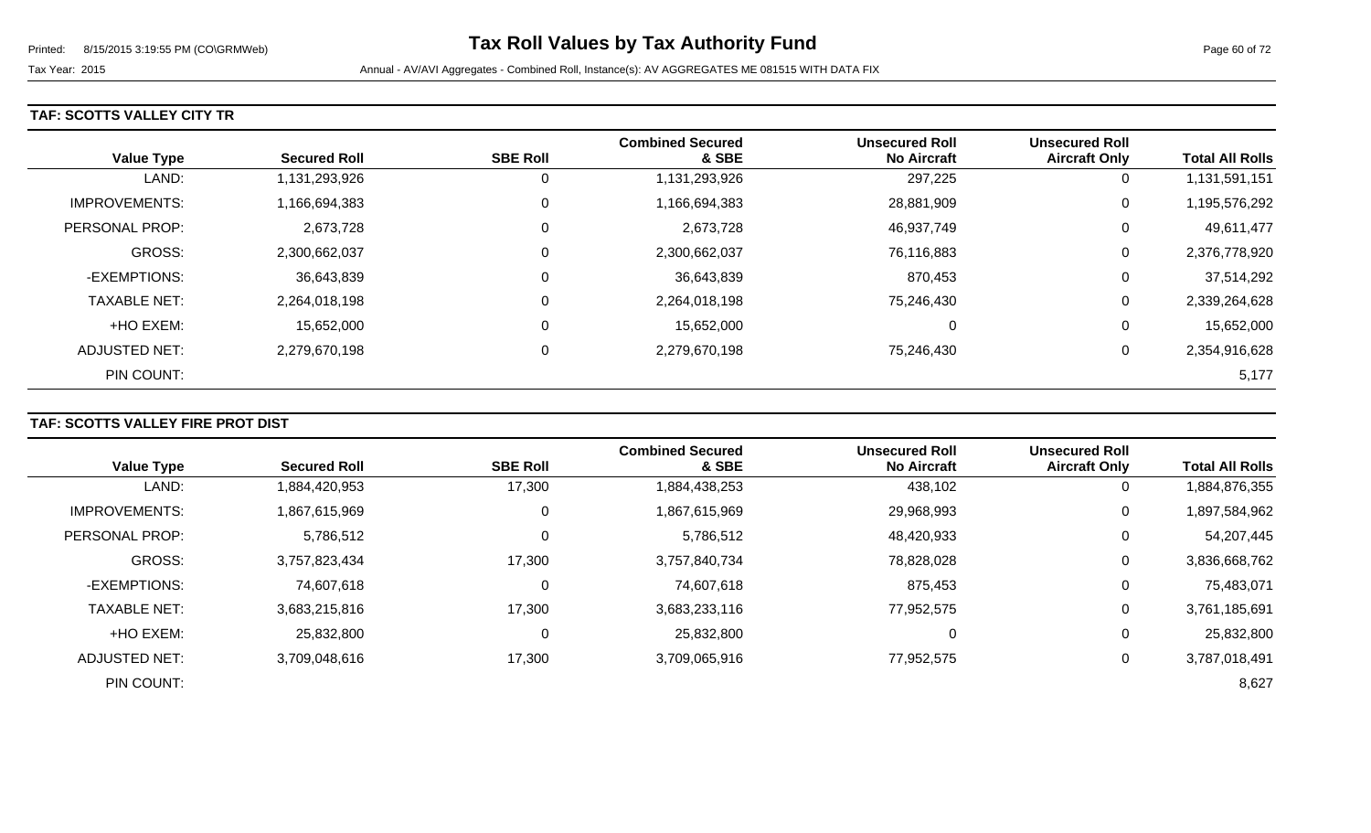# Tax Roll Values by Tax Authority Fund

Tax Year: 2015

Annual - AV/AVI Aggregates - Combined Roll, Instance(s): AV AGGREGATES ME 081515 WITH DATA FIX

## TAF: SCOTTS VALLEY CITY TR

| Value Type | Secured Roll | SBE Roll | Combined Secured & SBE | Unsecured Roll No Aircraft | Unsecured Roll Aircraft Only | Total All Rolls |
|---|---|---|---|---|---|---|
| LAND: | 1,131,293,926 | 0 | 1,131,293,926 | 297,225 | 0 | 1,131,591,151 |
| IMPROVEMENTS: | 1,166,694,383 | 0 | 1,166,694,383 | 28,881,909 | 0 | 1,195,576,292 |
| PERSONAL PROP: | 2,673,728 | 0 | 2,673,728 | 46,937,749 | 0 | 49,611,477 |
| GROSS: | 2,300,662,037 | 0 | 2,300,662,037 | 76,116,883 | 0 | 2,376,778,920 |
| -EXEMPTIONS: | 36,643,839 | 0 | 36,643,839 | 870,453 | 0 | 37,514,292 |
| TAXABLE NET: | 2,264,018,198 | 0 | 2,264,018,198 | 75,246,430 | 0 | 2,339,264,628 |
| +HO EXEM: | 15,652,000 | 0 | 15,652,000 | 0 | 0 | 15,652,000 |
| ADJUSTED NET: | 2,279,670,198 | 0 | 2,279,670,198 | 75,246,430 | 0 | 2,354,916,628 |
| PIN COUNT: | | | | | | 5,177 |

## TAF: SCOTTS VALLEY FIRE PROT DIST

| Value Type | Secured Roll | SBE Roll | Combined Secured & SBE | Unsecured Roll No Aircraft | Unsecured Roll Aircraft Only | Total All Rolls |
|---|---|---|---|---|---|---|
| LAND: | 1,884,420,953 | 17,300 | 1,884,438,253 | 438,102 | 0 | 1,884,876,355 |
| IMPROVEMENTS: | 1,867,615,969 | 0 | 1,867,615,969 | 29,968,993 | 0 | 1,897,584,962 |
| PERSONAL PROP: | 5,786,512 | 0 | 5,786,512 | 48,420,933 | 0 | 54,207,445 |
| GROSS: | 3,757,823,434 | 17,300 | 3,757,840,734 | 78,828,028 | 0 | 3,836,668,762 |
| -EXEMPTIONS: | 74,607,618 | 0 | 74,607,618 | 875,453 | 0 | 75,483,071 |
| TAXABLE NET: | 3,683,215,816 | 17,300 | 3,683,233,116 | 77,952,575 | 0 | 3,761,185,691 |
| +HO EXEM: | 25,832,800 | 0 | 25,832,800 | 0 | 0 | 25,832,800 |
| ADJUSTED NET: | 3,709,048,616 | 17,300 | 3,709,065,916 | 77,952,575 | 0 | 3,787,018,491 |
| PIN COUNT: | | | | | | 8,627 |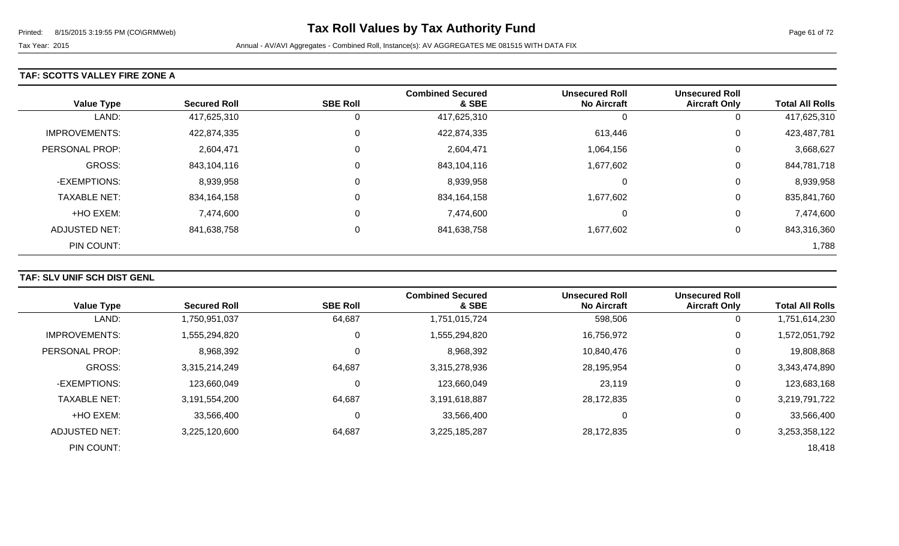# Tax Roll Values by Tax Authority Fund

Tax Year: 2015

Annual - AV/AVI Aggregates - Combined Roll, Instance(s): AV AGGREGATES ME 081515 WITH DATA FIX

### TAF: SCOTTS VALLEY FIRE ZONE A

| Value Type | Secured Roll | SBE Roll | Combined Secured & SBE | Unsecured Roll No Aircraft | Unsecured Roll Aircraft Only | Total All Rolls |
|---|---|---|---|---|---|---|
| LAND: | 417,625,310 | 0 | 417,625,310 | 0 | 0 | 417,625,310 |
| IMPROVEMENTS: | 422,874,335 | 0 | 422,874,335 | 613,446 | 0 | 423,487,781 |
| PERSONAL PROP: | 2,604,471 | 0 | 2,604,471 | 1,064,156 | 0 | 3,668,627 |
| GROSS: | 843,104,116 | 0 | 843,104,116 | 1,677,602 | 0 | 844,781,718 |
| -EXEMPTIONS: | 8,939,958 | 0 | 8,939,958 | 0 | 0 | 8,939,958 |
| TAXABLE NET: | 834,164,158 | 0 | 834,164,158 | 1,677,602 | 0 | 835,841,760 |
| +HO EXEM: | 7,474,600 | 0 | 7,474,600 | 0 | 0 | 7,474,600 |
| ADJUSTED NET: | 841,638,758 | 0 | 841,638,758 | 1,677,602 | 0 | 843,316,360 |
| PIN COUNT: | | | | | | 1,788 |

### TAF: SLV UNIF SCH DIST GENL

| Value Type | Secured Roll | SBE Roll | Combined Secured & SBE | Unsecured Roll No Aircraft | Unsecured Roll Aircraft Only | Total All Rolls |
|---|---|---|---|---|---|---|
| LAND: | 1,750,951,037 | 64,687 | 1,751,015,724 | 598,506 | 0 | 1,751,614,230 |
| IMPROVEMENTS: | 1,555,294,820 | 0 | 1,555,294,820 | 16,756,972 | 0 | 1,572,051,792 |
| PERSONAL PROP: | 8,968,392 | 0 | 8,968,392 | 10,840,476 | 0 | 19,808,868 |
| GROSS: | 3,315,214,249 | 64,687 | 3,315,278,936 | 28,195,954 | 0 | 3,343,474,890 |
| -EXEMPTIONS: | 123,660,049 | 0 | 123,660,049 | 23,119 | 0 | 123,683,168 |
| TAXABLE NET: | 3,191,554,200 | 64,687 | 3,191,618,887 | 28,172,835 | 0 | 3,219,791,722 |
| +HO EXEM: | 33,566,400 | 0 | 33,566,400 | 0 | 0 | 33,566,400 |
| ADJUSTED NET: | 3,225,120,600 | 64,687 | 3,225,185,287 | 28,172,835 | 0 | 3,253,358,122 |
| PIN COUNT: | | | | | | 18,418 |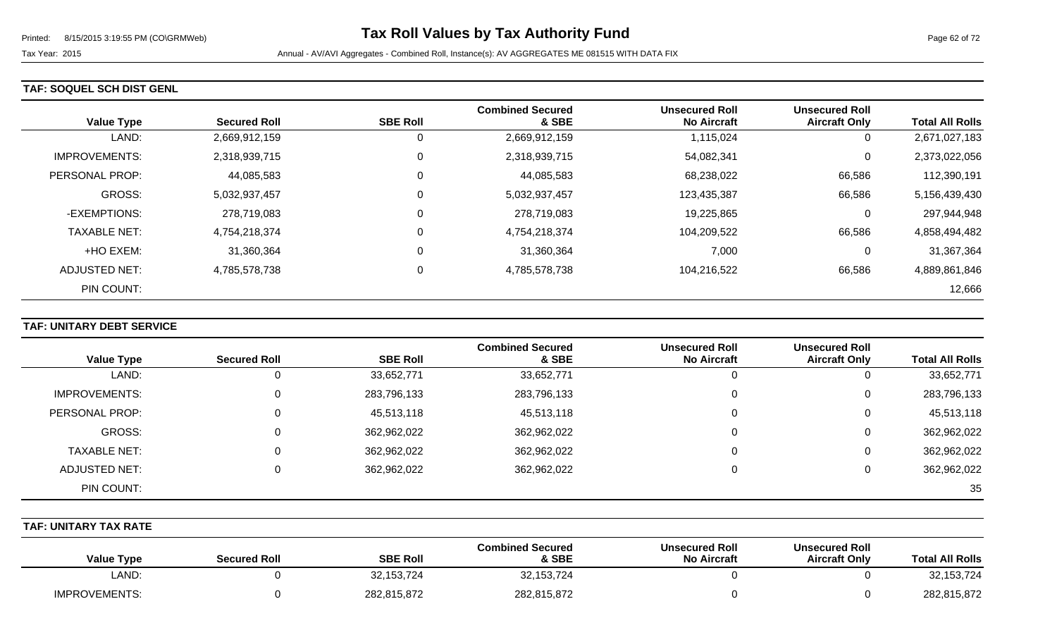### TAF: SOQUEL SCH DIST GENL

| Value Type | Secured Roll | SBE Roll | Combined Secured & SBE | Unsecured Roll No Aircraft | Unsecured Roll Aircraft Only | Total All Rolls |
|---|---|---|---|---|---|---|
| LAND: | 2,669,912,159 | 0 | 2,669,912,159 | 1,115,024 | 0 | 2,671,027,183 |
| IMPROVEMENTS: | 2,318,939,715 | 0 | 2,318,939,715 | 54,082,341 | 0 | 2,373,022,056 |
| PERSONAL PROP: | 44,085,583 | 0 | 44,085,583 | 68,238,022 | 66,586 | 112,390,191 |
| GROSS: | 5,032,937,457 | 0 | 5,032,937,457 | 123,435,387 | 66,586 | 5,156,439,430 |
| -EXEMPTIONS: | 278,719,083 | 0 | 278,719,083 | 19,225,865 | 0 | 297,944,948 |
| TAXABLE NET: | 4,754,218,374 | 0 | 4,754,218,374 | 104,209,522 | 66,586 | 4,858,494,482 |
| +HO EXEM: | 31,360,364 | 0 | 31,360,364 | 7,000 | 0 | 31,367,364 |
| ADJUSTED NET: | 4,785,578,738 | 0 | 4,785,578,738 | 104,216,522 | 66,586 | 4,889,861,846 |
| PIN COUNT: | | | | | | 12,666 |

### TAF: UNITARY DEBT SERVICE

| Value Type | Secured Roll | SBE Roll | Combined Secured & SBE | Unsecured Roll No Aircraft | Unsecured Roll Aircraft Only | Total All Rolls |
|---|---|---|---|---|---|---|
| LAND: | 0 | 33,652,771 | 33,652,771 | 0 | 0 | 33,652,771 |
| IMPROVEMENTS: | 0 | 283,796,133 | 283,796,133 | 0 | 0 | 283,796,133 |
| PERSONAL PROP: | 0 | 45,513,118 | 45,513,118 | 0 | 0 | 45,513,118 |
| GROSS: | 0 | 362,962,022 | 362,962,022 | 0 | 0 | 362,962,022 |
| TAXABLE NET: | 0 | 362,962,022 | 362,962,022 | 0 | 0 | 362,962,022 |
| ADJUSTED NET: | 0 | 362,962,022 | 362,962,022 | 0 | 0 | 362,962,022 |
| PIN COUNT: | | | | | | 35 |

### TAF: UNITARY TAX RATE

| Value Type | Secured Roll | SBE Roll | Combined Secured & SBE | Unsecured Roll No Aircraft | Unsecured Roll Aircraft Only | Total All Rolls |
|---|---|---|---|---|---|---|
| LAND: | 0 | 32,153,724 | 32,153,724 | 0 | 0 | 32,153,724 |
| IMPROVEMENTS: | 0 | 282,815,872 | 282,815,872 | 0 | 0 | 282,815,872 |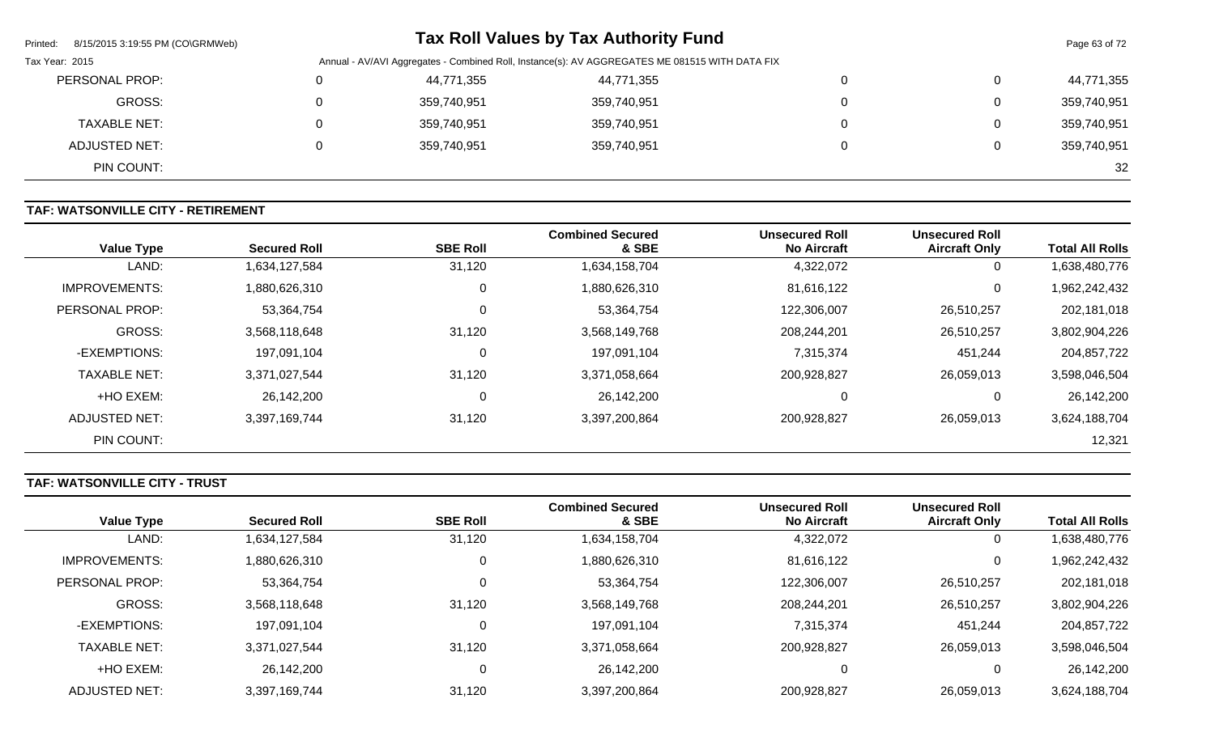| PERSONAL PROP: | 0 | 44,771,355 | 44,771,355 | 0 | 0 | 44,771,355 |
|---|---|---|---|---|---|---|
| GROSS: | 0 | 359,740,951 | 359,740,951 | 0 | 0 | 359,740,951 |
| TAXABLE NET: | 0 | 359,740,951 | 359,740,951 | 0 | 0 | 359,740,951 |
| ADJUSTED NET: | 0 | 359,740,951 | 359,740,951 | 0 | 0 | 359,740,951 |
| PIN COUNT: | | | | | | 32 |

**TAF: WATSONVILLE CITY - RETIREMENT**

| Value Type | Secured Roll | SBE Roll | Combined Secured & SBE | Unsecured Roll No Aircraft | Unsecured Roll Aircraft Only | Total All Rolls |
|---|---|---|---|---|---|---|
| LAND: | 1,634,127,584 | 31,120 | 1,634,158,704 | 4,322,072 | 0 | 1,638,480,776 |
| IMPROVEMENTS: | 1,880,626,310 | 0 | 1,880,626,310 | 81,616,122 | 0 | 1,962,242,432 |
| PERSONAL PROP: | 53,364,754 | 0 | 53,364,754 | 122,306,007 | 26,510,257 | 202,181,018 |
| GROSS: | 3,568,118,648 | 31,120 | 3,568,149,768 | 208,244,201 | 26,510,257 | 3,802,904,226 |
| -EXEMPTIONS: | 197,091,104 | 0 | 197,091,104 | 7,315,374 | 451,244 | 204,857,722 |
| TAXABLE NET: | 3,371,027,544 | 31,120 | 3,371,058,664 | 200,928,827 | 26,059,013 | 3,598,046,504 |
| +HO EXEM: | 26,142,200 | 0 | 26,142,200 | 0 | 0 | 26,142,200 |
| ADJUSTED NET: | 3,397,169,744 | 31,120 | 3,397,200,864 | 200,928,827 | 26,059,013 | 3,624,188,704 |
| PIN COUNT: | | | | | | 12,321 |

**TAF: WATSONVILLE CITY - TRUST**

| Value Type | Secured Roll | SBE Roll | Combined Secured & SBE | Unsecured Roll No Aircraft | Unsecured Roll Aircraft Only | Total All Rolls |
|---|---|---|---|---|---|---|
| LAND: | 1,634,127,584 | 31,120 | 1,634,158,704 | 4,322,072 | 0 | 1,638,480,776 |
| IMPROVEMENTS: | 1,880,626,310 | 0 | 1,880,626,310 | 81,616,122 | 0 | 1,962,242,432 |
| PERSONAL PROP: | 53,364,754 | 0 | 53,364,754 | 122,306,007 | 26,510,257 | 202,181,018 |
| GROSS: | 3,568,118,648 | 31,120 | 3,568,149,768 | 208,244,201 | 26,510,257 | 3,802,904,226 |
| -EXEMPTIONS: | 197,091,104 | 0 | 197,091,104 | 7,315,374 | 451,244 | 204,857,722 |
| TAXABLE NET: | 3,371,027,544 | 31,120 | 3,371,058,664 | 200,928,827 | 26,059,013 | 3,598,046,504 |
| +HO EXEM: | 26,142,200 | 0 | 26,142,200 | 0 | 0 | 26,142,200 |
| ADJUSTED NET: | 3,397,169,744 | 31,120 | 3,397,200,864 | 200,928,827 | 26,059,013 | 3,624,188,704 |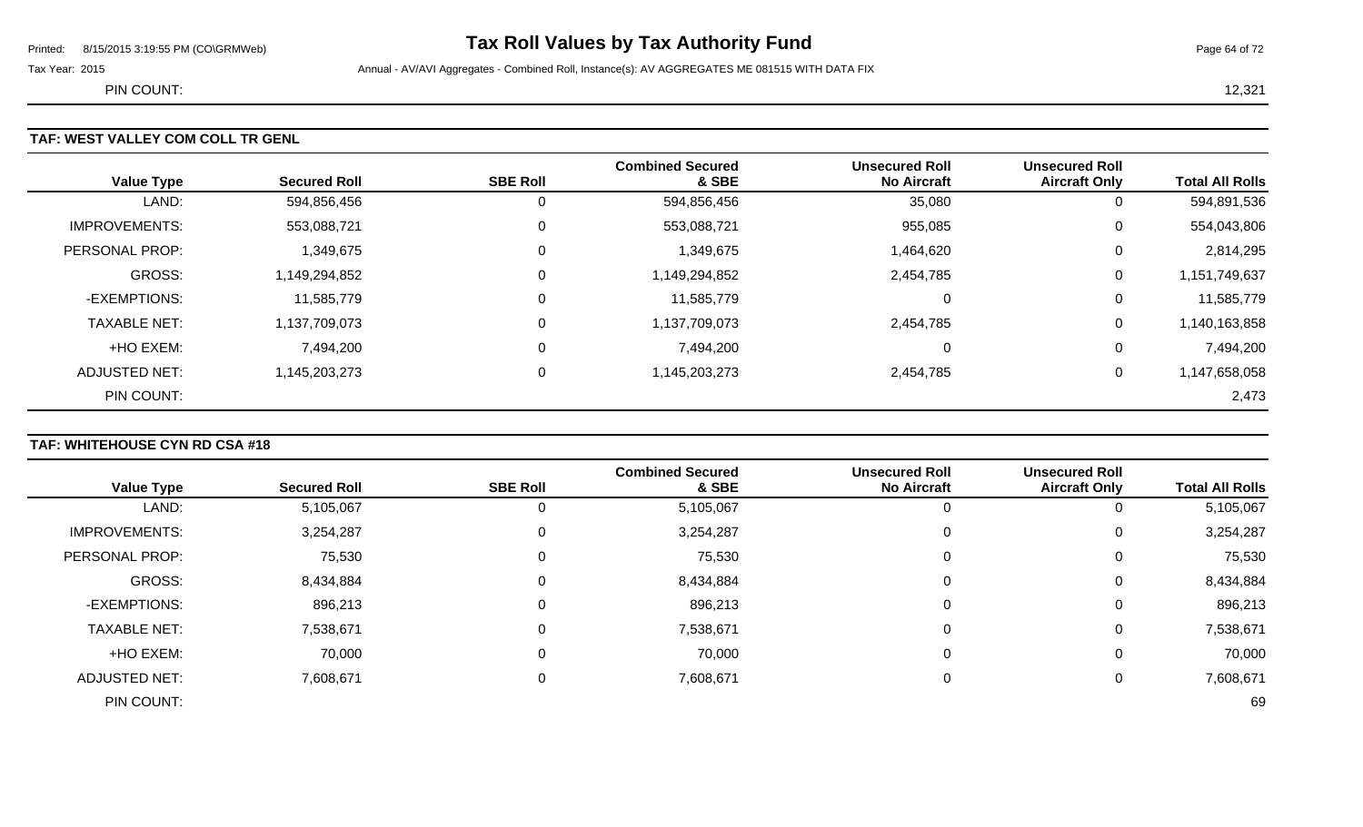PIN COUNT: 12,321

## TAF: WEST VALLEY COM COLL TR GENL

| Value Type | Secured Roll | SBE Roll | Combined Secured & SBE | Unsecured Roll No Aircraft | Unsecured Roll Aircraft Only | Total All Rolls |
|---|---|---|---|---|---|---|
| LAND: | 594,856,456 | 0 | 594,856,456 | 35,080 | 0 | 594,891,536 |
| IMPROVEMENTS: | 553,088,721 | 0 | 553,088,721 | 955,085 | 0 | 554,043,806 |
| PERSONAL PROP: | 1,349,675 | 0 | 1,349,675 | 1,464,620 | 0 | 2,814,295 |
| GROSS: | 1,149,294,852 | 0 | 1,149,294,852 | 2,454,785 | 0 | 1,151,749,637 |
| -EXEMPTIONS: | 11,585,779 | 0 | 11,585,779 | 0 | 0 | 11,585,779 |
| TAXABLE NET: | 1,137,709,073 | 0 | 1,137,709,073 | 2,454,785 | 0 | 1,140,163,858 |
| +HO EXEM: | 7,494,200 | 0 | 7,494,200 | 0 | 0 | 7,494,200 |
| ADJUSTED NET: | 1,145,203,273 | 0 | 1,145,203,273 | 2,454,785 | 0 | 1,147,658,058 |
| PIN COUNT: | | | | | | 2,473 |

## TAF: WHITEHOUSE CYN RD CSA #18

| Value Type | Secured Roll | SBE Roll | Combined Secured & SBE | Unsecured Roll No Aircraft | Unsecured Roll Aircraft Only | Total All Rolls |
|---|---|---|---|---|---|---|
| LAND: | 5,105,067 | 0 | 5,105,067 | 0 | 0 | 5,105,067 |
| IMPROVEMENTS: | 3,254,287 | 0 | 3,254,287 | 0 | 0 | 3,254,287 |
| PERSONAL PROP: | 75,530 | 0 | 75,530 | 0 | 0 | 75,530 |
| GROSS: | 8,434,884 | 0 | 8,434,884 | 0 | 0 | 8,434,884 |
| -EXEMPTIONS: | 896,213 | 0 | 896,213 | 0 | 0 | 896,213 |
| TAXABLE NET: | 7,538,671 | 0 | 7,538,671 | 0 | 0 | 7,538,671 |
| +HO EXEM: | 70,000 | 0 | 70,000 | 0 | 0 | 70,000 |
| ADJUSTED NET: | 7,608,671 | 0 | 7,608,671 | 0 | 0 | 7,608,671 |
| PIN COUNT: | | | | | | 69 |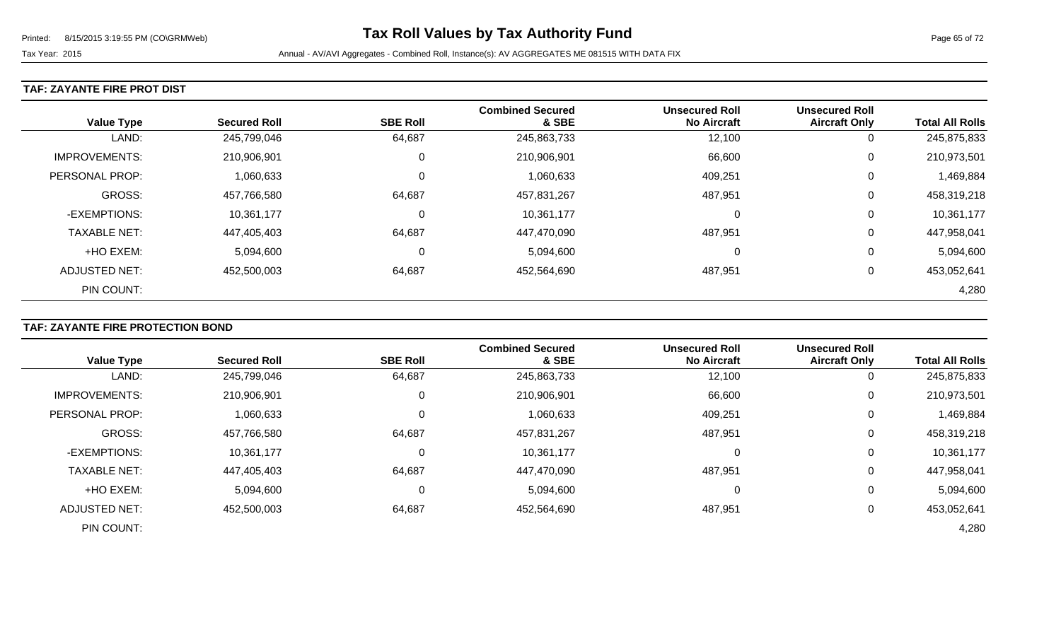# Tax Roll Values by Tax Authority Fund

Tax Year: 2015

Annual - AV/AVI Aggregates - Combined Roll, Instance(s): AV AGGREGATES ME 081515 WITH DATA FIX

## TAF: ZAYANTE FIRE PROT DIST

| Value Type | Secured Roll | SBE Roll | Combined Secured & SBE | Unsecured Roll No Aircraft | Unsecured Roll Aircraft Only | Total All Rolls |
|---|---|---|---|---|---|---|
| LAND: | 245,799,046 | 64,687 | 245,863,733 | 12,100 | 0 | 245,875,833 |
| IMPROVEMENTS: | 210,906,901 | 0 | 210,906,901 | 66,600 | 0 | 210,973,501 |
| PERSONAL PROP: | 1,060,633 | 0 | 1,060,633 | 409,251 | 0 | 1,469,884 |
| GROSS: | 457,766,580 | 64,687 | 457,831,267 | 487,951 | 0 | 458,319,218 |
| -EXEMPTIONS: | 10,361,177 | 0 | 10,361,177 | 0 | 0 | 10,361,177 |
| TAXABLE NET: | 447,405,403 | 64,687 | 447,470,090 | 487,951 | 0 | 447,958,041 |
| +HO EXEM: | 5,094,600 | 0 | 5,094,600 | 0 | 0 | 5,094,600 |
| ADJUSTED NET: | 452,500,003 | 64,687 | 452,564,690 | 487,951 | 0 | 453,052,641 |
| PIN COUNT: | | | | | | 4,280 |

## TAF: ZAYANTE FIRE PROTECTION BOND

| Value Type | Secured Roll | SBE Roll | Combined Secured & SBE | Unsecured Roll No Aircraft | Unsecured Roll Aircraft Only | Total All Rolls |
|---|---|---|---|---|---|---|
| LAND: | 245,799,046 | 64,687 | 245,863,733 | 12,100 | 0 | 245,875,833 |
| IMPROVEMENTS: | 210,906,901 | 0 | 210,906,901 | 66,600 | 0 | 210,973,501 |
| PERSONAL PROP: | 1,060,633 | 0 | 1,060,633 | 409,251 | 0 | 1,469,884 |
| GROSS: | 457,766,580 | 64,687 | 457,831,267 | 487,951 | 0 | 458,319,218 |
| -EXEMPTIONS: | 10,361,177 | 0 | 10,361,177 | 0 | 0 | 10,361,177 |
| TAXABLE NET: | 447,405,403 | 64,687 | 447,470,090 | 487,951 | 0 | 447,958,041 |
| +HO EXEM: | 5,094,600 | 0 | 5,094,600 | 0 | 0 | 5,094,600 |
| ADJUSTED NET: | 452,500,003 | 64,687 | 452,564,690 | 487,951 | 0 | 453,052,641 |
| PIN COUNT: | | | | | | 4,280 |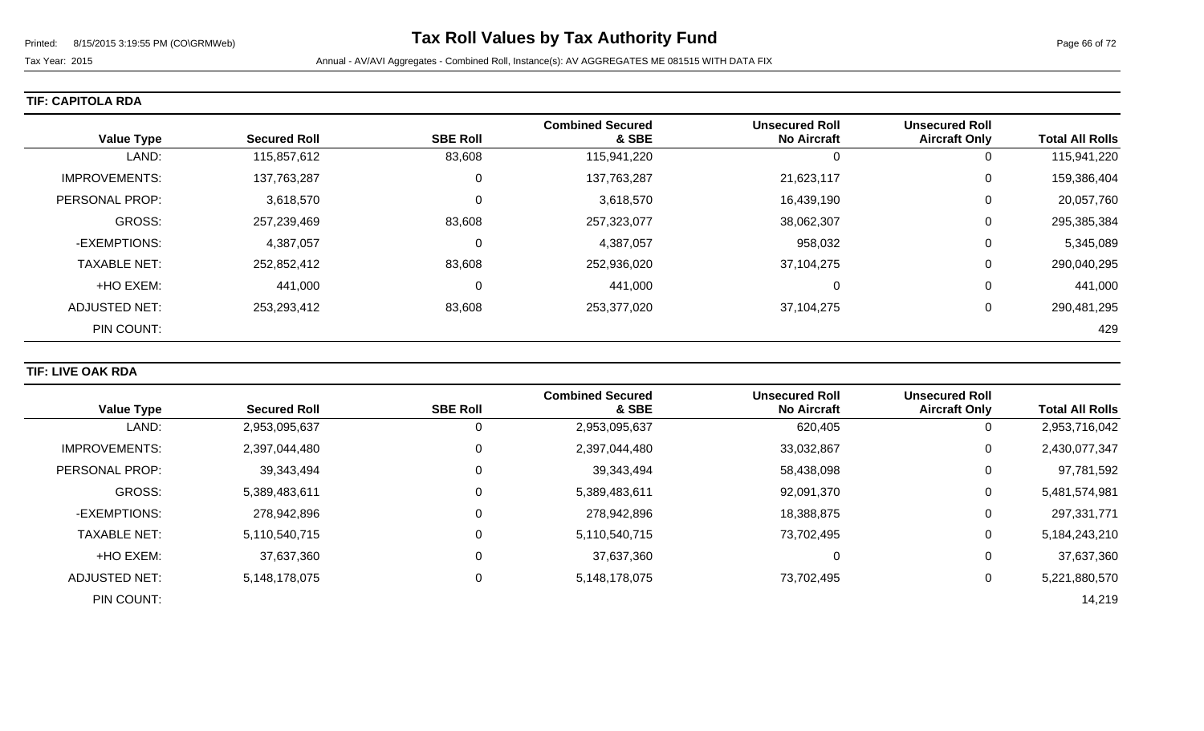# Tax Roll Values by Tax Authority Fund

Tax Year: 2015

Annual - AV/AVI Aggregates - Combined Roll, Instance(s): AV AGGREGATES ME 081515 WITH DATA FIX

**TIF: CAPITOLA RDA**

| Value Type | Secured Roll | SBE Roll | Combined Secured & SBE | Unsecured Roll No Aircraft | Unsecured Roll Aircraft Only | Total All Rolls |
|---|---|---|---|---|---|---|
| LAND: | 115,857,612 | 83,608 | 115,941,220 | 0 | 0 | 115,941,220 |
| IMPROVEMENTS: | 137,763,287 | 0 | 137,763,287 | 21,623,117 | 0 | 159,386,404 |
| PERSONAL PROP: | 3,618,570 | 0 | 3,618,570 | 16,439,190 | 0 | 20,057,760 |
| GROSS: | 257,239,469 | 83,608 | 257,323,077 | 38,062,307 | 0 | 295,385,384 |
| -EXEMPTIONS: | 4,387,057 | 0 | 4,387,057 | 958,032 | 0 | 5,345,089 |
| TAXABLE NET: | 252,852,412 | 83,608 | 252,936,020 | 37,104,275 | 0 | 290,040,295 |
| +HO EXEM: | 441,000 | 0 | 441,000 | 0 | 0 | 441,000 |
| ADJUSTED NET: | 253,293,412 | 83,608 | 253,377,020 | 37,104,275 | 0 | 290,481,295 |
| PIN COUNT: | | | | | | 429 |

**TIF: LIVE OAK RDA**

| Value Type | Secured Roll | SBE Roll | Combined Secured & SBE | Unsecured Roll No Aircraft | Unsecured Roll Aircraft Only | Total All Rolls |
|---|---|---|---|---|---|---|
| LAND: | 2,953,095,637 | 0 | 2,953,095,637 | 620,405 | 0 | 2,953,716,042 |
| IMPROVEMENTS: | 2,397,044,480 | 0 | 2,397,044,480 | 33,032,867 | 0 | 2,430,077,347 |
| PERSONAL PROP: | 39,343,494 | 0 | 39,343,494 | 58,438,098 | 0 | 97,781,592 |
| GROSS: | 5,389,483,611 | 0 | 5,389,483,611 | 92,091,370 | 0 | 5,481,574,981 |
| -EXEMPTIONS: | 278,942,896 | 0 | 278,942,896 | 18,388,875 | 0 | 297,331,771 |
| TAXABLE NET: | 5,110,540,715 | 0 | 5,110,540,715 | 73,702,495 | 0 | 5,184,243,210 |
| +HO EXEM: | 37,637,360 | 0 | 37,637,360 | 0 | 0 | 37,637,360 |
| ADJUSTED NET: | 5,148,178,075 | 0 | 5,148,178,075 | 73,702,495 | 0 | 5,221,880,570 |
| PIN COUNT: | | | | | | 14,219 |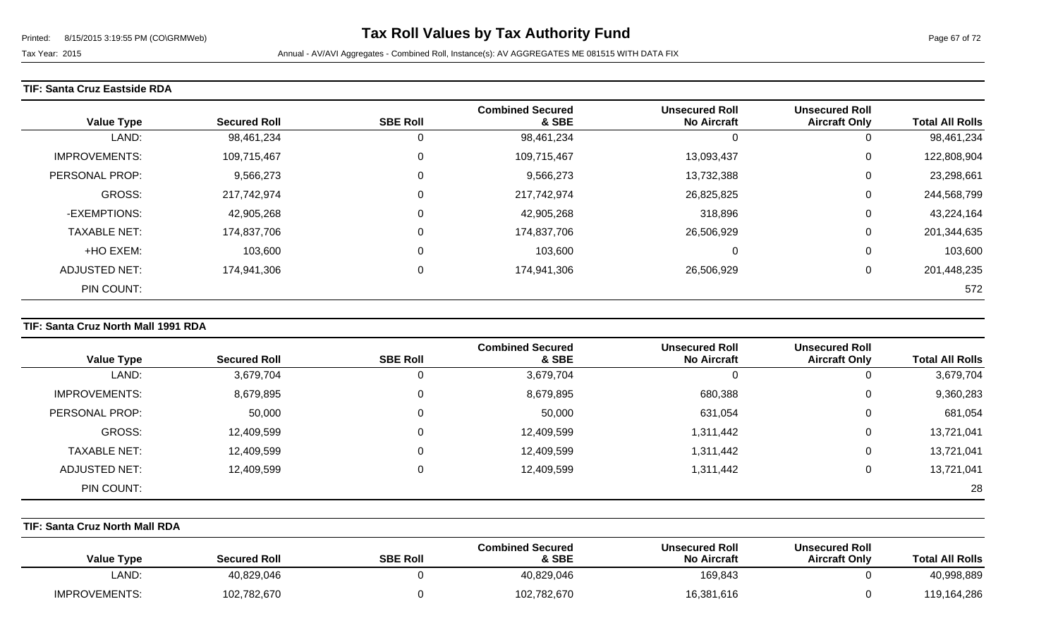## TIF: Santa Cruz Eastside RDA

| Value Type | Secured Roll | SBE Roll | Combined Secured & SBE | Unsecured Roll No Aircraft | Unsecured Roll Aircraft Only | Total All Rolls |
|---|---|---|---|---|---|---|
| LAND: | 98,461,234 | 0 | 98,461,234 | 0 | 0 | 98,461,234 |
| IMPROVEMENTS: | 109,715,467 | 0 | 109,715,467 | 13,093,437 | 0 | 122,808,904 |
| PERSONAL PROP: | 9,566,273 | 0 | 9,566,273 | 13,732,388 | 0 | 23,298,661 |
| GROSS: | 217,742,974 | 0 | 217,742,974 | 26,825,825 | 0 | 244,568,799 |
| -EXEMPTIONS: | 42,905,268 | 0 | 42,905,268 | 318,896 | 0 | 43,224,164 |
| TAXABLE NET: | 174,837,706 | 0 | 174,837,706 | 26,506,929 | 0 | 201,344,635 |
| +HO EXEM: | 103,600 | 0 | 103,600 | 0 | 0 | 103,600 |
| ADJUSTED NET: | 174,941,306 | 0 | 174,941,306 | 26,506,929 | 0 | 201,448,235 |
| PIN COUNT: | | | | | | 572 |

## TIF: Santa Cruz North Mall 1991 RDA

| Value Type | Secured Roll | SBE Roll | Combined Secured & SBE | Unsecured Roll No Aircraft | Unsecured Roll Aircraft Only | Total All Rolls |
|---|---|---|---|---|---|---|
| LAND: | 3,679,704 | 0 | 3,679,704 | 0 | 0 | 3,679,704 |
| IMPROVEMENTS: | 8,679,895 | 0 | 8,679,895 | 680,388 | 0 | 9,360,283 |
| PERSONAL PROP: | 50,000 | 0 | 50,000 | 631,054 | 0 | 681,054 |
| GROSS: | 12,409,599 | 0 | 12,409,599 | 1,311,442 | 0 | 13,721,041 |
| TAXABLE NET: | 12,409,599 | 0 | 12,409,599 | 1,311,442 | 0 | 13,721,041 |
| ADJUSTED NET: | 12,409,599 | 0 | 12,409,599 | 1,311,442 | 0 | 13,721,041 |
| PIN COUNT: | | | | | | 28 |

## TIF: Santa Cruz North Mall RDA

| Value Type | Secured Roll | SBE Roll | Combined Secured & SBE | Unsecured Roll No Aircraft | Unsecured Roll Aircraft Only | Total All Rolls |
|---|---|---|---|---|---|---|
| LAND: | 40,829,046 | 0 | 40,829,046 | 169,843 | 0 | 40,998,889 |
| IMPROVEMENTS: | 102,782,670 | 0 | 102,782,670 | 16,381,616 | 0 | 119,164,286 |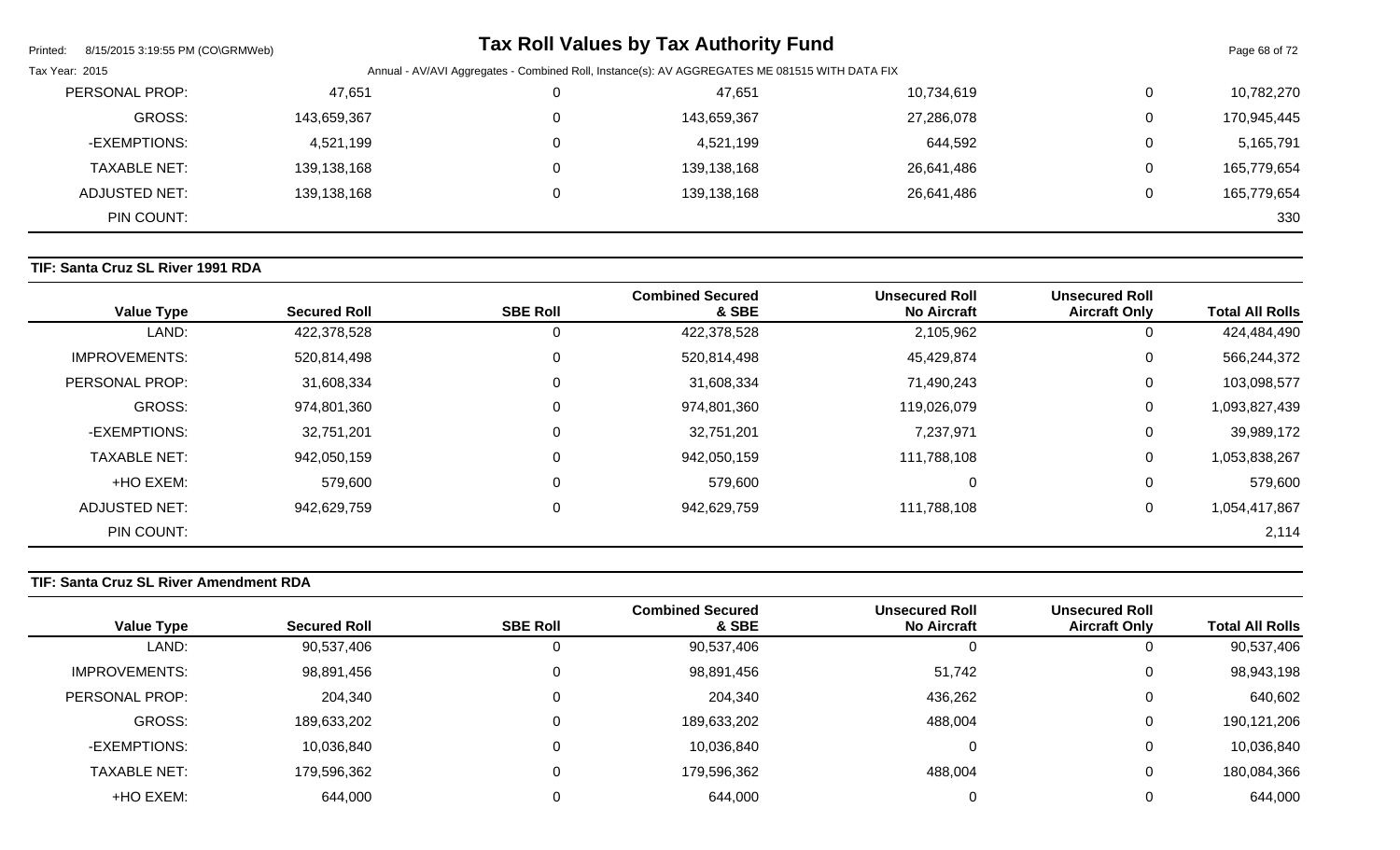| Value Type | Secured Roll | SBE Roll | Combined Secured & SBE | Unsecured Roll No Aircraft | Unsecured Roll Aircraft Only | Total All Rolls |
|---|---|---|---|---|---|---|
| PERSONAL PROP: | 47,651 | 0 | 47,651 | 10,734,619 | 0 | 10,782,270 |
| GROSS: | 143,659,367 | 0 | 143,659,367 | 27,286,078 | 0 | 170,945,445 |
| -EXEMPTIONS: | 4,521,199 | 0 | 4,521,199 | 644,592 | 0 | 5,165,791 |
| TAXABLE NET: | 139,138,168 | 0 | 139,138,168 | 26,641,486 | 0 | 165,779,654 |
| ADJUSTED NET: | 139,138,168 | 0 | 139,138,168 | 26,641,486 | 0 | 165,779,654 |
| PIN COUNT: | | | | | | 330 |

**TIF: Santa Cruz SL River 1991 RDA**

| Value Type | Secured Roll | SBE Roll | Combined Secured & SBE | Unsecured Roll No Aircraft | Unsecured Roll Aircraft Only | Total All Rolls |
|---|---|---|---|---|---|---|
| LAND: | 422,378,528 | 0 | 422,378,528 | 2,105,962 | 0 | 424,484,490 |
| IMPROVEMENTS: | 520,814,498 | 0 | 520,814,498 | 45,429,874 | 0 | 566,244,372 |
| PERSONAL PROP: | 31,608,334 | 0 | 31,608,334 | 71,490,243 | 0 | 103,098,577 |
| GROSS: | 974,801,360 | 0 | 974,801,360 | 119,026,079 | 0 | 1,093,827,439 |
| -EXEMPTIONS: | 32,751,201 | 0 | 32,751,201 | 7,237,971 | 0 | 39,989,172 |
| TAXABLE NET: | 942,050,159 | 0 | 942,050,159 | 111,788,108 | 0 | 1,053,838,267 |
| +HO EXEM: | 579,600 | 0 | 579,600 | 0 | 0 | 579,600 |
| ADJUSTED NET: | 942,629,759 | 0 | 942,629,759 | 111,788,108 | 0 | 1,054,417,867 |
| PIN COUNT: | | | | | | 2,114 |

**TIF: Santa Cruz SL River Amendment RDA**

| Value Type | Secured Roll | SBE Roll | Combined Secured & SBE | Unsecured Roll No Aircraft | Unsecured Roll Aircraft Only | Total All Rolls |
|---|---|---|---|---|---|---|
| LAND: | 90,537,406 | 0 | 90,537,406 | 0 | 0 | 90,537,406 |
| IMPROVEMENTS: | 98,891,456 | 0 | 98,891,456 | 51,742 | 0 | 98,943,198 |
| PERSONAL PROP: | 204,340 | 0 | 204,340 | 436,262 | 0 | 640,602 |
| GROSS: | 189,633,202 | 0 | 189,633,202 | 488,004 | 0 | 190,121,206 |
| -EXEMPTIONS: | 10,036,840 | 0 | 10,036,840 | 0 | 0 | 10,036,840 |
| TAXABLE NET: | 179,596,362 | 0 | 179,596,362 | 488,004 | 0 | 180,084,366 |
| +HO EXEM: | 644,000 | 0 | 644,000 | 0 | 0 | 644,000 |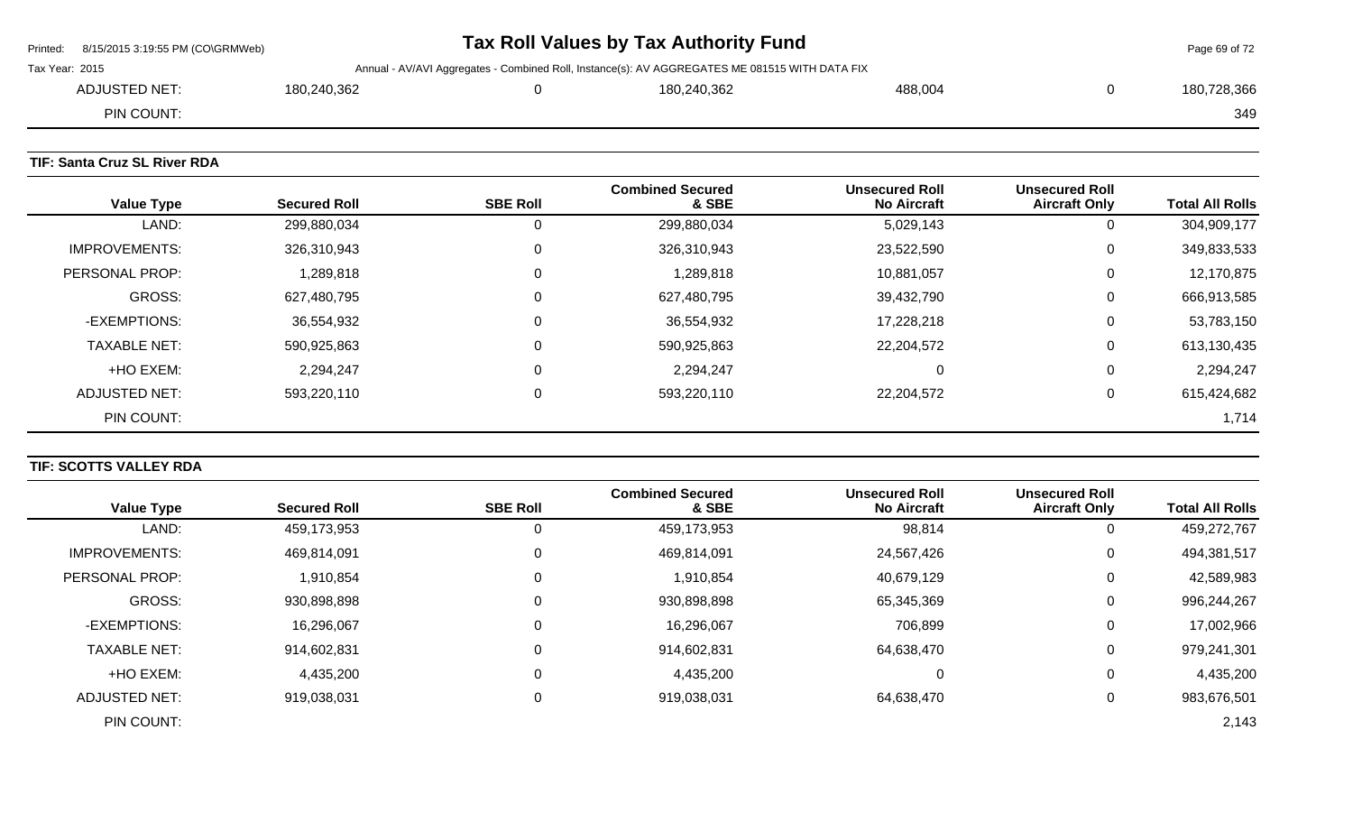| | | | | | |
|---|---|---|---|---|---|
| ADJUSTED NET: | 180,240,362 | 0 | 180,240,362 | 488,004 | 0 | 180,728,366 |
| PIN COUNT: | | | | | | 349 |

### TIF: Santa Cruz SL River RDA

| Value Type | Secured Roll | SBE Roll | Combined Secured & SBE | Unsecured Roll No Aircraft | Unsecured Roll Aircraft Only | Total All Rolls |
|---|---|---|---|---|---|---|
| LAND: | 299,880,034 | 0 | 299,880,034 | 5,029,143 | 0 | 304,909,177 |
| IMPROVEMENTS: | 326,310,943 | 0 | 326,310,943 | 23,522,590 | 0 | 349,833,533 |
| PERSONAL PROP: | 1,289,818 | 0 | 1,289,818 | 10,881,057 | 0 | 12,170,875 |
| GROSS: | 627,480,795 | 0 | 627,480,795 | 39,432,790 | 0 | 666,913,585 |
| -EXEMPTIONS: | 36,554,932 | 0 | 36,554,932 | 17,228,218 | 0 | 53,783,150 |
| TAXABLE NET: | 590,925,863 | 0 | 590,925,863 | 22,204,572 | 0 | 613,130,435 |
| +HO EXEM: | 2,294,247 | 0 | 2,294,247 | 0 | 0 | 2,294,247 |
| ADJUSTED NET: | 593,220,110 | 0 | 593,220,110 | 22,204,572 | 0 | 615,424,682 |
| PIN COUNT: | | | | | | 1,714 |

### TIF: SCOTTS VALLEY RDA

| Value Type | Secured Roll | SBE Roll | Combined Secured & SBE | Unsecured Roll No Aircraft | Unsecured Roll Aircraft Only | Total All Rolls |
|---|---|---|---|---|---|---|
| LAND: | 459,173,953 | 0 | 459,173,953 | 98,814 | 0 | 459,272,767 |
| IMPROVEMENTS: | 469,814,091 | 0 | 469,814,091 | 24,567,426 | 0 | 494,381,517 |
| PERSONAL PROP: | 1,910,854 | 0 | 1,910,854 | 40,679,129 | 0 | 42,589,983 |
| GROSS: | 930,898,898 | 0 | 930,898,898 | 65,345,369 | 0 | 996,244,267 |
| -EXEMPTIONS: | 16,296,067 | 0 | 16,296,067 | 706,899 | 0 | 17,002,966 |
| TAXABLE NET: | 914,602,831 | 0 | 914,602,831 | 64,638,470 | 0 | 979,241,301 |
| +HO EXEM: | 4,435,200 | 0 | 4,435,200 | 0 | 0 | 4,435,200 |
| ADJUSTED NET: | 919,038,031 | 0 | 919,038,031 | 64,638,470 | 0 | 983,676,501 |
| PIN COUNT: | | | | | | 2,143 |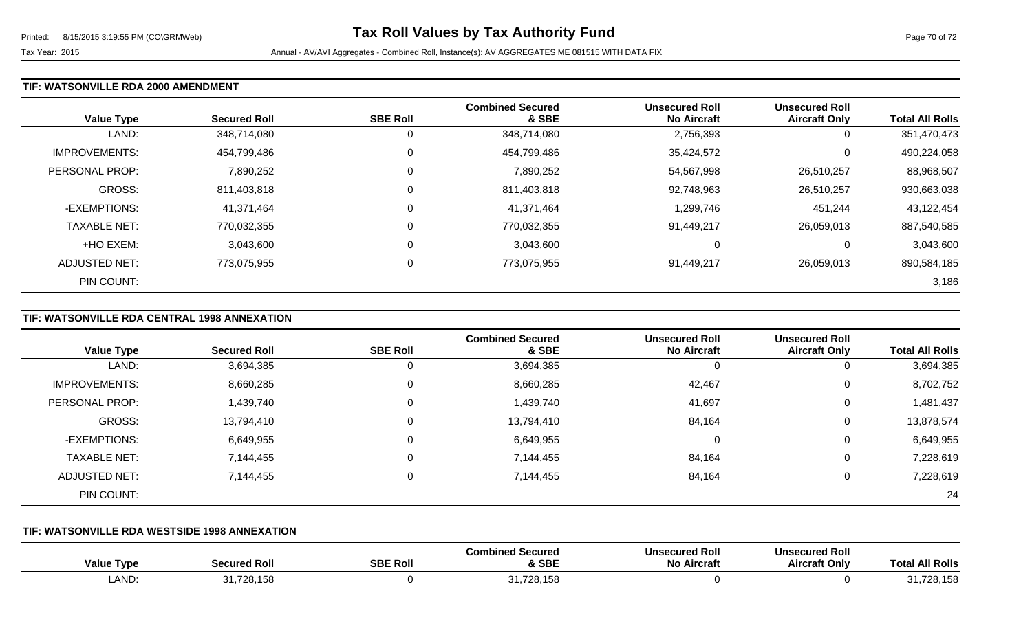### TIF: WATSONVILLE RDA 2000 AMENDMENT

| Value Type | Secured Roll | SBE Roll | Combined Secured & SBE | Unsecured Roll No Aircraft | Unsecured Roll Aircraft Only | Total All Rolls |
|---|---|---|---|---|---|---|
| LAND: | 348,714,080 | 0 | 348,714,080 | 2,756,393 | 0 | 351,470,473 |
| IMPROVEMENTS: | 454,799,486 | 0 | 454,799,486 | 35,424,572 | 0 | 490,224,058 |
| PERSONAL PROP: | 7,890,252 | 0 | 7,890,252 | 54,567,998 | 26,510,257 | 88,968,507 |
| GROSS: | 811,403,818 | 0 | 811,403,818 | 92,748,963 | 26,510,257 | 930,663,038 |
| -EXEMPTIONS: | 41,371,464 | 0 | 41,371,464 | 1,299,746 | 451,244 | 43,122,454 |
| TAXABLE NET: | 770,032,355 | 0 | 770,032,355 | 91,449,217 | 26,059,013 | 887,540,585 |
| +HO EXEM: | 3,043,600 | 0 | 3,043,600 | 0 | 0 | 3,043,600 |
| ADJUSTED NET: | 773,075,955 | 0 | 773,075,955 | 91,449,217 | 26,059,013 | 890,584,185 |
| PIN COUNT: | | | | | | 3,186 |

### TIF: WATSONVILLE RDA CENTRAL 1998 ANNEXATION

| Value Type | Secured Roll | SBE Roll | Combined Secured & SBE | Unsecured Roll No Aircraft | Unsecured Roll Aircraft Only | Total All Rolls |
|---|---|---|---|---|---|---|
| LAND: | 3,694,385 | 0 | 3,694,385 | 0 | 0 | 3,694,385 |
| IMPROVEMENTS: | 8,660,285 | 0 | 8,660,285 | 42,467 | 0 | 8,702,752 |
| PERSONAL PROP: | 1,439,740 | 0 | 1,439,740 | 41,697 | 0 | 1,481,437 |
| GROSS: | 13,794,410 | 0 | 13,794,410 | 84,164 | 0 | 13,878,574 |
| -EXEMPTIONS: | 6,649,955 | 0 | 6,649,955 | 0 | 0 | 6,649,955 |
| TAXABLE NET: | 7,144,455 | 0 | 7,144,455 | 84,164 | 0 | 7,228,619 |
| ADJUSTED NET: | 7,144,455 | 0 | 7,144,455 | 84,164 | 0 | 7,228,619 |
| PIN COUNT: | | | | | | 24 |

### TIF: WATSONVILLE RDA WESTSIDE 1998 ANNEXATION

| Value Type | Secured Roll | SBE Roll | Combined Secured & SBE | Unsecured Roll No Aircraft | Unsecured Roll Aircraft Only | Total All Rolls |
|---|---|---|---|---|---|---|
| LAND: | 31,728,158 | 0 | 31,728,158 | 0 | 0 | 31,728,158 |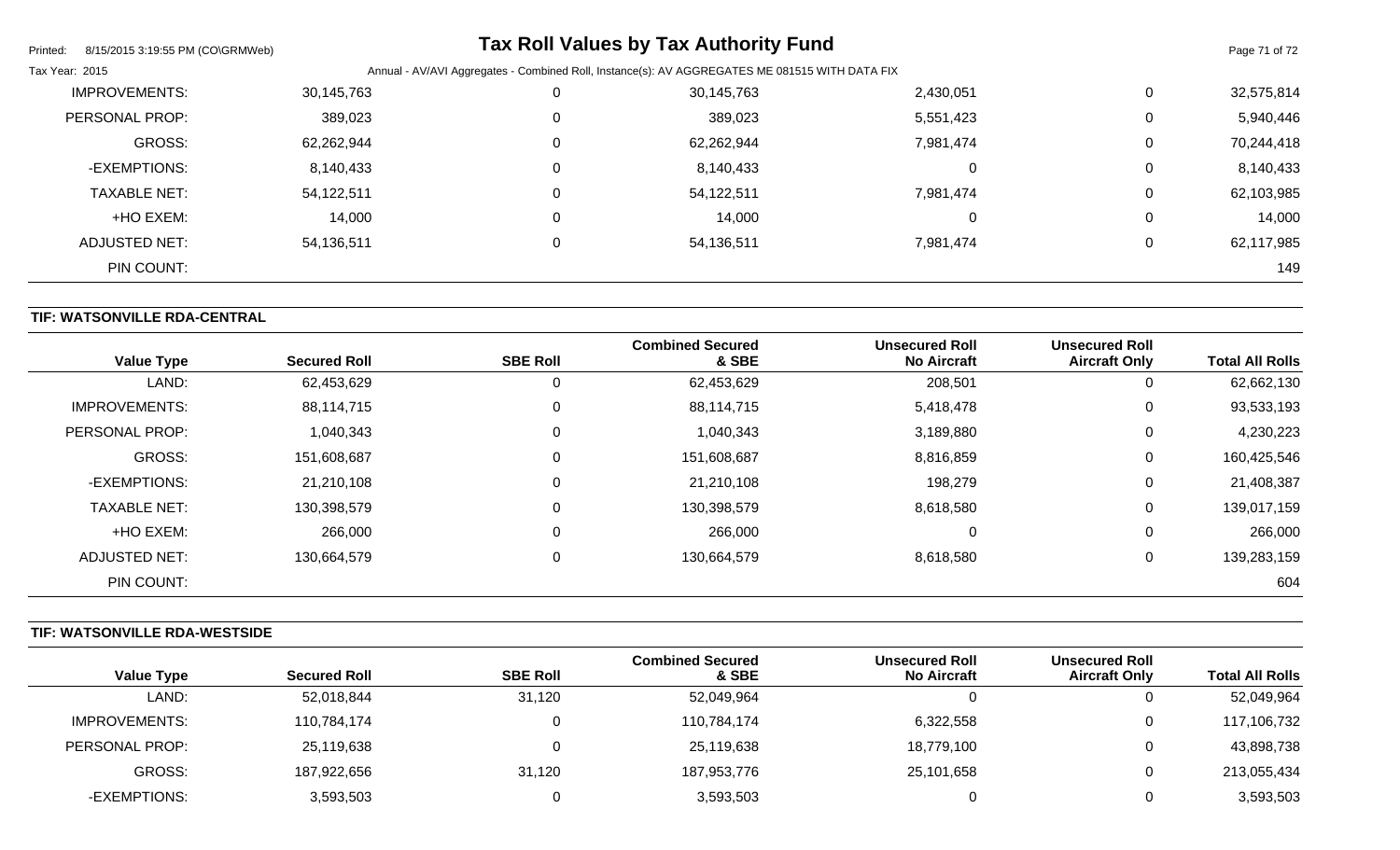| Value Type | Secured Roll | SBE Roll | Combined Secured & SBE | Unsecured Roll No Aircraft | Unsecured Roll Aircraft Only | Total All Rolls |
|---|---|---|---|---|---|---|
| IMPROVEMENTS: | 30,145,763 | 0 | 30,145,763 | 2,430,051 | 0 | 32,575,814 |
| PERSONAL PROP: | 389,023 | 0 | 389,023 | 5,551,423 | 0 | 5,940,446 |
| GROSS: | 62,262,944 | 0 | 62,262,944 | 7,981,474 | 0 | 70,244,418 |
| -EXEMPTIONS: | 8,140,433 | 0 | 8,140,433 | 0 | 0 | 8,140,433 |
| TAXABLE NET: | 54,122,511 | 0 | 54,122,511 | 7,981,474 | 0 | 62,103,985 |
| +HO EXEM: | 14,000 | 0 | 14,000 | 0 | 0 | 14,000 |
| ADJUSTED NET: | 54,136,511 | 0 | 54,136,511 | 7,981,474 | 0 | 62,117,985 |
| PIN COUNT: | | | | | | 149 |

**TIF: WATSONVILLE RDA-CENTRAL**

| Value Type | Secured Roll | SBE Roll | Combined Secured & SBE | Unsecured Roll No Aircraft | Unsecured Roll Aircraft Only | Total All Rolls |
|---|---|---|---|---|---|---|
| LAND: | 62,453,629 | 0 | 62,453,629 | 208,501 | 0 | 62,662,130 |
| IMPROVEMENTS: | 88,114,715 | 0 | 88,114,715 | 5,418,478 | 0 | 93,533,193 |
| PERSONAL PROP: | 1,040,343 | 0 | 1,040,343 | 3,189,880 | 0 | 4,230,223 |
| GROSS: | 151,608,687 | 0 | 151,608,687 | 8,816,859 | 0 | 160,425,546 |
| -EXEMPTIONS: | 21,210,108 | 0 | 21,210,108 | 198,279 | 0 | 21,408,387 |
| TAXABLE NET: | 130,398,579 | 0 | 130,398,579 | 8,618,580 | 0 | 139,017,159 |
| +HO EXEM: | 266,000 | 0 | 266,000 | 0 | 0 | 266,000 |
| ADJUSTED NET: | 130,664,579 | 0 | 130,664,579 | 8,618,580 | 0 | 139,283,159 |
| PIN COUNT: | | | | | | 604 |

**TIF: WATSONVILLE RDA-WESTSIDE**

| Value Type | Secured Roll | SBE Roll | Combined Secured & SBE | Unsecured Roll No Aircraft | Unsecured Roll Aircraft Only | Total All Rolls |
|---|---|---|---|---|---|---|
| LAND: | 52,018,844 | 31,120 | 52,049,964 | 0 | 0 | 52,049,964 |
| IMPROVEMENTS: | 110,784,174 | 0 | 110,784,174 | 6,322,558 | 0 | 117,106,732 |
| PERSONAL PROP: | 25,119,638 | 0 | 25,119,638 | 18,779,100 | 0 | 43,898,738 |
| GROSS: | 187,922,656 | 31,120 | 187,953,776 | 25,101,658 | 0 | 213,055,434 |
| -EXEMPTIONS: | 3,593,503 | 0 | 3,593,503 | 0 | 0 | 3,593,503 |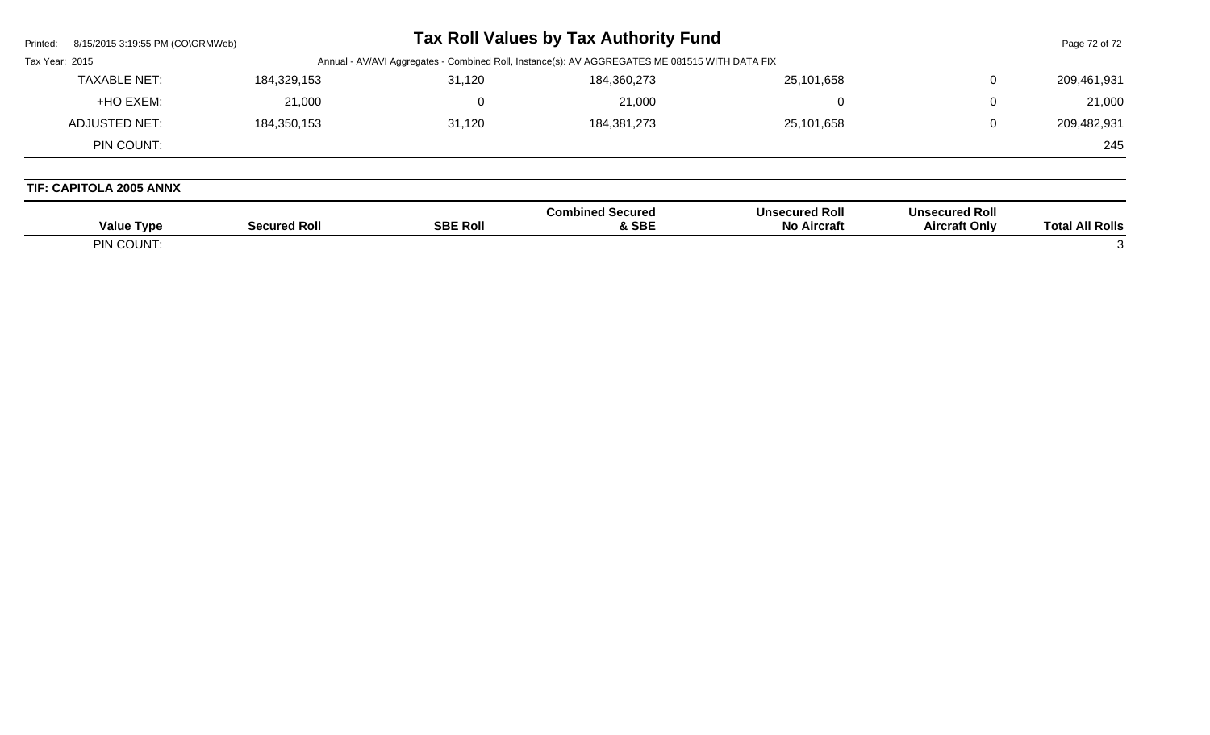| | | | | | | |
|---|---|---|---|---|---|---|
| TAXABLE NET: | 184,329,153 | 31,120 | 184,360,273 | 25,101,658 | 0 | 209,461,931 |
| +HO EXEM: | 21,000 | 0 | 21,000 | 0 | 0 | 21,000 |
| ADJUSTED NET: | 184,350,153 | 31,120 | 184,381,273 | 25,101,658 | 0 | 209,482,931 |
| PIN COUNT: | | | | | | 245 |

**TIF: CAPITOLA 2005 ANNX**

| Value Type | Secured Roll | SBE Roll | Combined Secured & SBE | Unsecured Roll No Aircraft | Unsecured Roll Aircraft Only | Total All Rolls |
|---|---|---|---|---|---|---|
| PIN COUNT: | | | | | | 3 |